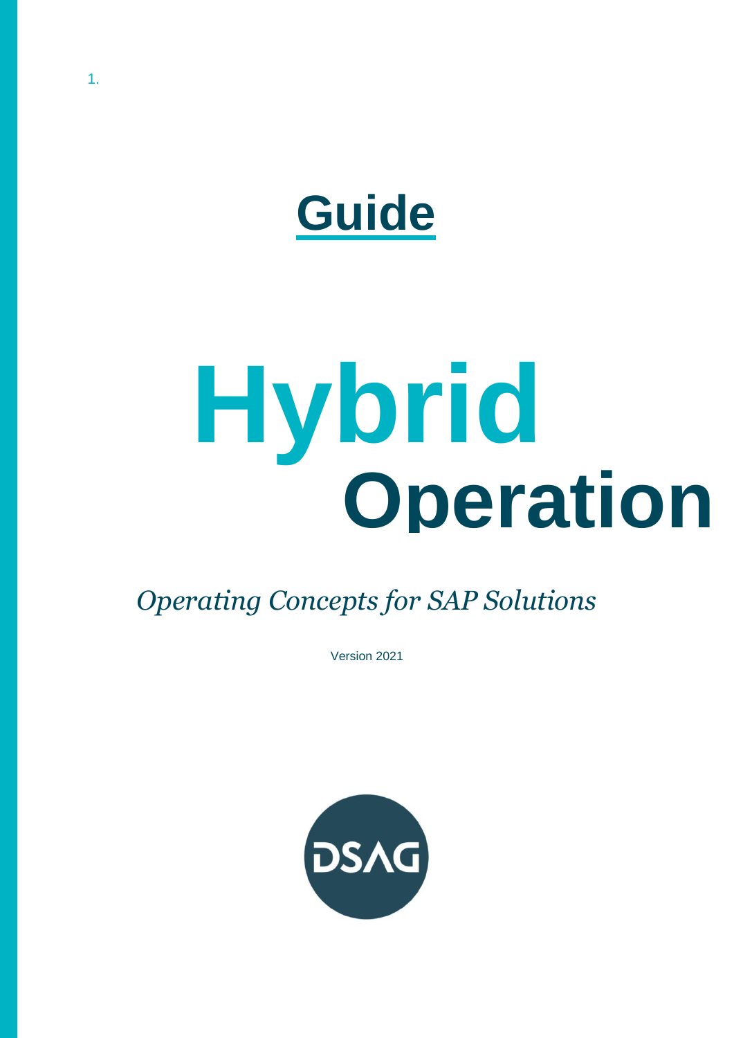1.

# Guide

# Hybrid Operation

*Operating Concepts for SAP Solutions*

Version 2021

DSAG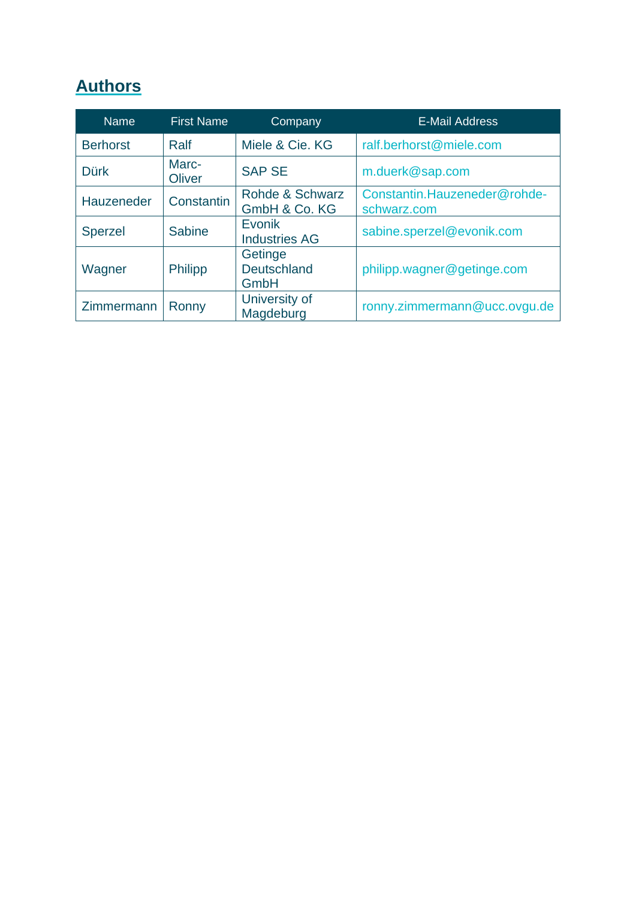## Authors

| Name | First Name | Company | E-Mail Address |
|---|---|---|---|
| Berhorst | Ralf | Miele & Cie. KG | ralf.berhorst@miele.com |
| Dürk | Marc-Oliver | SAP SE | m.duerk@sap.com |
| Hauzeneder | Constantin | Rohde & Schwarz GmbH & Co. KG | Constantin.Hauzeneder@rohde-schwarz.com |
| Sperzel | Sabine | Evonik Industries AG | sabine.sperzel@evonik.com |
| Wagner | Philipp | Getinge Deutschland GmbH | philipp.wagner@getinge.com |
| Zimmermann | Ronny | University of Magdeburg | ronny.zimmermann@ucc.ovgu.de |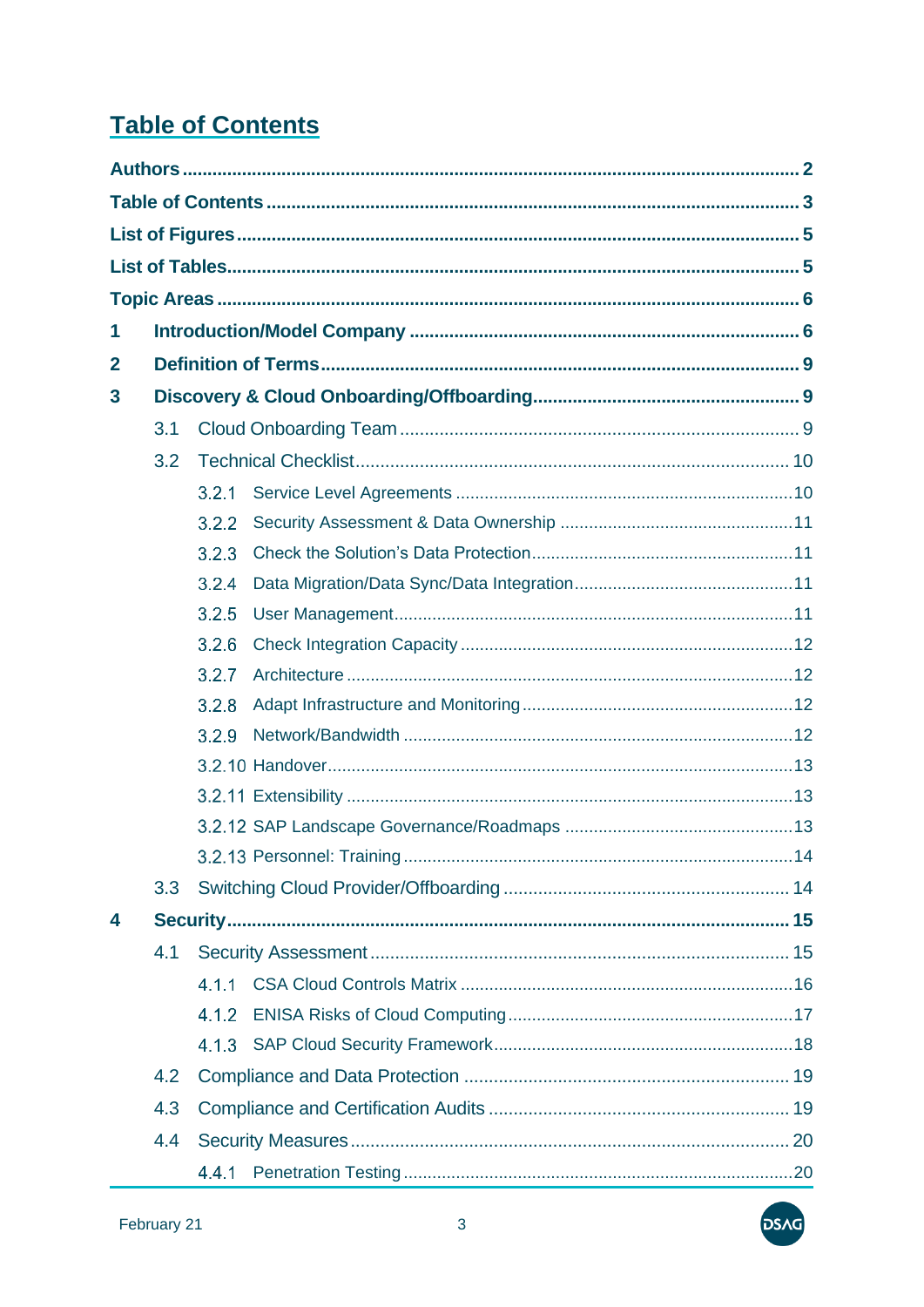# Table of Contents

**Authors** .......... 2

**Table of Contents** .......... 3

**List of Figures** .......... 5

**List of Tables** .......... 5

**Topic Areas** .......... 6

**1 Introduction/Model Company** .......... 6

**2 Definition of Terms** .......... 9

**3 Discovery & Cloud Onboarding/Offboarding** .......... 9

- 3.1 Cloud Onboarding Team .......... 9
- 3.2 Technical Checklist .......... 10
  - 3.2.1 Service Level Agreements .......... 10
  - 3.2.2 Security Assessment & Data Ownership .......... 11
  - 3.2.3 Check the Solution's Data Protection .......... 11
  - 3.2.4 Data Migration/Data Sync/Data Integration .......... 11
  - 3.2.5 User Management .......... 11
  - 3.2.6 Check Integration Capacity .......... 12
  - 3.2.7 Architecture .......... 12
  - 3.2.8 Adapt Infrastructure and Monitoring .......... 12
  - 3.2.9 Network/Bandwidth .......... 12
  - 3.2.10 Handover .......... 13
  - 3.2.11 Extensibility .......... 13
  - 3.2.12 SAP Landscape Governance/Roadmaps .......... 13
  - 3.2.13 Personnel: Training .......... 14
- 3.3 Switching Cloud Provider/Offboarding .......... 14

**4 Security** .......... 15

- 4.1 Security Assessment .......... 15
  - 4.1.1 CSA Cloud Controls Matrix .......... 16
  - 4.1.2 ENISA Risks of Cloud Computing .......... 17
  - 4.1.3 SAP Cloud Security Framework .......... 18
- 4.2 Compliance and Data Protection .......... 19
- 4.3 Compliance and Certification Audits .......... 19
- 4.4 Security Measures .......... 20
  - 4.4.1 Penetration Testing .......... 20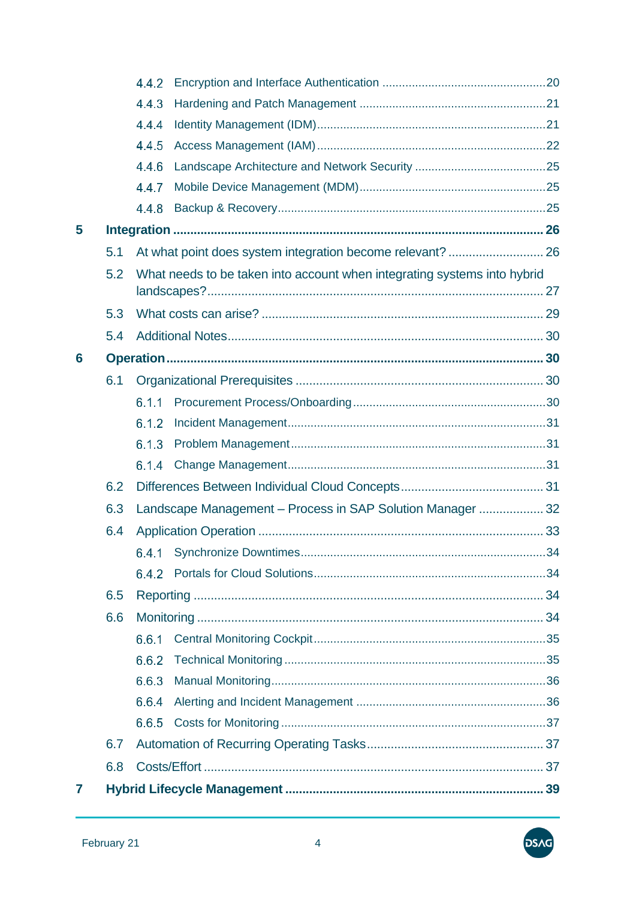4.4.2 Encryption and Interface Authentication ....................................................20
4.4.3 Hardening and Patch Management ..........................................................21
4.4.4 Identity Management (IDM).......................................................................21
4.4.5 Access Management (IAM) ........................................................................22
4.4.6 Landscape Architecture and Network Security .........................................25
4.4.7 Mobile Device Management (MDM)...........................................................25
4.4.8 Backup & Recovery.....................................................................................25

**5 Integration ............................................................................................................ 26**

5.1 At what point does system integration become relevant? ............................ 26

5.2 What needs to be taken into account when integrating systems into hybrid landscapes?................................................................................................... 27

5.3 What costs can arise? ................................................................................... 29

5.4 Additional Notes............................................................................................. 30

**6 Operation............................................................................................................... 30**

6.1 Organizational Prerequisites ......................................................................... 30

6.1.1 Procurement Process/Onboarding.............................................................30
6.1.2 Incident Management.................................................................................31
6.1.3 Problem Management................................................................................31
6.1.4 Change Management.................................................................................31

6.2 Differences Between Individual Cloud Concepts........................................... 31

6.3 Landscape Management – Process in SAP Solution Manager ................... 32

6.4 Application Operation .................................................................................... 33

6.4.1 Synchronize Downtimes.............................................................................34
6.4.2 Portals for Cloud Solutions.........................................................................34

6.5 Reporting ....................................................................................................... 34

6.6 Monitoring ...................................................................................................... 34

6.6.1 Central Monitoring Cockpit.........................................................................35
6.6.2 Technical Monitoring ..................................................................................35
6.6.3 Manual Monitoring......................................................................................36
6.6.4 Alerting and Incident Management ............................................................36
6.6.5 Costs for Monitoring ...................................................................................37

6.7 Automation of Recurring Operating Tasks..................................................... 37

6.8 Costs/Effort .................................................................................................... 37

**7 Hybrid Lifecycle Management ............................................................................ 39**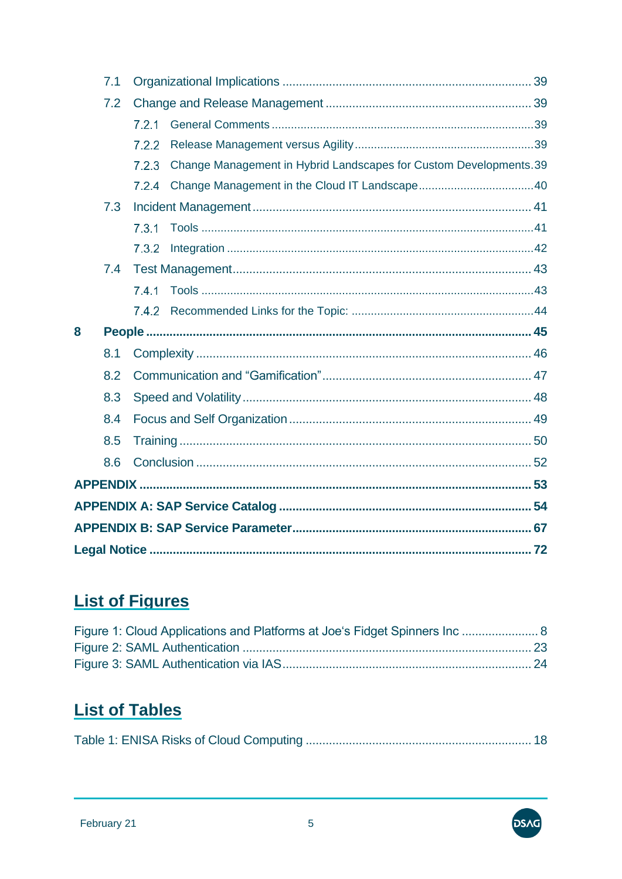7.1 Organizational Implications ..... 39

7.2 Change and Release Management ..... 39

7.2.1 General Comments ..... 39

7.2.2 Release Management versus Agility ..... 39

7.2.3 Change Management in Hybrid Landscapes for Custom Developments. 39

7.2.4 Change Management in the Cloud IT Landscape ..... 40

7.3 Incident Management ..... 41

7.3.1 Tools ..... 41

7.3.2 Integration ..... 42

7.4 Test Management ..... 43

7.4.1 Tools ..... 43

7.4.2 Recommended Links for the Topic: ..... 44

**8 People ..... 45**

8.1 Complexity ..... 46

8.2 Communication and "Gamification" ..... 47

8.3 Speed and Volatility ..... 48

8.4 Focus and Self Organization ..... 49

8.5 Training ..... 50

8.6 Conclusion ..... 52

**APPENDIX ..... 53**

**APPENDIX A: SAP Service Catalog ..... 54**

**APPENDIX B: SAP Service Parameter ..... 67**

**Legal Notice ..... 72**

## List of Figures

Figure 1: Cloud Applications and Platforms at Joe's Fidget Spinners Inc ..... 8
Figure 2: SAML Authentication ..... 23
Figure 3: SAML Authentication via IAS ..... 24

## List of Tables

Table 1: ENISA Risks of Cloud Computing ..... 18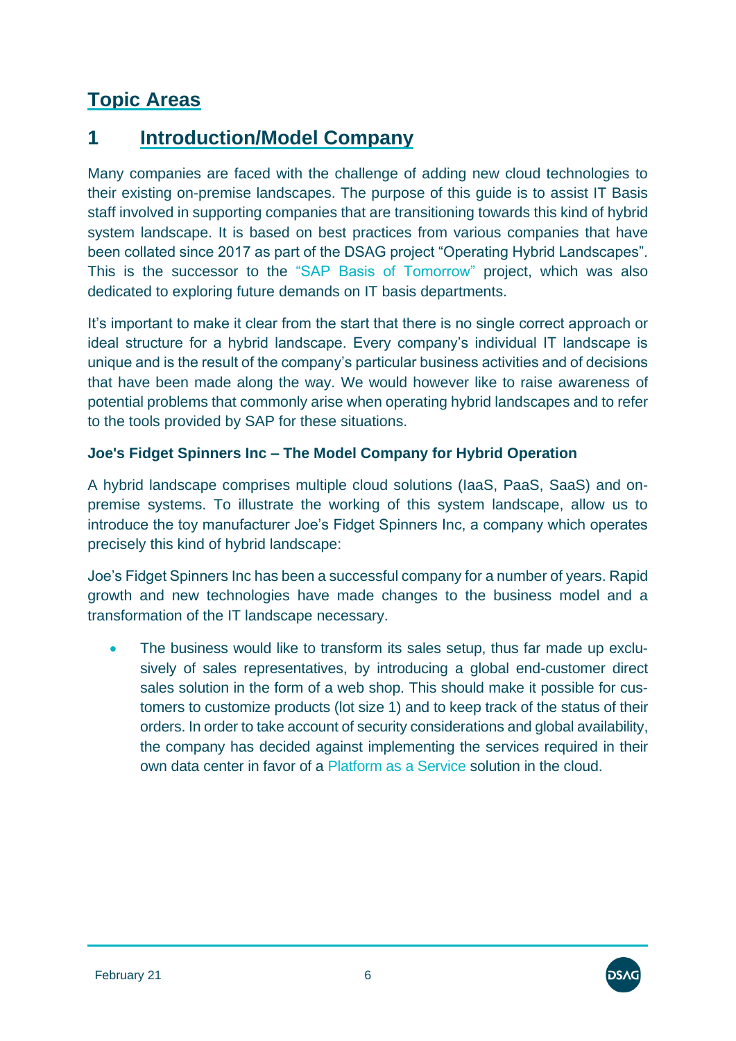# Topic Areas

## 1 Introduction/Model Company

Many companies are faced with the challenge of adding new cloud technologies to their existing on-premise landscapes. The purpose of this guide is to assist IT Basis staff involved in supporting companies that are transitioning towards this kind of hybrid system landscape. It is based on best practices from various companies that have been collated since 2017 as part of the DSAG project "Operating Hybrid Landscapes". This is the successor to the "SAP Basis of Tomorrow" project, which was also dedicated to exploring future demands on IT basis departments.

It's important to make it clear from the start that there is no single correct approach or ideal structure for a hybrid landscape. Every company's individual IT landscape is unique and is the result of the company's particular business activities and of decisions that have been made along the way. We would however like to raise awareness of potential problems that commonly arise when operating hybrid landscapes and to refer to the tools provided by SAP for these situations.

**Joe's Fidget Spinners Inc – The Model Company for Hybrid Operation**

A hybrid landscape comprises multiple cloud solutions (IaaS, PaaS, SaaS) and on-premise systems. To illustrate the working of this system landscape, allow us to introduce the toy manufacturer Joe's Fidget Spinners Inc, a company which operates precisely this kind of hybrid landscape:

Joe's Fidget Spinners Inc has been a successful company for a number of years. Rapid growth and new technologies have made changes to the business model and a transformation of the IT landscape necessary.

- The business would like to transform its sales setup, thus far made up exclusively of sales representatives, by introducing a global end-customer direct sales solution in the form of a web shop. This should make it possible for customers to customize products (lot size 1) and to keep track of the status of their orders. In order to take account of security considerations and global availability, the company has decided against implementing the services required in their own data center in favor of a Platform as a Service solution in the cloud.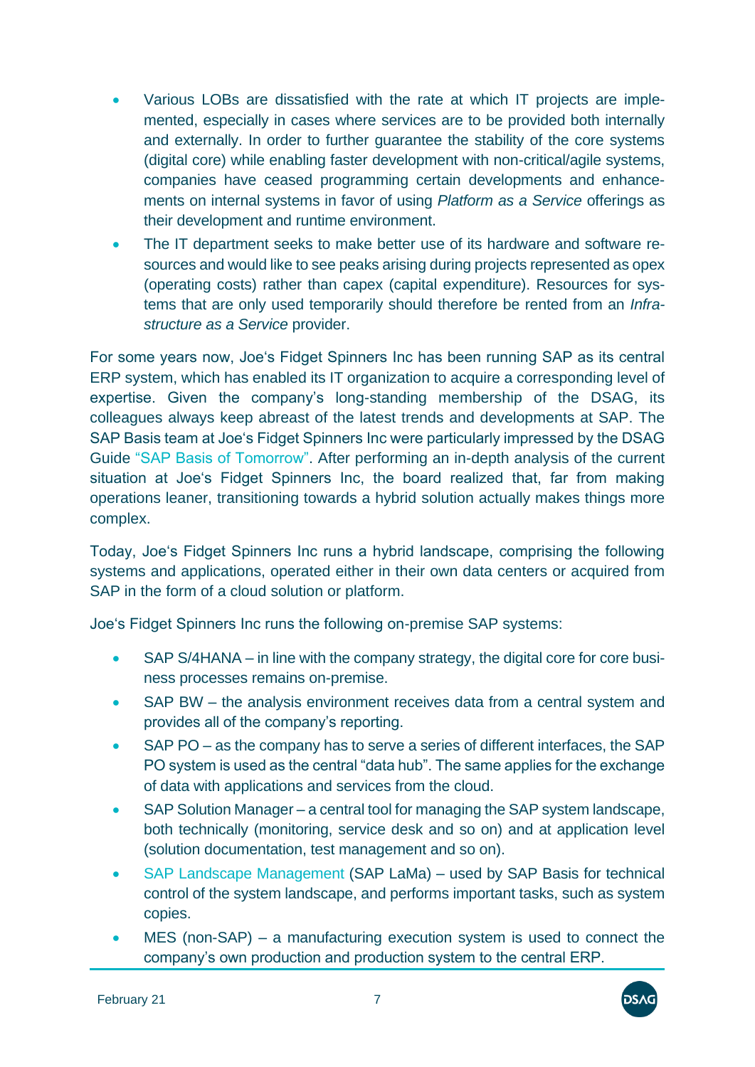- Various LOBs are dissatisfied with the rate at which IT projects are implemented, especially in cases where services are to be provided both internally and externally. In order to further guarantee the stability of the core systems (digital core) while enabling faster development with non-critical/agile systems, companies have ceased programming certain developments and enhancements on internal systems in favor of using *Platform as a Service* offerings as their development and runtime environment.
- The IT department seeks to make better use of its hardware and software resources and would like to see peaks arising during projects represented as opex (operating costs) rather than capex (capital expenditure). Resources for systems that are only used temporarily should therefore be rented from an *Infrastructure as a Service* provider.

For some years now, Joe's Fidget Spinners Inc has been running SAP as its central ERP system, which has enabled its IT organization to acquire a corresponding level of expertise. Given the company's long-standing membership of the DSAG, its colleagues always keep abreast of the latest trends and developments at SAP. The SAP Basis team at Joe's Fidget Spinners Inc were particularly impressed by the DSAG Guide "SAP Basis of Tomorrow". After performing an in-depth analysis of the current situation at Joe's Fidget Spinners Inc, the board realized that, far from making operations leaner, transitioning towards a hybrid solution actually makes things more complex.

Today, Joe's Fidget Spinners Inc runs a hybrid landscape, comprising the following systems and applications, operated either in their own data centers or acquired from SAP in the form of a cloud solution or platform.

Joe's Fidget Spinners Inc runs the following on-premise SAP systems:

- SAP S/4HANA – in line with the company strategy, the digital core for core business processes remains on-premise.
- SAP BW – the analysis environment receives data from a central system and provides all of the company's reporting.
- SAP PO – as the company has to serve a series of different interfaces, the SAP PO system is used as the central "data hub". The same applies for the exchange of data with applications and services from the cloud.
- SAP Solution Manager – a central tool for managing the SAP system landscape, both technically (monitoring, service desk and so on) and at application level (solution documentation, test management and so on).
- SAP Landscape Management (SAP LaMa) – used by SAP Basis for technical control of the system landscape, and performs important tasks, such as system copies.
- MES (non-SAP) – a manufacturing execution system is used to connect the company's own production and production system to the central ERP.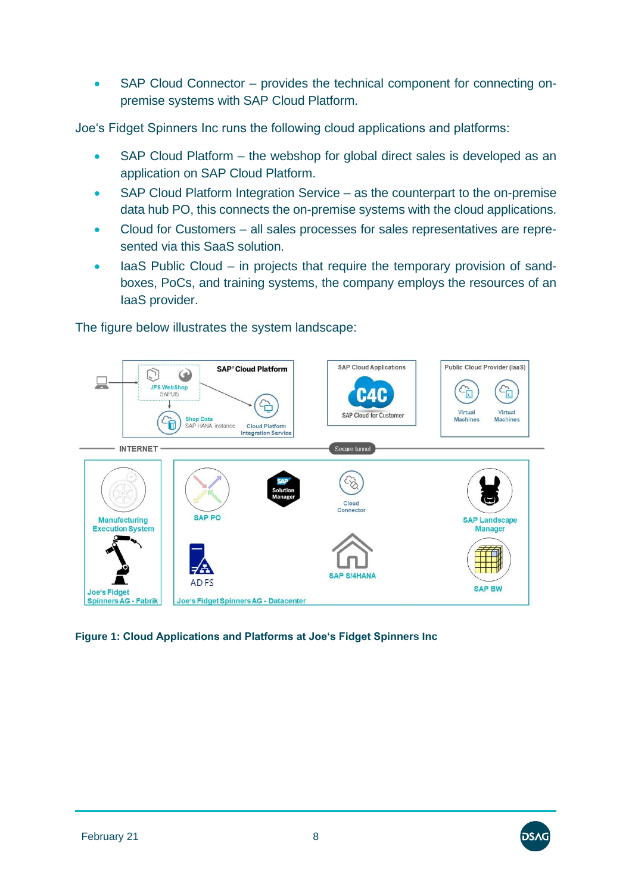- SAP Cloud Connector – provides the technical component for connecting on-premise systems with SAP Cloud Platform.

Joe's Fidget Spinners Inc runs the following cloud applications and platforms:

- SAP Cloud Platform – the webshop for global direct sales is developed as an application on SAP Cloud Platform.
- SAP Cloud Platform Integration Service – as the counterpart to the on-premise data hub PO, this connects the on-premise systems with the cloud applications.
- Cloud for Customers – all sales processes for sales representatives are represented via this SaaS solution.
- IaaS Public Cloud – in projects that require the temporary provision of sandboxes, PoCs, and training systems, the company employs the resources of an IaaS provider.

The figure below illustrates the system landscape:

**Figure 1: Cloud Applications and Platforms at Joe's Fidget Spinners Inc**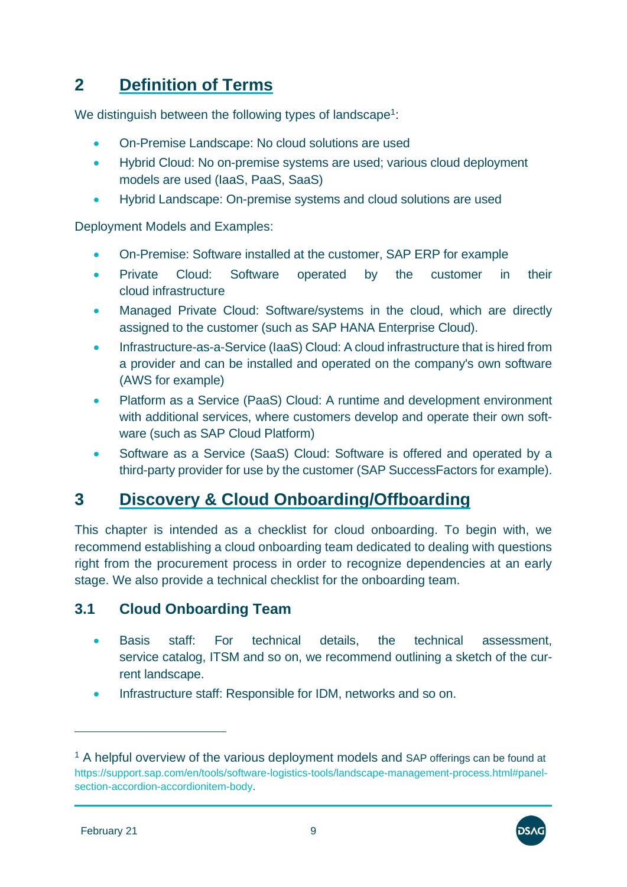# 2 Definition of Terms

We distinguish between the following types of landscape[1]:

- On-Premise Landscape: No cloud solutions are used
- Hybrid Cloud: No on-premise systems are used; various cloud deployment models are used (IaaS, PaaS, SaaS)
- Hybrid Landscape: On-premise systems and cloud solutions are used

Deployment Models and Examples:

- On-Premise: Software installed at the customer, SAP ERP for example
- Private Cloud: Software operated by the customer in their cloud infrastructure
- Managed Private Cloud: Software/systems in the cloud, which are directly assigned to the customer (such as SAP HANA Enterprise Cloud).
- Infrastructure-as-a-Service (IaaS) Cloud: A cloud infrastructure that is hired from a provider and can be installed and operated on the company's own software (AWS for example)
- Platform as a Service (PaaS) Cloud: A runtime and development environment with additional services, where customers develop and operate their own software (such as SAP Cloud Platform)
- Software as a Service (SaaS) Cloud: Software is offered and operated by a third-party provider for use by the customer (SAP SuccessFactors for example).

# 3 Discovery & Cloud Onboarding/Offboarding

This chapter is intended as a checklist for cloud onboarding. To begin with, we recommend establishing a cloud onboarding team dedicated to dealing with questions right from the procurement process in order to recognize dependencies at an early stage. We also provide a technical checklist for the onboarding team.

## 3.1 Cloud Onboarding Team

- Basis staff: For technical details, the technical assessment, service catalog, ITSM and so on, we recommend outlining a sketch of the current landscape.
- Infrastructure staff: Responsible for IDM, networks and so on.

---

[1] A helpful overview of the various deployment models and SAP offerings can be found at https://support.sap.com/en/tools/software-logistics-tools/landscape-management-process.html#panel-section-accordion-accordionitem-body.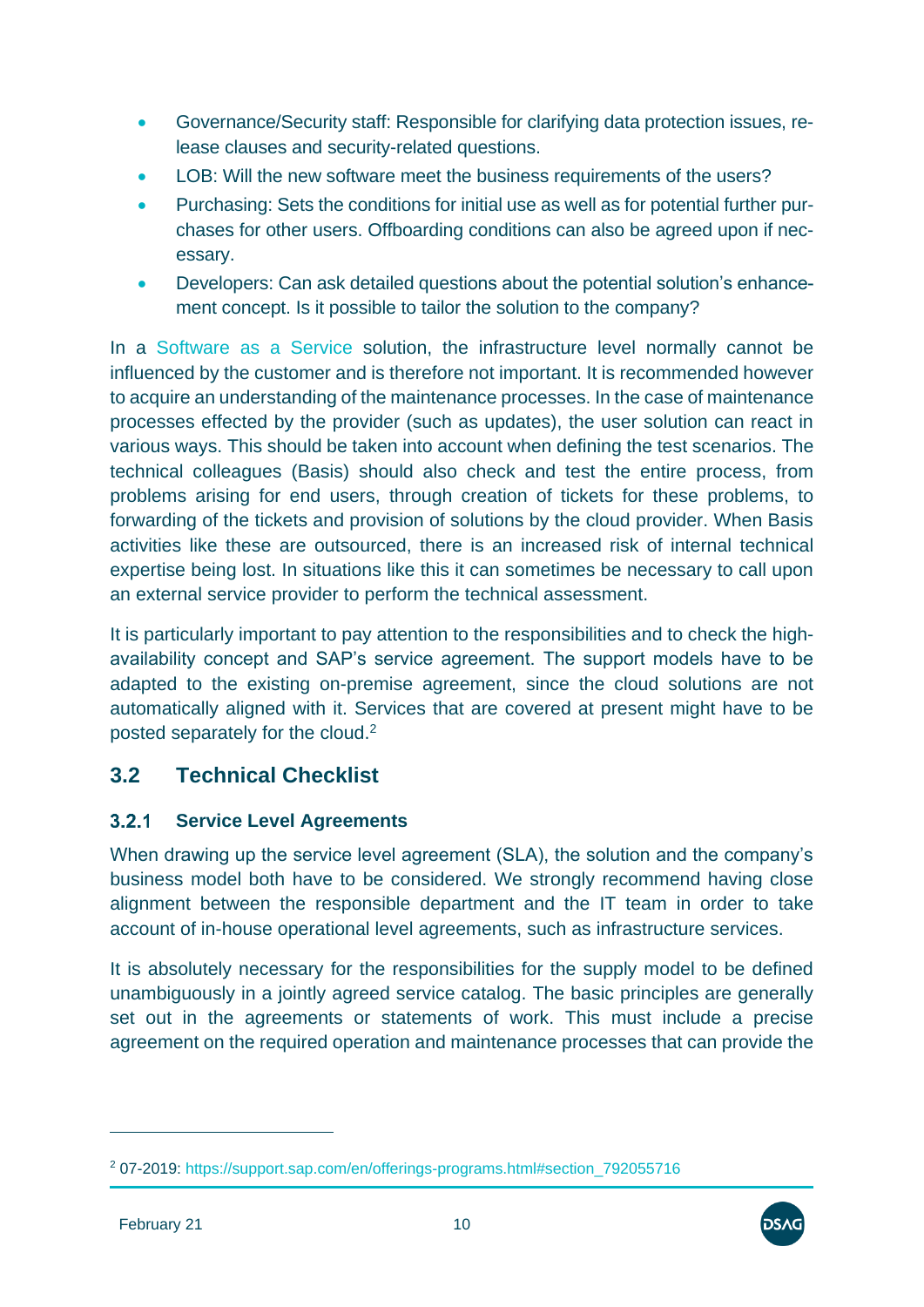- Governance/Security staff: Responsible for clarifying data protection issues, release clauses and security-related questions.
- LOB: Will the new software meet the business requirements of the users?
- Purchasing: Sets the conditions for initial use as well as for potential further purchases for other users. Offboarding conditions can also be agreed upon if necessary.
- Developers: Can ask detailed questions about the potential solution's enhancement concept. Is it possible to tailor the solution to the company?

In a Software as a Service solution, the infrastructure level normally cannot be influenced by the customer and is therefore not important. It is recommended however to acquire an understanding of the maintenance processes. In the case of maintenance processes effected by the provider (such as updates), the user solution can react in various ways. This should be taken into account when defining the test scenarios. The technical colleagues (Basis) should also check and test the entire process, from problems arising for end users, through creation of tickets for these problems, to forwarding of the tickets and provision of solutions by the cloud provider. When Basis activities like these are outsourced, there is an increased risk of internal technical expertise being lost. In situations like this it can sometimes be necessary to call upon an external service provider to perform the technical assessment.

It is particularly important to pay attention to the responsibilities and to check the high-availability concept and SAP's service agreement. The support models have to be adapted to the existing on-premise agreement, since the cloud solutions are not automatically aligned with it. Services that are covered at present might have to be posted separately for the cloud.[2]

## 3.2 Technical Checklist

### 3.2.1 Service Level Agreements

When drawing up the service level agreement (SLA), the solution and the company's business model both have to be considered. We strongly recommend having close alignment between the responsible department and the IT team in order to take account of in-house operational level agreements, such as infrastructure services.

It is absolutely necessary for the responsibilities for the supply model to be defined unambiguously in a jointly agreed service catalog. The basic principles are generally set out in the agreements or statements of work. This must include a precise agreement on the required operation and maintenance processes that can provide the

---

[2] 07-2019: https://support.sap.com/en/offerings-programs.html#section_792055716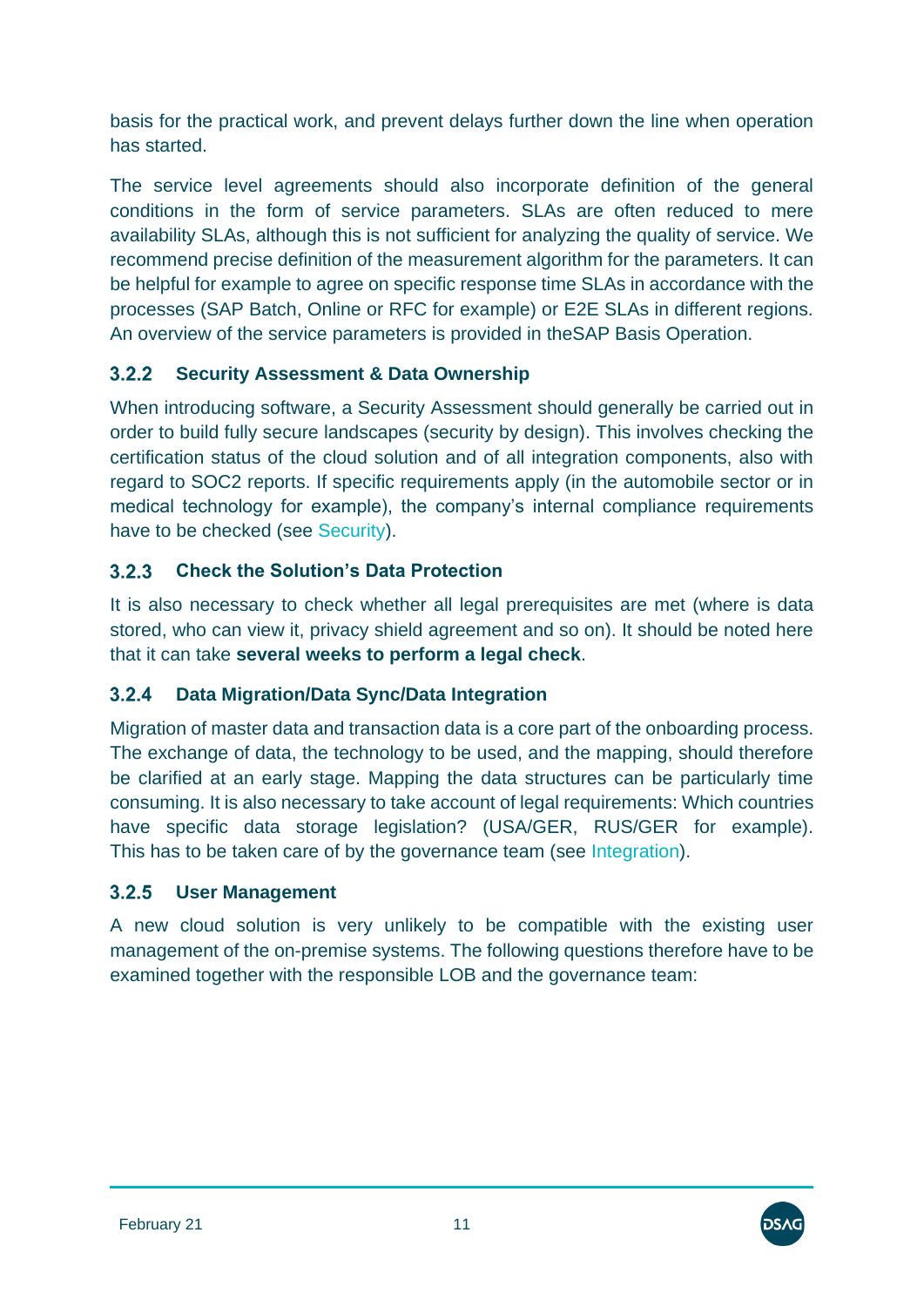basis for the practical work, and prevent delays further down the line when operation has started.

The service level agreements should also incorporate definition of the general conditions in the form of service parameters. SLAs are often reduced to mere availability SLAs, although this is not sufficient for analyzing the quality of service. We recommend precise definition of the measurement algorithm for the parameters. It can be helpful for example to agree on specific response time SLAs in accordance with the processes (SAP Batch, Online or RFC for example) or E2E SLAs in different regions. An overview of the service parameters is provided in theSAP Basis Operation.

### 3.2.2 Security Assessment & Data Ownership

When introducing software, a Security Assessment should generally be carried out in order to build fully secure landscapes (security by design). This involves checking the certification status of the cloud solution and of all integration components, also with regard to SOC2 reports. If specific requirements apply (in the automobile sector or in medical technology for example), the company's internal compliance requirements have to be checked (see Security).

### 3.2.3 Check the Solution's Data Protection

It is also necessary to check whether all legal prerequisites are met (where is data stored, who can view it, privacy shield agreement and so on). It should be noted here that it can take **several weeks to perform a legal check**.

### 3.2.4 Data Migration/Data Sync/Data Integration

Migration of master data and transaction data is a core part of the onboarding process. The exchange of data, the technology to be used, and the mapping, should therefore be clarified at an early stage. Mapping the data structures can be particularly time consuming. It is also necessary to take account of legal requirements: Which countries have specific data storage legislation? (USA/GER, RUS/GER for example). This has to be taken care of by the governance team (see Integration).

### 3.2.5 User Management

A new cloud solution is very unlikely to be compatible with the existing user management of the on-premise systems. The following questions therefore have to be examined together with the responsible LOB and the governance team: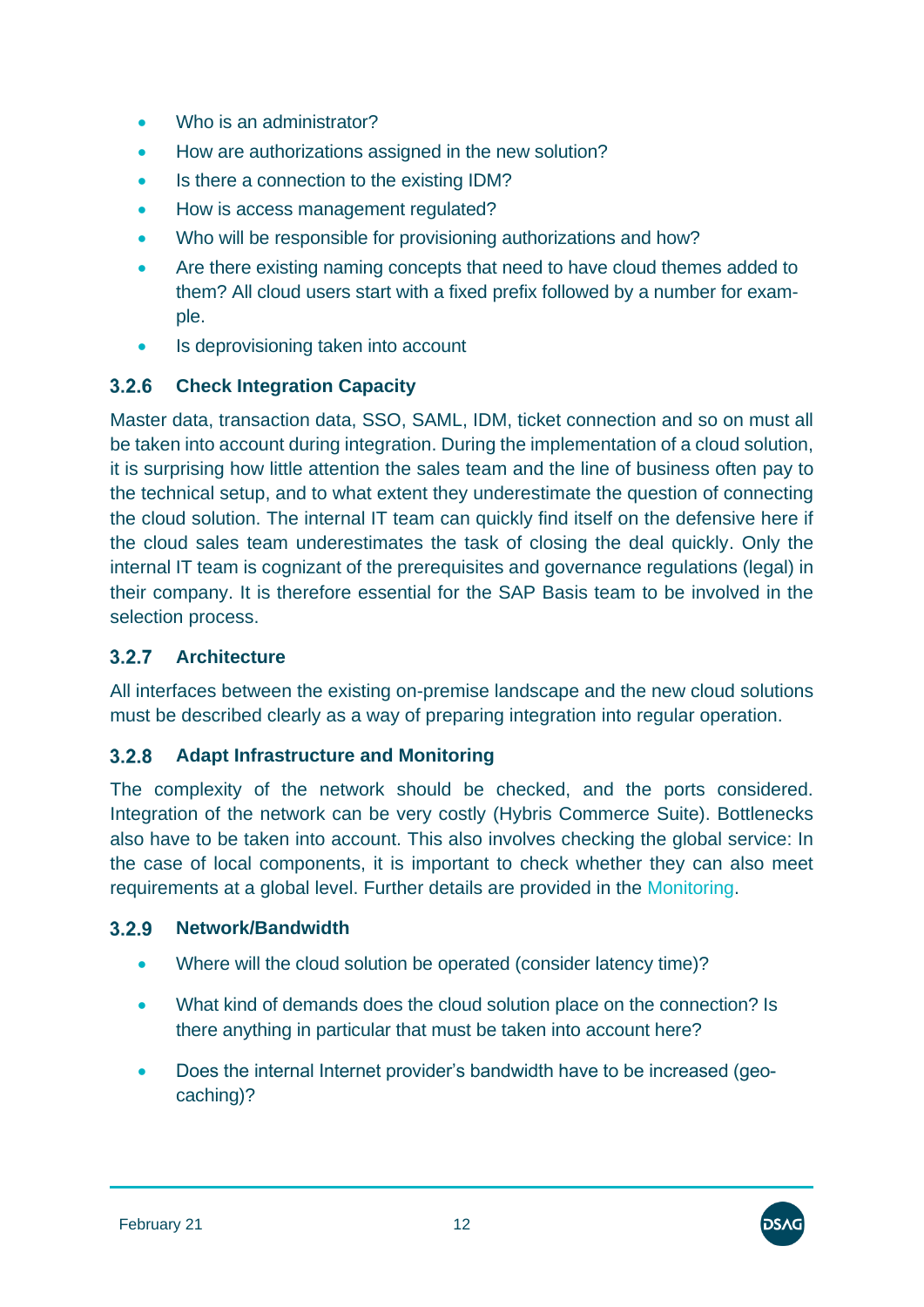- Who is an administrator?
- How are authorizations assigned in the new solution?
- Is there a connection to the existing IDM?
- How is access management regulated?
- Who will be responsible for provisioning authorizations and how?
- Are there existing naming concepts that need to have cloud themes added to them? All cloud users start with a fixed prefix followed by a number for example.
- Is deprovisioning taken into account

### 3.2.6 Check Integration Capacity

Master data, transaction data, SSO, SAML, IDM, ticket connection and so on must all be taken into account during integration. During the implementation of a cloud solution, it is surprising how little attention the sales team and the line of business often pay to the technical setup, and to what extent they underestimate the question of connecting the cloud solution. The internal IT team can quickly find itself on the defensive here if the cloud sales team underestimates the task of closing the deal quickly. Only the internal IT team is cognizant of the prerequisites and governance regulations (legal) in their company. It is therefore essential for the SAP Basis team to be involved in the selection process.

### 3.2.7 Architecture

All interfaces between the existing on-premise landscape and the new cloud solutions must be described clearly as a way of preparing integration into regular operation.

### 3.2.8 Adapt Infrastructure and Monitoring

The complexity of the network should be checked, and the ports considered. Integration of the network can be very costly (Hybris Commerce Suite). Bottlenecks also have to be taken into account. This also involves checking the global service: In the case of local components, it is important to check whether they can also meet requirements at a global level. Further details are provided in the Monitoring.

### 3.2.9 Network/Bandwidth

- Where will the cloud solution be operated (consider latency time)?
- What kind of demands does the cloud solution place on the connection? Is there anything in particular that must be taken into account here?
- Does the internal Internet provider's bandwidth have to be increased (geo-caching)?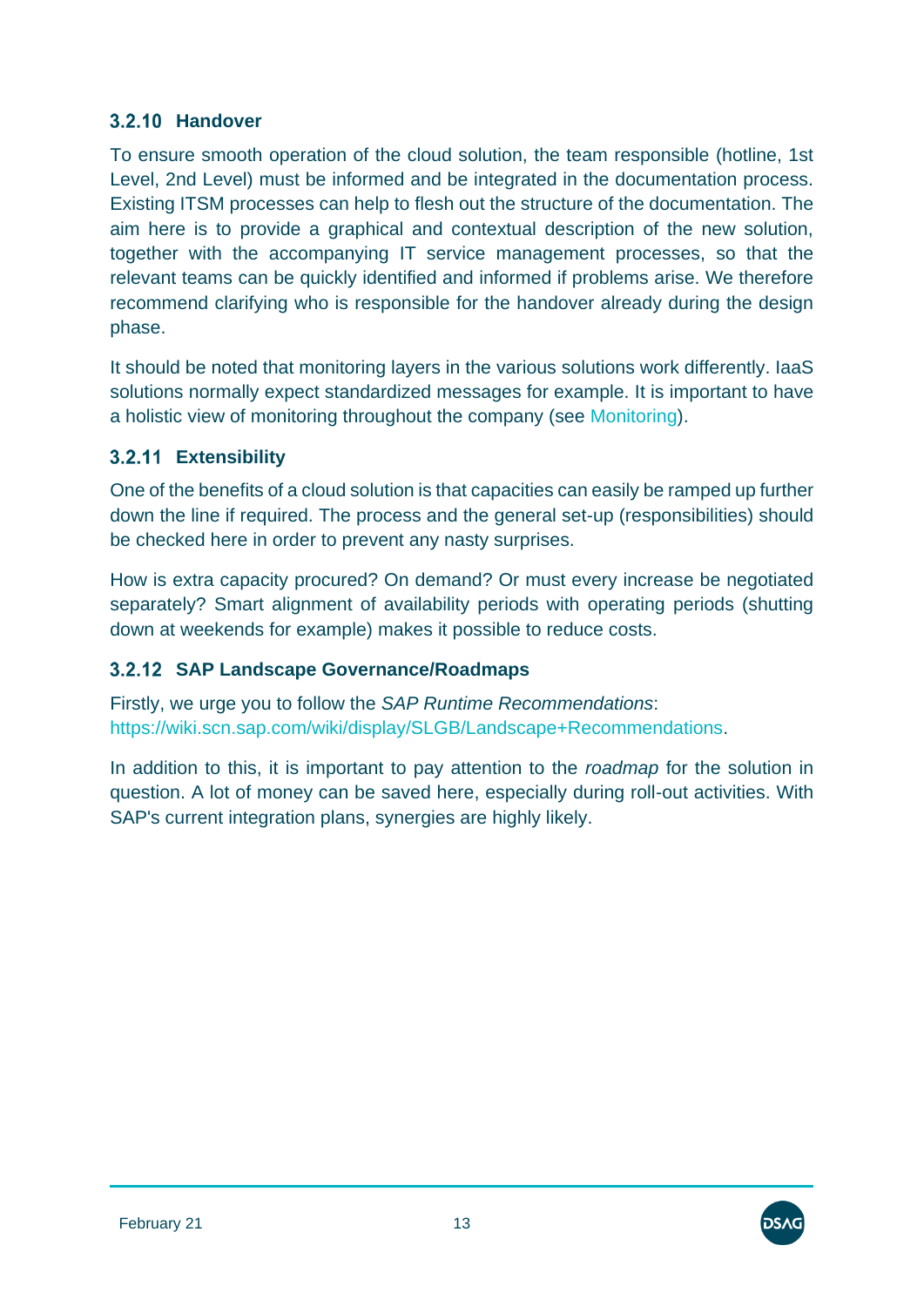### 3.2.10 Handover

To ensure smooth operation of the cloud solution, the team responsible (hotline, 1st Level, 2nd Level) must be informed and be integrated in the documentation process. Existing ITSM processes can help to flesh out the structure of the documentation. The aim here is to provide a graphical and contextual description of the new solution, together with the accompanying IT service management processes, so that the relevant teams can be quickly identified and informed if problems arise. We therefore recommend clarifying who is responsible for the handover already during the design phase.

It should be noted that monitoring layers in the various solutions work differently. IaaS solutions normally expect standardized messages for example. It is important to have a holistic view of monitoring throughout the company (see Monitoring).

### 3.2.11 Extensibility

One of the benefits of a cloud solution is that capacities can easily be ramped up further down the line if required. The process and the general set-up (responsibilities) should be checked here in order to prevent any nasty surprises.

How is extra capacity procured? On demand? Or must every increase be negotiated separately? Smart alignment of availability periods with operating periods (shutting down at weekends for example) makes it possible to reduce costs.

### 3.2.12 SAP Landscape Governance/Roadmaps

Firstly, we urge you to follow the *SAP Runtime Recommendations*: https://wiki.scn.sap.com/wiki/display/SLGB/Landscape+Recommendations.

In addition to this, it is important to pay attention to the *roadmap* for the solution in question. A lot of money can be saved here, especially during roll-out activities. With SAP's current integration plans, synergies are highly likely.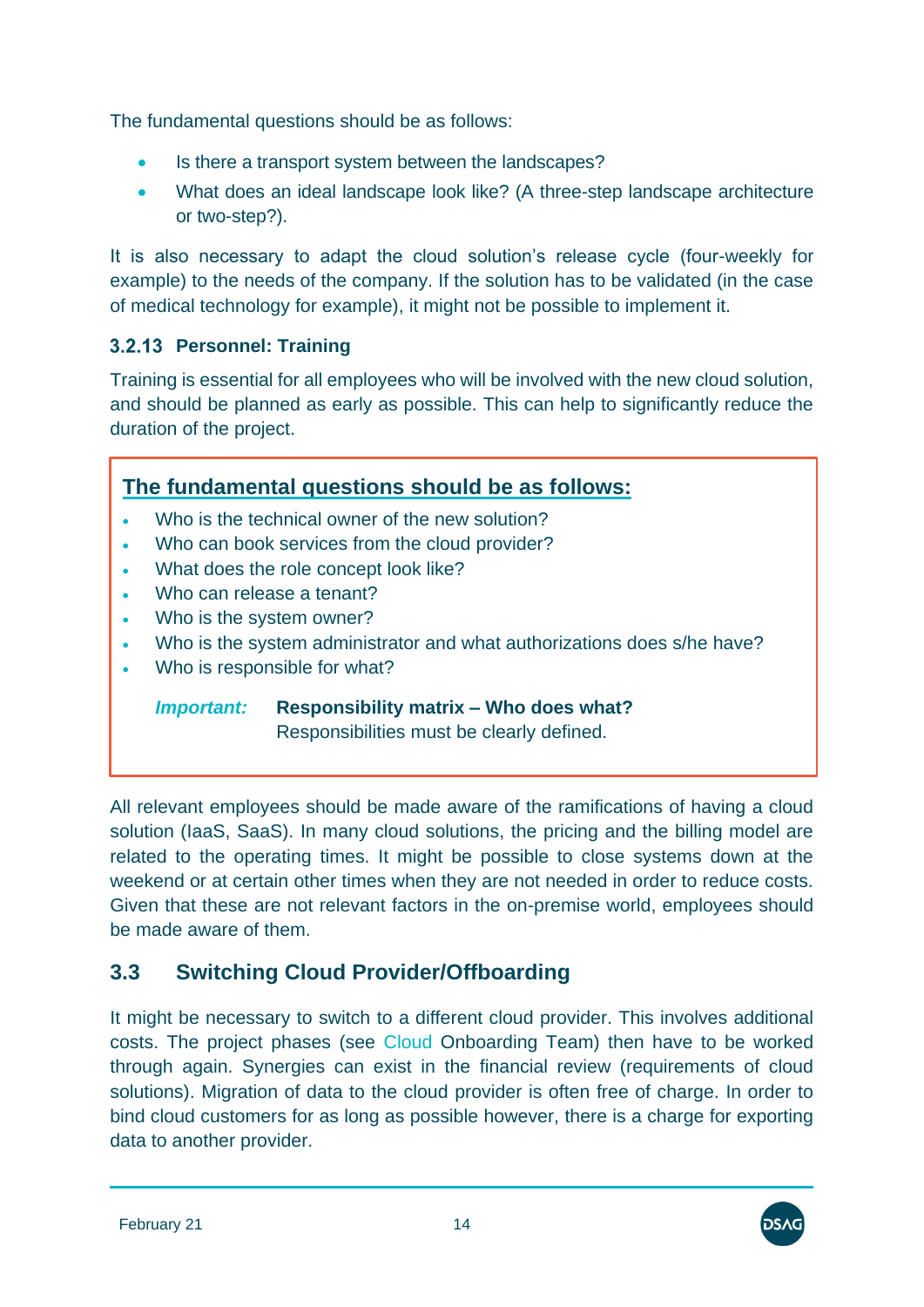The fundamental questions should be as follows:

- Is there a transport system between the landscapes?
- What does an ideal landscape look like? (A three-step landscape architecture or two-step?).

It is also necessary to adapt the cloud solution's release cycle (four-weekly for example) to the needs of the company. If the solution has to be validated (in the case of medical technology for example), it might not be possible to implement it.

### 3.2.13 Personnel: Training

Training is essential for all employees who will be involved with the new cloud solution, and should be planned as early as possible. This can help to significantly reduce the duration of the project.

**The fundamental questions should be as follows:**

- Who is the technical owner of the new solution?
- Who can book services from the cloud provider?
- What does the role concept look like?
- Who can release a tenant?
- Who is the system owner?
- Who is the system administrator and what authorizations does s/he have?
- Who is responsible for what?

***Important:*** **Responsibility matrix – Who does what?**
Responsibilities must be clearly defined.

All relevant employees should be made aware of the ramifications of having a cloud solution (IaaS, SaaS). In many cloud solutions, the pricing and the billing model are related to the operating times. It might be possible to close systems down at the weekend or at certain other times when they are not needed in order to reduce costs. Given that these are not relevant factors in the on-premise world, employees should be made aware of them.

## 3.3 Switching Cloud Provider/Offboarding

It might be necessary to switch to a different cloud provider. This involves additional costs. The project phases (see Cloud Onboarding Team) then have to be worked through again. Synergies can exist in the financial review (requirements of cloud solutions). Migration of data to the cloud provider is often free of charge. In order to bind cloud customers for as long as possible however, there is a charge for exporting data to another provider.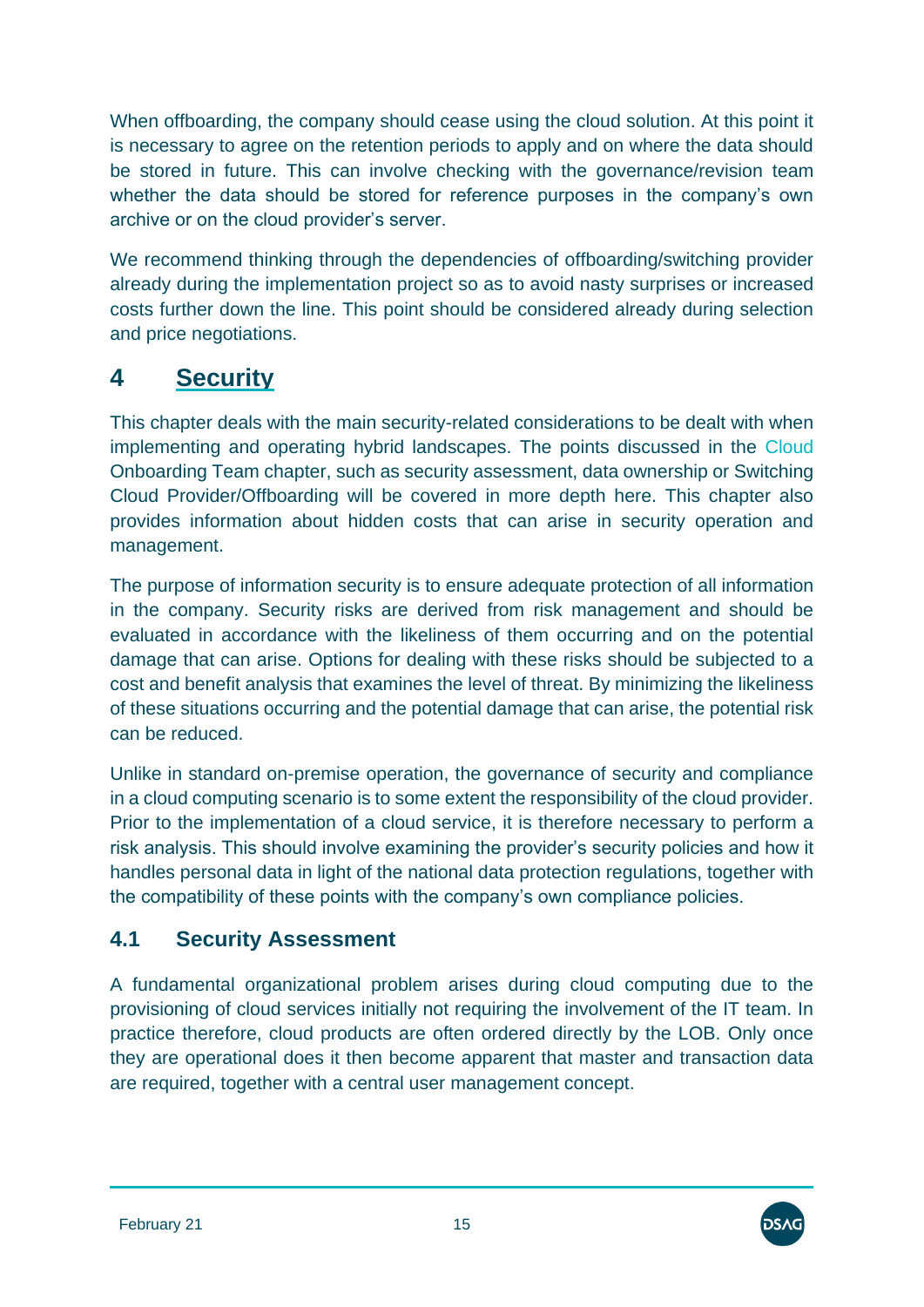When offboarding, the company should cease using the cloud solution. At this point it is necessary to agree on the retention periods to apply and on where the data should be stored in future. This can involve checking with the governance/revision team whether the data should be stored for reference purposes in the company's own archive or on the cloud provider's server.

We recommend thinking through the dependencies of offboarding/switching provider already during the implementation project so as to avoid nasty surprises or increased costs further down the line. This point should be considered already during selection and price negotiations.

# 4 Security

This chapter deals with the main security-related considerations to be dealt with when implementing and operating hybrid landscapes. The points discussed in the Cloud Onboarding Team chapter, such as security assessment, data ownership or Switching Cloud Provider/Offboarding will be covered in more depth here. This chapter also provides information about hidden costs that can arise in security operation and management.

The purpose of information security is to ensure adequate protection of all information in the company. Security risks are derived from risk management and should be evaluated in accordance with the likeliness of them occurring and on the potential damage that can arise. Options for dealing with these risks should be subjected to a cost and benefit analysis that examines the level of threat. By minimizing the likeliness of these situations occurring and the potential damage that can arise, the potential risk can be reduced.

Unlike in standard on-premise operation, the governance of security and compliance in a cloud computing scenario is to some extent the responsibility of the cloud provider. Prior to the implementation of a cloud service, it is therefore necessary to perform a risk analysis. This should involve examining the provider's security policies and how it handles personal data in light of the national data protection regulations, together with the compatibility of these points with the company's own compliance policies.

## 4.1 Security Assessment

A fundamental organizational problem arises during cloud computing due to the provisioning of cloud services initially not requiring the involvement of the IT team. In practice therefore, cloud products are often ordered directly by the LOB. Only once they are operational does it then become apparent that master and transaction data are required, together with a central user management concept.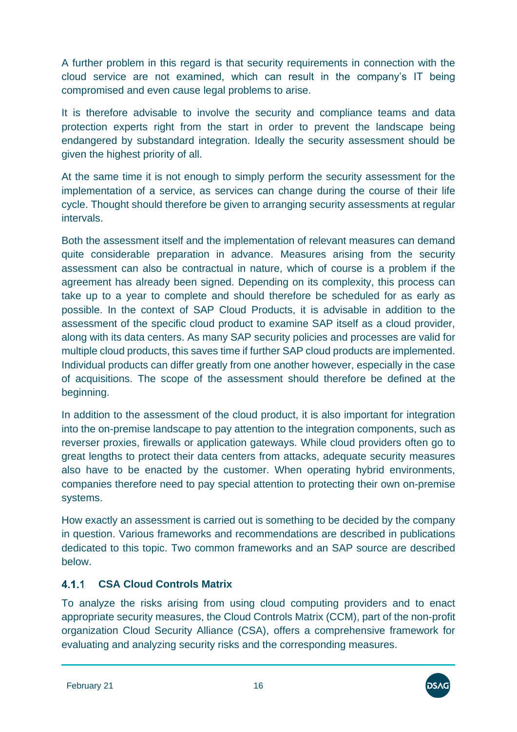A further problem in this regard is that security requirements in connection with the cloud service are not examined, which can result in the company's IT being compromised and even cause legal problems to arise.

It is therefore advisable to involve the security and compliance teams and data protection experts right from the start in order to prevent the landscape being endangered by substandard integration. Ideally the security assessment should be given the highest priority of all.

At the same time it is not enough to simply perform the security assessment for the implementation of a service, as services can change during the course of their life cycle. Thought should therefore be given to arranging security assessments at regular intervals.

Both the assessment itself and the implementation of relevant measures can demand quite considerable preparation in advance. Measures arising from the security assessment can also be contractual in nature, which of course is a problem if the agreement has already been signed. Depending on its complexity, this process can take up to a year to complete and should therefore be scheduled for as early as possible. In the context of SAP Cloud Products, it is advisable in addition to the assessment of the specific cloud product to examine SAP itself as a cloud provider, along with its data centers. As many SAP security policies and processes are valid for multiple cloud products, this saves time if further SAP cloud products are implemented. Individual products can differ greatly from one another however, especially in the case of acquisitions. The scope of the assessment should therefore be defined at the beginning.

In addition to the assessment of the cloud product, it is also important for integration into the on-premise landscape to pay attention to the integration components, such as reverser proxies, firewalls or application gateways. While cloud providers often go to great lengths to protect their data centers from attacks, adequate security measures also have to be enacted by the customer. When operating hybrid environments, companies therefore need to pay special attention to protecting their own on-premise systems.

How exactly an assessment is carried out is something to be decided by the company in question. Various frameworks and recommendations are described in publications dedicated to this topic. Two common frameworks and an SAP source are described below.

### 4.1.1 CSA Cloud Controls Matrix

To analyze the risks arising from using cloud computing providers and to enact appropriate security measures, the Cloud Controls Matrix (CCM), part of the non-profit organization Cloud Security Alliance (CSA), offers a comprehensive framework for evaluating and analyzing security risks and the corresponding measures.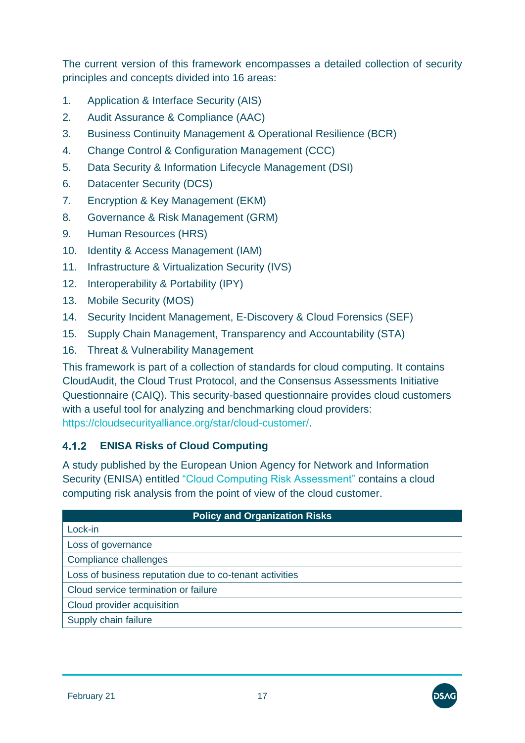The current version of this framework encompasses a detailed collection of security principles and concepts divided into 16 areas:

1. Application & Interface Security (AIS)
2. Audit Assurance & Compliance (AAC)
3. Business Continuity Management & Operational Resilience (BCR)
4. Change Control & Configuration Management (CCC)
5. Data Security & Information Lifecycle Management (DSI)
6. Datacenter Security (DCS)
7. Encryption & Key Management (EKM)
8. Governance & Risk Management (GRM)
9. Human Resources (HRS)
10. Identity & Access Management (IAM)
11. Infrastructure & Virtualization Security (IVS)
12. Interoperability & Portability (IPY)
13. Mobile Security (MOS)
14. Security Incident Management, E-Discovery & Cloud Forensics (SEF)
15. Supply Chain Management, Transparency and Accountability (STA)
16. Threat & Vulnerability Management

This framework is part of a collection of standards for cloud computing. It contains CloudAudit, the Cloud Trust Protocol, and the Consensus Assessments Initiative Questionnaire (CAIQ). This security-based questionnaire provides cloud customers with a useful tool for analyzing and benchmarking cloud providers: https://cloudsecurityalliance.org/star/cloud-customer/.

### 4.1.2 ENISA Risks of Cloud Computing

A study published by the European Union Agency for Network and Information Security (ENISA) entitled "Cloud Computing Risk Assessment" contains a cloud computing risk analysis from the point of view of the cloud customer.

| Policy and Organization Risks |
|---|
| Lock-in |
| Loss of governance |
| Compliance challenges |
| Loss of business reputation due to co-tenant activities |
| Cloud service termination or failure |
| Cloud provider acquisition |
| Supply chain failure |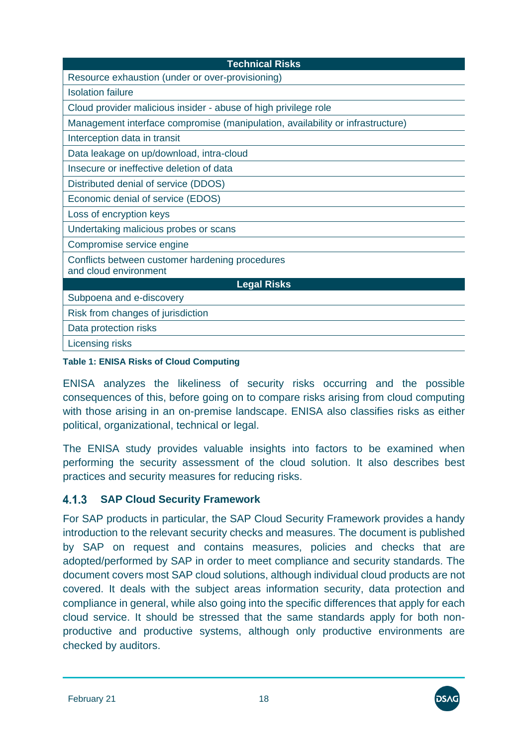| Technical Risks |
|---|
| Resource exhaustion (under or over-provisioning) |
| Isolation failure |
| Cloud provider malicious insider - abuse of high privilege role |
| Management interface compromise (manipulation, availability or infrastructure) |
| Interception data in transit |
| Data leakage on up/download, intra-cloud |
| Insecure or ineffective deletion of data |
| Distributed denial of service (DDOS) |
| Economic denial of service (EDOS) |
| Loss of encryption keys |
| Undertaking malicious probes or scans |
| Compromise service engine |
| Conflicts between customer hardening procedures and cloud environment |
| **Legal Risks** |
| Subpoena and e-discovery |
| Risk from changes of jurisdiction |
| Data protection risks |
| Licensing risks |

**Table 1: ENISA Risks of Cloud Computing**

ENISA analyzes the likeliness of security risks occurring and the possible consequences of this, before going on to compare risks arising from cloud computing with those arising in an on-premise landscape. ENISA also classifies risks as either political, organizational, technical or legal.

The ENISA study provides valuable insights into factors to be examined when performing the security assessment of the cloud solution. It also describes best practices and security measures for reducing risks.

### 4.1.3 SAP Cloud Security Framework

For SAP products in particular, the SAP Cloud Security Framework provides a handy introduction to the relevant security checks and measures. The document is published by SAP on request and contains measures, policies and checks that are adopted/performed by SAP in order to meet compliance and security standards. The document covers most SAP cloud solutions, although individual cloud products are not covered. It deals with the subject areas information security, data protection and compliance in general, while also going into the specific differences that apply for each cloud service. It should be stressed that the same standards apply for both non-productive and productive systems, although only productive environments are checked by auditors.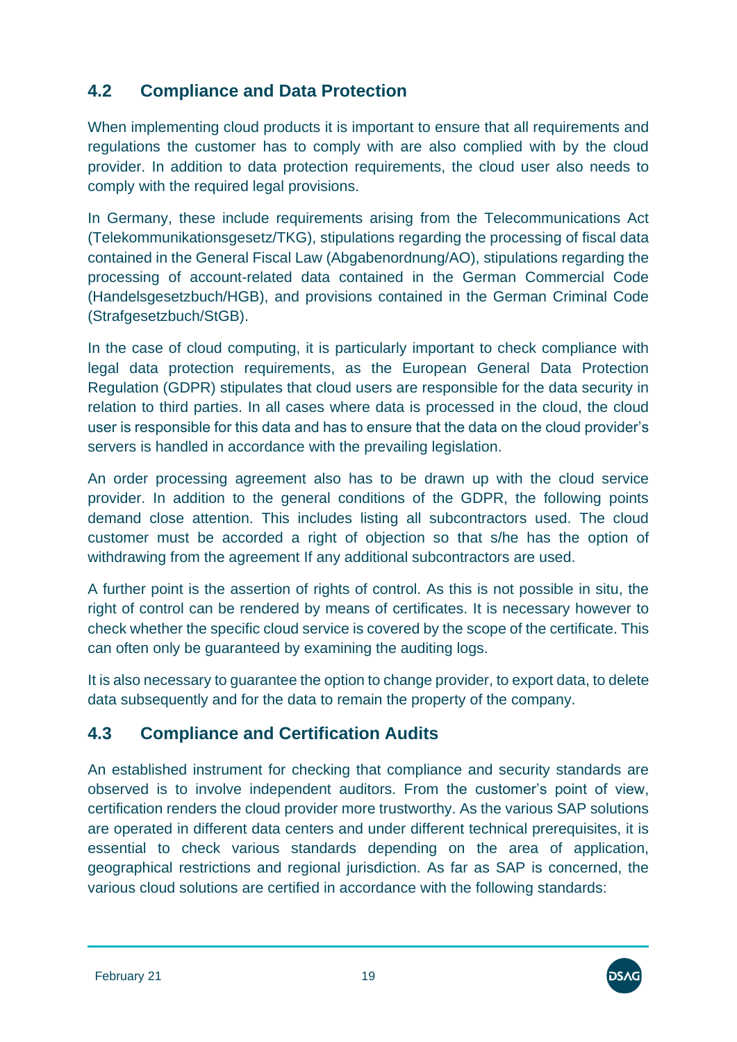## 4.2 Compliance and Data Protection

When implementing cloud products it is important to ensure that all requirements and regulations the customer has to comply with are also complied with by the cloud provider. In addition to data protection requirements, the cloud user also needs to comply with the required legal provisions.

In Germany, these include requirements arising from the Telecommunications Act (Telekommunikationsgesetz/TKG), stipulations regarding the processing of fiscal data contained in the General Fiscal Law (Abgabenordnung/AO), stipulations regarding the processing of account-related data contained in the German Commercial Code (Handelsgesetzbuch/HGB), and provisions contained in the German Criminal Code (Strafgesetzbuch/StGB).

In the case of cloud computing, it is particularly important to check compliance with legal data protection requirements, as the European General Data Protection Regulation (GDPR) stipulates that cloud users are responsible for the data security in relation to third parties. In all cases where data is processed in the cloud, the cloud user is responsible for this data and has to ensure that the data on the cloud provider's servers is handled in accordance with the prevailing legislation.

An order processing agreement also has to be drawn up with the cloud service provider. In addition to the general conditions of the GDPR, the following points demand close attention. This includes listing all subcontractors used. The cloud customer must be accorded a right of objection so that s/he has the option of withdrawing from the agreement If any additional subcontractors are used.

A further point is the assertion of rights of control. As this is not possible in situ, the right of control can be rendered by means of certificates. It is necessary however to check whether the specific cloud service is covered by the scope of the certificate. This can often only be guaranteed by examining the auditing logs.

It is also necessary to guarantee the option to change provider, to export data, to delete data subsequently and for the data to remain the property of the company.

## 4.3 Compliance and Certification Audits

An established instrument for checking that compliance and security standards are observed is to involve independent auditors. From the customer's point of view, certification renders the cloud provider more trustworthy. As the various SAP solutions are operated in different data centers and under different technical prerequisites, it is essential to check various standards depending on the area of application, geographical restrictions and regional jurisdiction. As far as SAP is concerned, the various cloud solutions are certified in accordance with the following standards: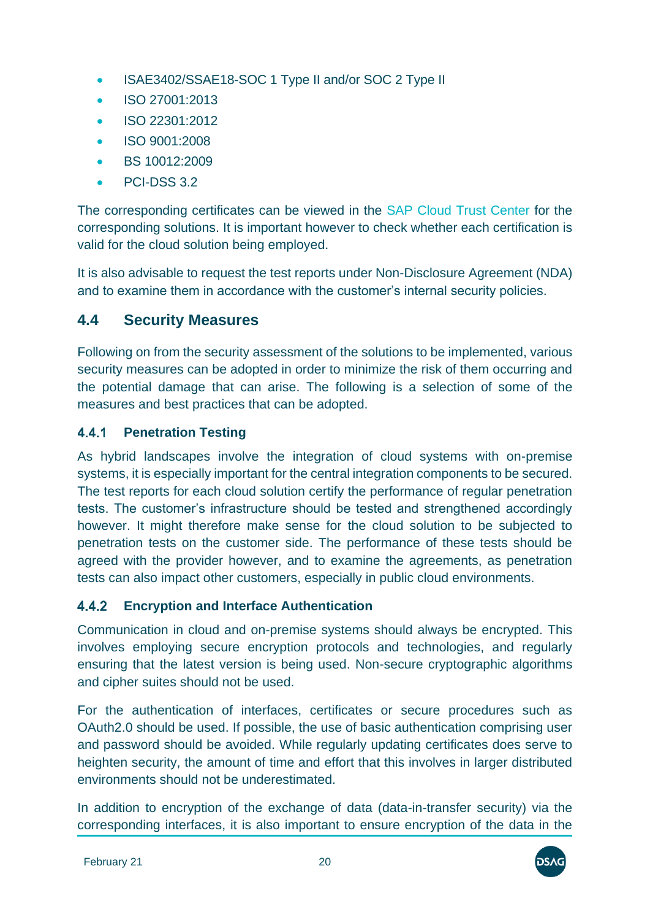- ISAE3402/SSAE18-SOC 1 Type II and/or SOC 2 Type II
- ISO 27001:2013
- ISO 22301:2012
- ISO 9001:2008
- BS 10012:2009
- PCI-DSS 3.2

The corresponding certificates can be viewed in the SAP Cloud Trust Center for the corresponding solutions. It is important however to check whether each certification is valid for the cloud solution being employed.

It is also advisable to request the test reports under Non-Disclosure Agreement (NDA) and to examine them in accordance with the customer's internal security policies.

## 4.4 Security Measures

Following on from the security assessment of the solutions to be implemented, various security measures can be adopted in order to minimize the risk of them occurring and the potential damage that can arise. The following is a selection of some of the measures and best practices that can be adopted.

### 4.4.1 Penetration Testing

As hybrid landscapes involve the integration of cloud systems with on-premise systems, it is especially important for the central integration components to be secured. The test reports for each cloud solution certify the performance of regular penetration tests. The customer's infrastructure should be tested and strengthened accordingly however. It might therefore make sense for the cloud solution to be subjected to penetration tests on the customer side. The performance of these tests should be agreed with the provider however, and to examine the agreements, as penetration tests can also impact other customers, especially in public cloud environments.

### 4.4.2 Encryption and Interface Authentication

Communication in cloud and on-premise systems should always be encrypted. This involves employing secure encryption protocols and technologies, and regularly ensuring that the latest version is being used. Non-secure cryptographic algorithms and cipher suites should not be used.

For the authentication of interfaces, certificates or secure procedures such as OAuth2.0 should be used. If possible, the use of basic authentication comprising user and password should be avoided. While regularly updating certificates does serve to heighten security, the amount of time and effort that this involves in larger distributed environments should not be underestimated.

In addition to encryption of the exchange of data (data-in-transfer security) via the corresponding interfaces, it is also important to ensure encryption of the data in the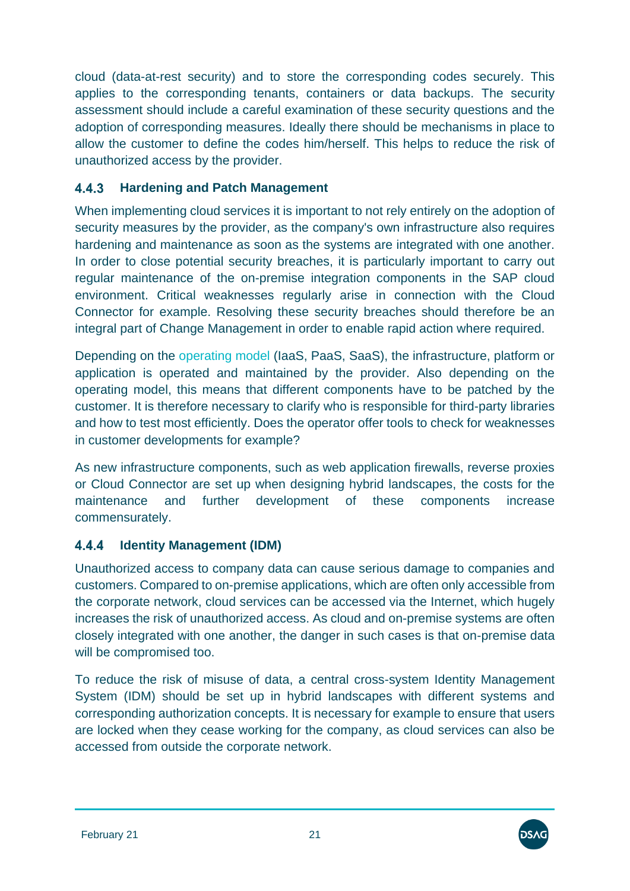cloud (data-at-rest security) and to store the corresponding codes securely. This applies to the corresponding tenants, containers or data backups. The security assessment should include a careful examination of these security questions and the adoption of corresponding measures. Ideally there should be mechanisms in place to allow the customer to define the codes him/herself. This helps to reduce the risk of unauthorized access by the provider.

### 4.4.3 Hardening and Patch Management

When implementing cloud services it is important to not rely entirely on the adoption of security measures by the provider, as the company's own infrastructure also requires hardening and maintenance as soon as the systems are integrated with one another. In order to close potential security breaches, it is particularly important to carry out regular maintenance of the on-premise integration components in the SAP cloud environment. Critical weaknesses regularly arise in connection with the Cloud Connector for example. Resolving these security breaches should therefore be an integral part of Change Management in order to enable rapid action where required.

Depending on the operating model (IaaS, PaaS, SaaS), the infrastructure, platform or application is operated and maintained by the provider. Also depending on the operating model, this means that different components have to be patched by the customer. It is therefore necessary to clarify who is responsible for third-party libraries and how to test most efficiently. Does the operator offer tools to check for weaknesses in customer developments for example?

As new infrastructure components, such as web application firewalls, reverse proxies or Cloud Connector are set up when designing hybrid landscapes, the costs for the maintenance and further development of these components increase commensurately.

### 4.4.4 Identity Management (IDM)

Unauthorized access to company data can cause serious damage to companies and customers. Compared to on-premise applications, which are often only accessible from the corporate network, cloud services can be accessed via the Internet, which hugely increases the risk of unauthorized access. As cloud and on-premise systems are often closely integrated with one another, the danger in such cases is that on-premise data will be compromised too.

To reduce the risk of misuse of data, a central cross-system Identity Management System (IDM) should be set up in hybrid landscapes with different systems and corresponding authorization concepts. It is necessary for example to ensure that users are locked when they cease working for the company, as cloud services can also be accessed from outside the corporate network.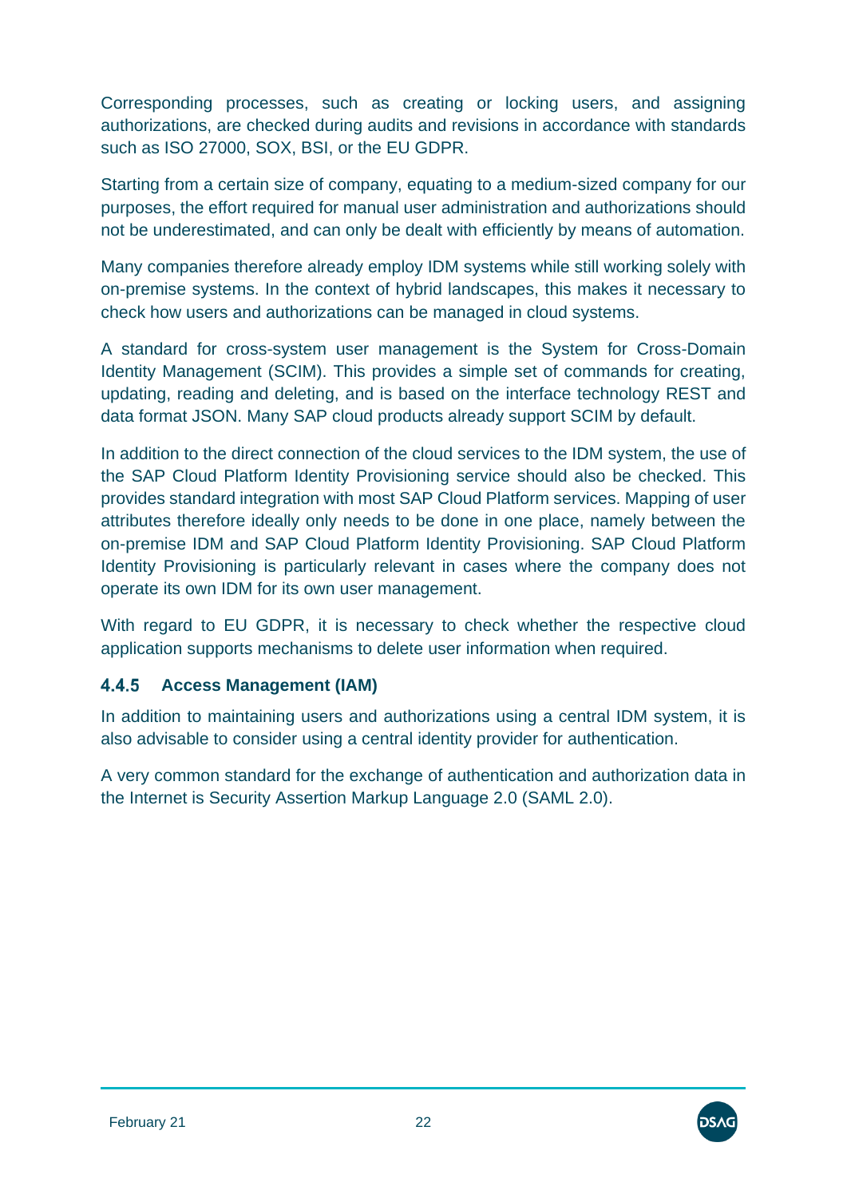Corresponding processes, such as creating or locking users, and assigning authorizations, are checked during audits and revisions in accordance with standards such as ISO 27000, SOX, BSI, or the EU GDPR.

Starting from a certain size of company, equating to a medium-sized company for our purposes, the effort required for manual user administration and authorizations should not be underestimated, and can only be dealt with efficiently by means of automation.

Many companies therefore already employ IDM systems while still working solely with on-premise systems. In the context of hybrid landscapes, this makes it necessary to check how users and authorizations can be managed in cloud systems.

A standard for cross-system user management is the System for Cross-Domain Identity Management (SCIM). This provides a simple set of commands for creating, updating, reading and deleting, and is based on the interface technology REST and data format JSON. Many SAP cloud products already support SCIM by default.

In addition to the direct connection of the cloud services to the IDM system, the use of the SAP Cloud Platform Identity Provisioning service should also be checked. This provides standard integration with most SAP Cloud Platform services. Mapping of user attributes therefore ideally only needs to be done in one place, namely between the on-premise IDM and SAP Cloud Platform Identity Provisioning. SAP Cloud Platform Identity Provisioning is particularly relevant in cases where the company does not operate its own IDM for its own user management.

With regard to EU GDPR, it is necessary to check whether the respective cloud application supports mechanisms to delete user information when required.

### 4.4.5 Access Management (IAM)

In addition to maintaining users and authorizations using a central IDM system, it is also advisable to consider using a central identity provider for authentication.

A very common standard for the exchange of authentication and authorization data in the Internet is Security Assertion Markup Language 2.0 (SAML 2.0).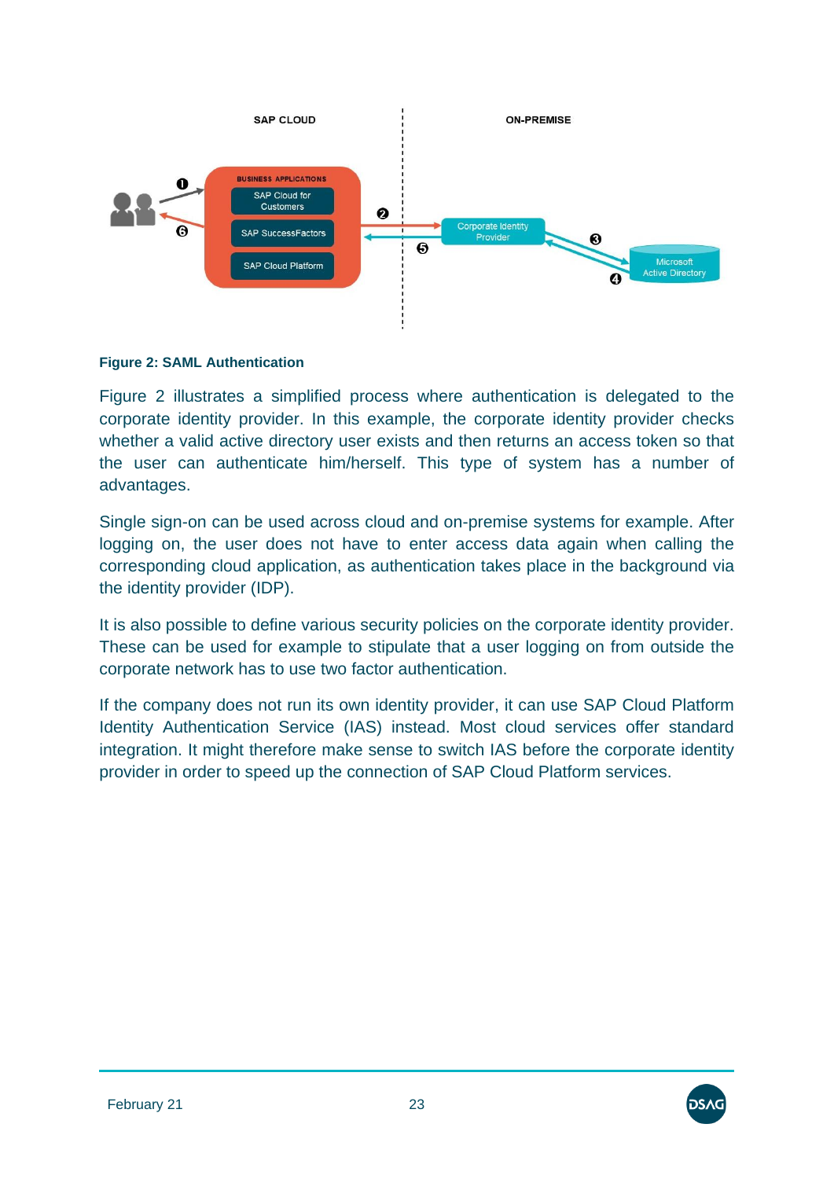**Figure 2: SAML Authentication**

Figure 2 illustrates a simplified process where authentication is delegated to the corporate identity provider. In this example, the corporate identity provider checks whether a valid active directory user exists and then returns an access token so that the user can authenticate him/herself. This type of system has a number of advantages.

Single sign-on can be used across cloud and on-premise systems for example. After logging on, the user does not have to enter access data again when calling the corresponding cloud application, as authentication takes place in the background via the identity provider (IDP).

It is also possible to define various security policies on the corporate identity provider. These can be used for example to stipulate that a user logging on from outside the corporate network has to use two factor authentication.

If the company does not run its own identity provider, it can use SAP Cloud Platform Identity Authentication Service (IAS) instead. Most cloud services offer standard integration. It might therefore make sense to switch IAS before the corporate identity provider in order to speed up the connection of SAP Cloud Platform services.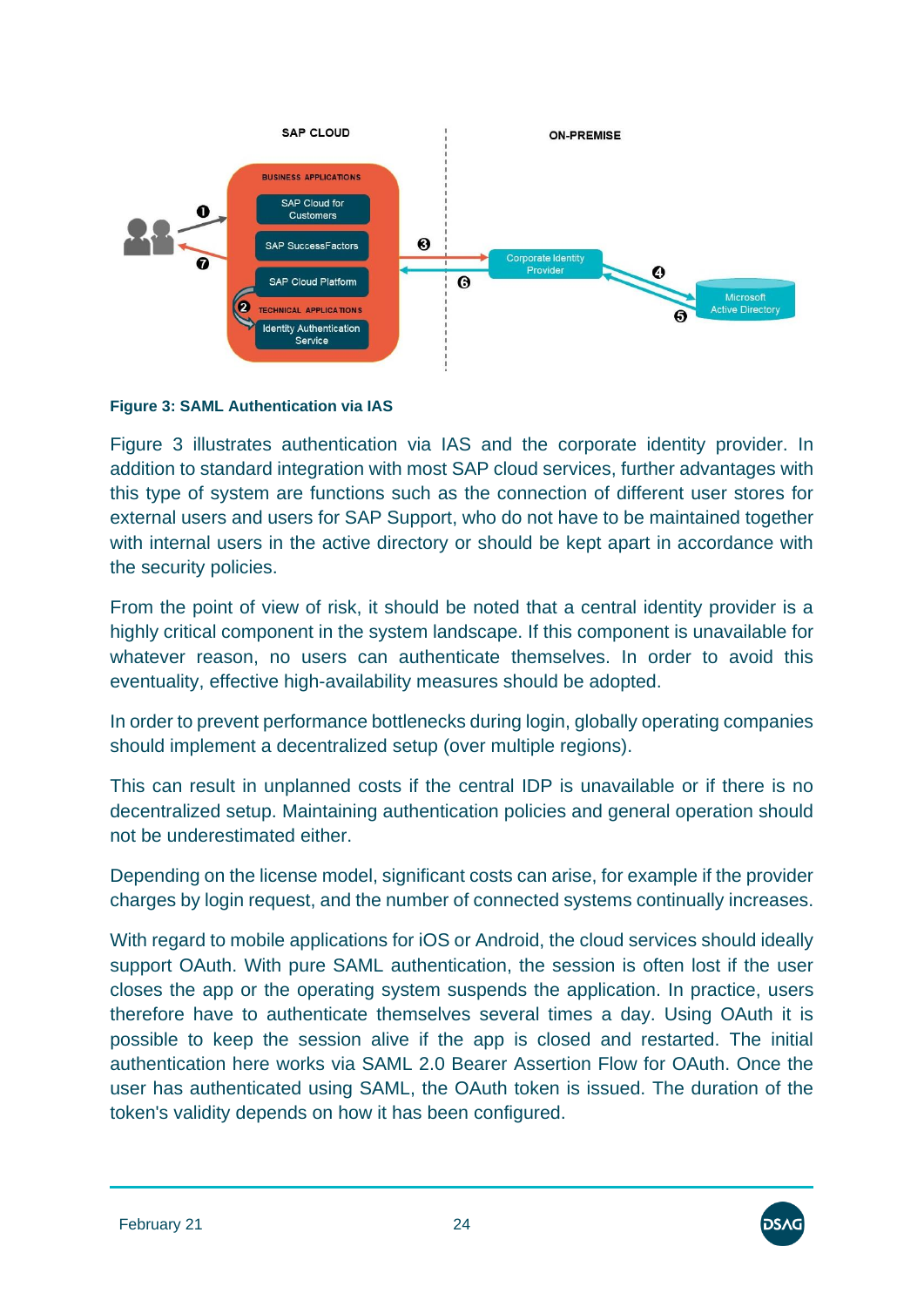**Figure 3: SAML Authentication via IAS**

Figure 3 illustrates authentication via IAS and the corporate identity provider. In addition to standard integration with most SAP cloud services, further advantages with this type of system are functions such as the connection of different user stores for external users and users for SAP Support, who do not have to be maintained together with internal users in the active directory or should be kept apart in accordance with the security policies.

From the point of view of risk, it should be noted that a central identity provider is a highly critical component in the system landscape. If this component is unavailable for whatever reason, no users can authenticate themselves. In order to avoid this eventuality, effective high-availability measures should be adopted.

In order to prevent performance bottlenecks during login, globally operating companies should implement a decentralized setup (over multiple regions).

This can result in unplanned costs if the central IDP is unavailable or if there is no decentralized setup. Maintaining authentication policies and general operation should not be underestimated either.

Depending on the license model, significant costs can arise, for example if the provider charges by login request, and the number of connected systems continually increases.

With regard to mobile applications for iOS or Android, the cloud services should ideally support OAuth. With pure SAML authentication, the session is often lost if the user closes the app or the operating system suspends the application. In practice, users therefore have to authenticate themselves several times a day. Using OAuth it is possible to keep the session alive if the app is closed and restarted. The initial authentication here works via SAML 2.0 Bearer Assertion Flow for OAuth. Once the user has authenticated using SAML, the OAuth token is issued. The duration of the token's validity depends on how it has been configured.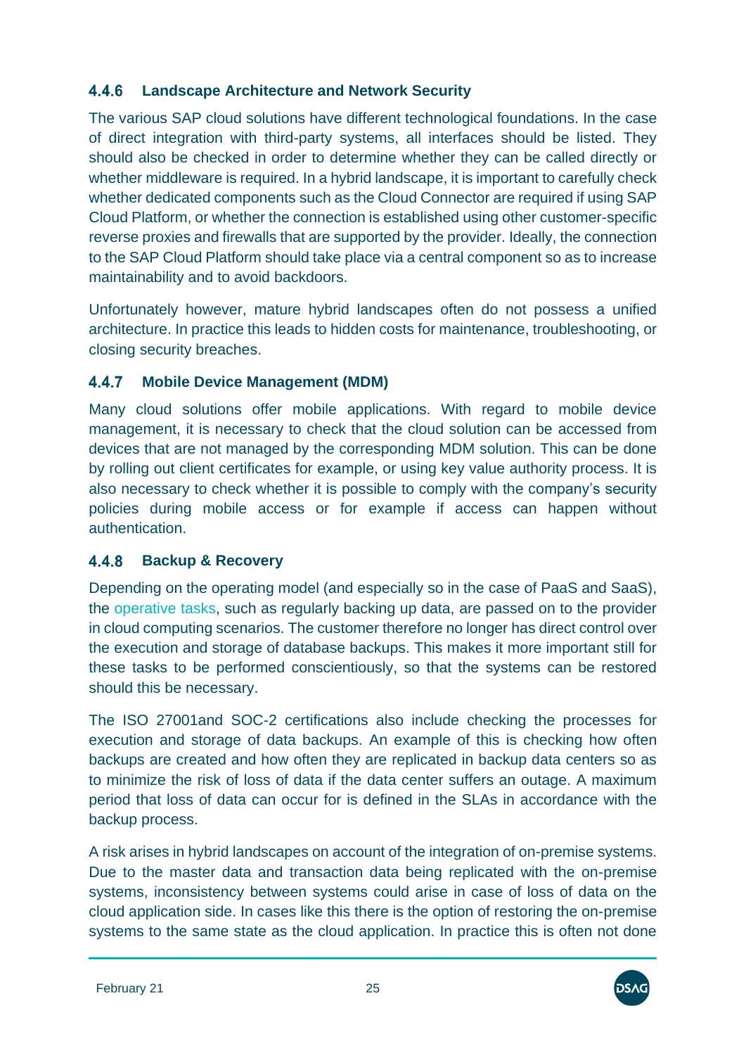### 4.4.6 Landscape Architecture and Network Security

The various SAP cloud solutions have different technological foundations. In the case of direct integration with third-party systems, all interfaces should be listed. They should also be checked in order to determine whether they can be called directly or whether middleware is required. In a hybrid landscape, it is important to carefully check whether dedicated components such as the Cloud Connector are required if using SAP Cloud Platform, or whether the connection is established using other customer-specific reverse proxies and firewalls that are supported by the provider. Ideally, the connection to the SAP Cloud Platform should take place via a central component so as to increase maintainability and to avoid backdoors.

Unfortunately however, mature hybrid landscapes often do not possess a unified architecture. In practice this leads to hidden costs for maintenance, troubleshooting, or closing security breaches.

### 4.4.7 Mobile Device Management (MDM)

Many cloud solutions offer mobile applications. With regard to mobile device management, it is necessary to check that the cloud solution can be accessed from devices that are not managed by the corresponding MDM solution. This can be done by rolling out client certificates for example, or using key value authority process. It is also necessary to check whether it is possible to comply with the company's security policies during mobile access or for example if access can happen without authentication.

### 4.4.8 Backup & Recovery

Depending on the operating model (and especially so in the case of PaaS and SaaS), the operative tasks, such as regularly backing up data, are passed on to the provider in cloud computing scenarios. The customer therefore no longer has direct control over the execution and storage of database backups. This makes it more important still for these tasks to be performed conscientiously, so that the systems can be restored should this be necessary.

The ISO 27001and SOC-2 certifications also include checking the processes for execution and storage of data backups. An example of this is checking how often backups are created and how often they are replicated in backup data centers so as to minimize the risk of loss of data if the data center suffers an outage. A maximum period that loss of data can occur for is defined in the SLAs in accordance with the backup process.

A risk arises in hybrid landscapes on account of the integration of on-premise systems. Due to the master data and transaction data being replicated with the on-premise systems, inconsistency between systems could arise in case of loss of data on the cloud application side. In cases like this there is the option of restoring the on-premise systems to the same state as the cloud application. In practice this is often not done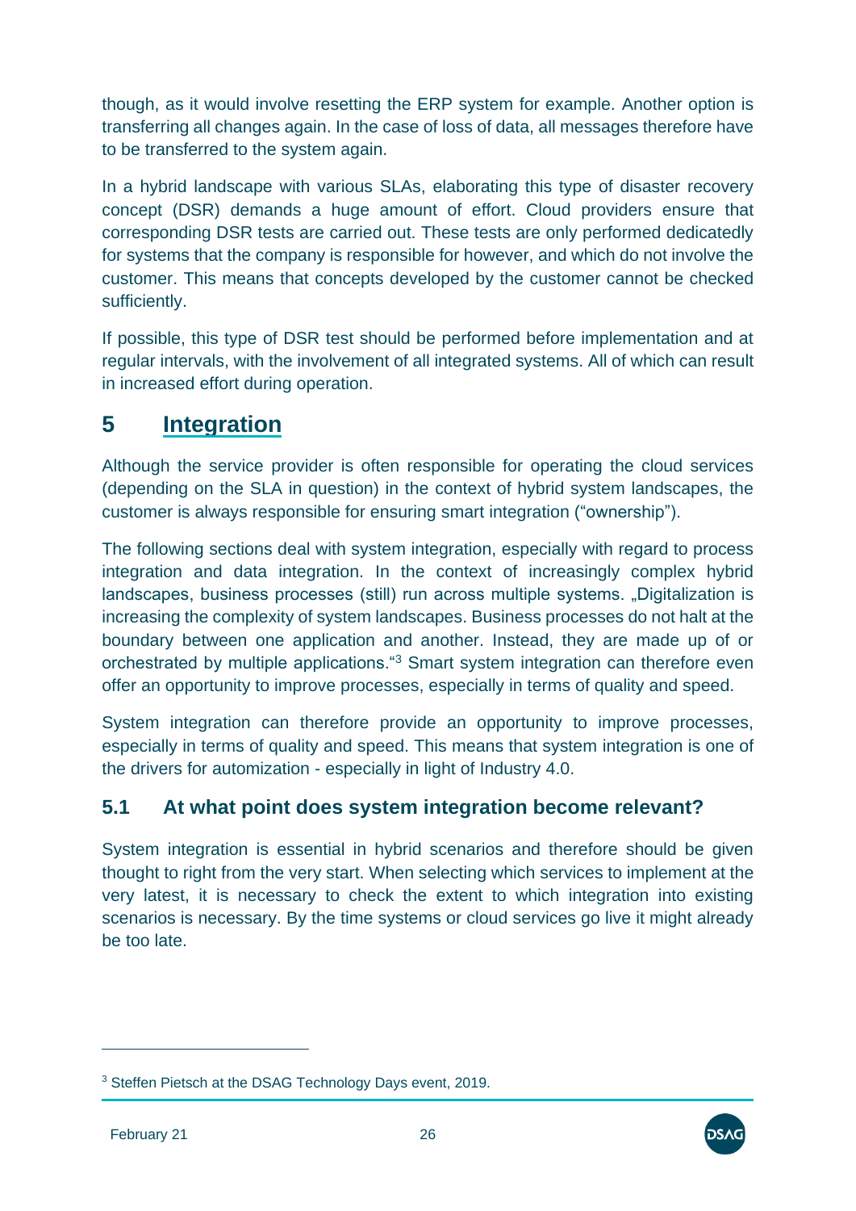though, as it would involve resetting the ERP system for example. Another option is transferring all changes again. In the case of loss of data, all messages therefore have to be transferred to the system again.

In a hybrid landscape with various SLAs, elaborating this type of disaster recovery concept (DSR) demands a huge amount of effort. Cloud providers ensure that corresponding DSR tests are carried out. These tests are only performed dedicatedly for systems that the company is responsible for however, and which do not involve the customer. This means that concepts developed by the customer cannot be checked sufficiently.

If possible, this type of DSR test should be performed before implementation and at regular intervals, with the involvement of all integrated systems. All of which can result in increased effort during operation.

# 5 Integration

Although the service provider is often responsible for operating the cloud services (depending on the SLA in question) in the context of hybrid system landscapes, the customer is always responsible for ensuring smart integration ("ownership").

The following sections deal with system integration, especially with regard to process integration and data integration. In the context of increasingly complex hybrid landscapes, business processes (still) run across multiple systems. „Digitalization is increasing the complexity of system landscapes. Business processes do not halt at the boundary between one application and another. Instead, they are made up of or orchestrated by multiple applications."[3] Smart system integration can therefore even offer an opportunity to improve processes, especially in terms of quality and speed.

System integration can therefore provide an opportunity to improve processes, especially in terms of quality and speed. This means that system integration is one of the drivers for automization - especially in light of Industry 4.0.

## 5.1 At what point does system integration become relevant?

System integration is essential in hybrid scenarios and therefore should be given thought to right from the very start. When selecting which services to implement at the very latest, it is necessary to check the extent to which integration into existing scenarios is necessary. By the time systems or cloud services go live it might already be too late.

---

[3] Steffen Pietsch at the DSAG Technology Days event, 2019.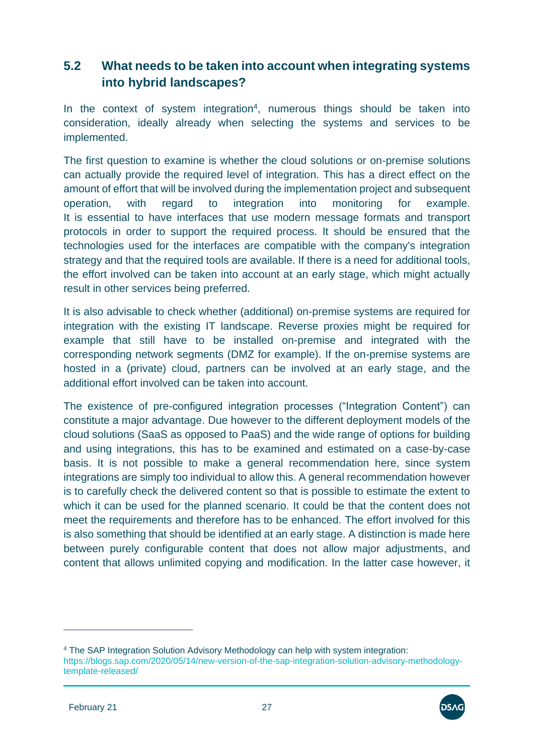## 5.2 What needs to be taken into account when integrating systems into hybrid landscapes?

In the context of system integration[4], numerous things should be taken into consideration, ideally already when selecting the systems and services to be implemented.

The first question to examine is whether the cloud solutions or on-premise solutions can actually provide the required level of integration. This has a direct effect on the amount of effort that will be involved during the implementation project and subsequent operation, with regard to integration into monitoring for example. It is essential to have interfaces that use modern message formats and transport protocols in order to support the required process. It should be ensured that the technologies used for the interfaces are compatible with the company's integration strategy and that the required tools are available. If there is a need for additional tools, the effort involved can be taken into account at an early stage, which might actually result in other services being preferred.

It is also advisable to check whether (additional) on-premise systems are required for integration with the existing IT landscape. Reverse proxies might be required for example that still have to be installed on-premise and integrated with the corresponding network segments (DMZ for example). If the on-premise systems are hosted in a (private) cloud, partners can be involved at an early stage, and the additional effort involved can be taken into account.

The existence of pre-configured integration processes ("Integration Content") can constitute a major advantage. Due however to the different deployment models of the cloud solutions (SaaS as opposed to PaaS) and the wide range of options for building and using integrations, this has to be examined and estimated on a case-by-case basis. It is not possible to make a general recommendation here, since system integrations are simply too individual to allow this. A general recommendation however is to carefully check the delivered content so that is possible to estimate the extent to which it can be used for the planned scenario. It could be that the content does not meet the requirements and therefore has to be enhanced. The effort involved for this is also something that should be identified at an early stage. A distinction is made here between purely configurable content that does not allow major adjustments, and content that allows unlimited copying and modification. In the latter case however, it

---

[4] The SAP Integration Solution Advisory Methodology can help with system integration: https://blogs.sap.com/2020/05/14/new-version-of-the-sap-integration-solution-advisory-methodology-template-released/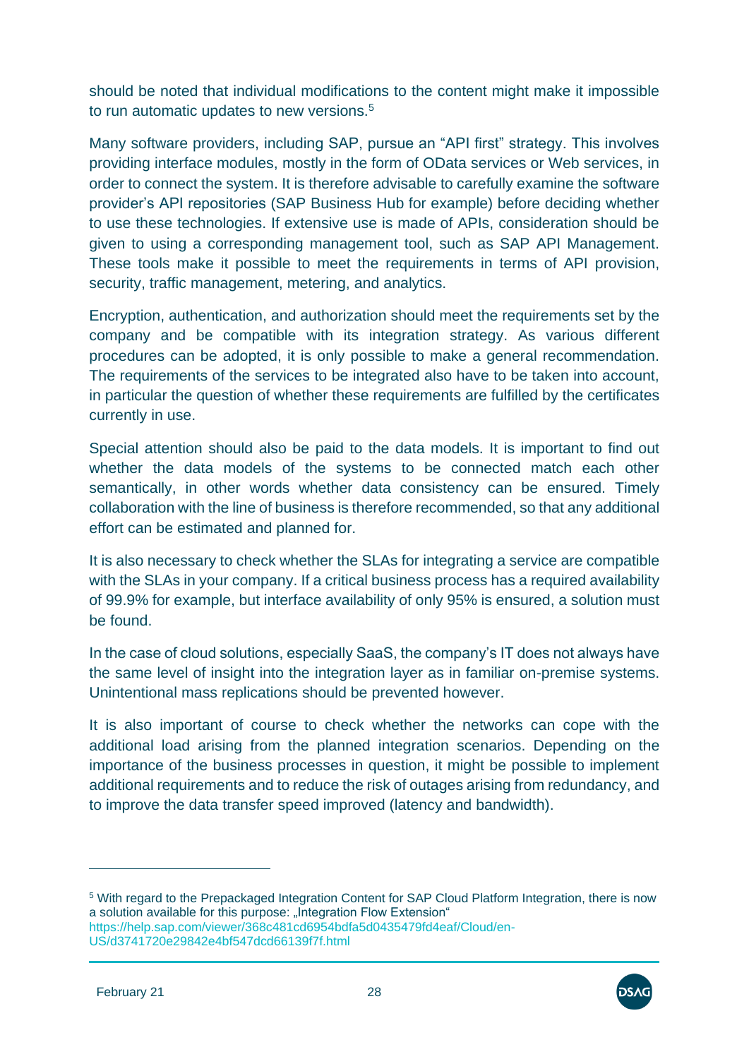should be noted that individual modifications to the content might make it impossible to run automatic updates to new versions.[5]

Many software providers, including SAP, pursue an “API first” strategy. This involves providing interface modules, mostly in the form of OData services or Web services, in order to connect the system. It is therefore advisable to carefully examine the software provider’s API repositories (SAP Business Hub for example) before deciding whether to use these technologies. If extensive use is made of APIs, consideration should be given to using a corresponding management tool, such as SAP API Management. These tools make it possible to meet the requirements in terms of API provision, security, traffic management, metering, and analytics.

Encryption, authentication, and authorization should meet the requirements set by the company and be compatible with its integration strategy. As various different procedures can be adopted, it is only possible to make a general recommendation. The requirements of the services to be integrated also have to be taken into account, in particular the question of whether these requirements are fulfilled by the certificates currently in use.

Special attention should also be paid to the data models. It is important to find out whether the data models of the systems to be connected match each other semantically, in other words whether data consistency can be ensured. Timely collaboration with the line of business is therefore recommended, so that any additional effort can be estimated and planned for.

It is also necessary to check whether the SLAs for integrating a service are compatible with the SLAs in your company. If a critical business process has a required availability of 99.9% for example, but interface availability of only 95% is ensured, a solution must be found.

In the case of cloud solutions, especially SaaS, the company’s IT does not always have the same level of insight into the integration layer as in familiar on-premise systems. Unintentional mass replications should be prevented however.

It is also important of course to check whether the networks can cope with the additional load arising from the planned integration scenarios. Depending on the importance of the business processes in question, it might be possible to implement additional requirements and to reduce the risk of outages arising from redundancy, and to improve the data transfer speed improved (latency and bandwidth).

---

[5] With regard to the Prepackaged Integration Content for SAP Cloud Platform Integration, there is now a solution available for this purpose: „Integration Flow Extension“ https://help.sap.com/viewer/368c481cd6954bdfa5d0435479fd4eaf/Cloud/en-US/d3741720e29842e4bf547dcd66139f7f.html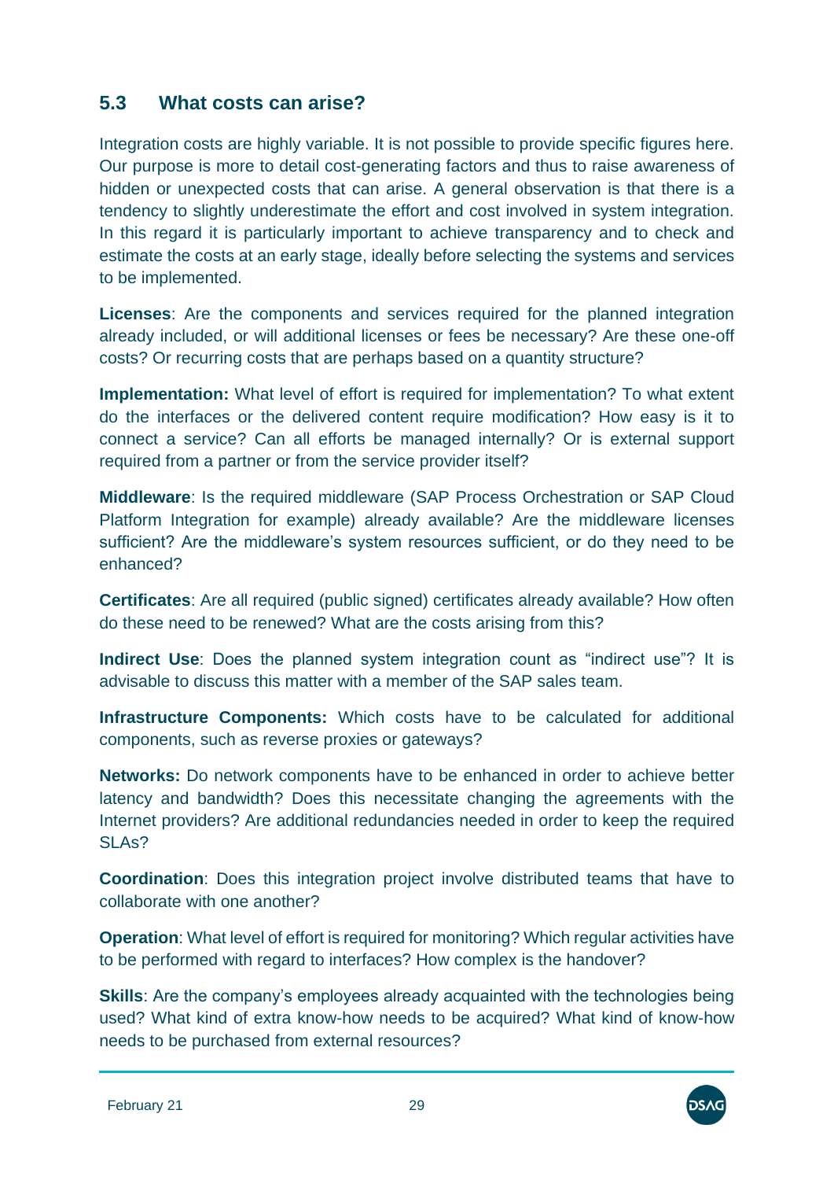## 5.3 What costs can arise?

Integration costs are highly variable. It is not possible to provide specific figures here. Our purpose is more to detail cost-generating factors and thus to raise awareness of hidden or unexpected costs that can arise. A general observation is that there is a tendency to slightly underestimate the effort and cost involved in system integration. In this regard it is particularly important to achieve transparency and to check and estimate the costs at an early stage, ideally before selecting the systems and services to be implemented.

**Licenses**: Are the components and services required for the planned integration already included, or will additional licenses or fees be necessary? Are these one-off costs? Or recurring costs that are perhaps based on a quantity structure?

**Implementation:** What level of effort is required for implementation? To what extent do the interfaces or the delivered content require modification? How easy is it to connect a service? Can all efforts be managed internally? Or is external support required from a partner or from the service provider itself?

**Middleware**: Is the required middleware (SAP Process Orchestration or SAP Cloud Platform Integration for example) already available? Are the middleware licenses sufficient? Are the middleware's system resources sufficient, or do they need to be enhanced?

**Certificates**: Are all required (public signed) certificates already available? How often do these need to be renewed? What are the costs arising from this?

**Indirect Use**: Does the planned system integration count as "indirect use"? It is advisable to discuss this matter with a member of the SAP sales team.

**Infrastructure Components:** Which costs have to be calculated for additional components, such as reverse proxies or gateways?

**Networks:** Do network components have to be enhanced in order to achieve better latency and bandwidth? Does this necessitate changing the agreements with the Internet providers? Are additional redundancies needed in order to keep the required SLAs?

**Coordination**: Does this integration project involve distributed teams that have to collaborate with one another?

**Operation**: What level of effort is required for monitoring? Which regular activities have to be performed with regard to interfaces? How complex is the handover?

**Skills**: Are the company's employees already acquainted with the technologies being used? What kind of extra know-how needs to be acquired? What kind of know-how needs to be purchased from external resources?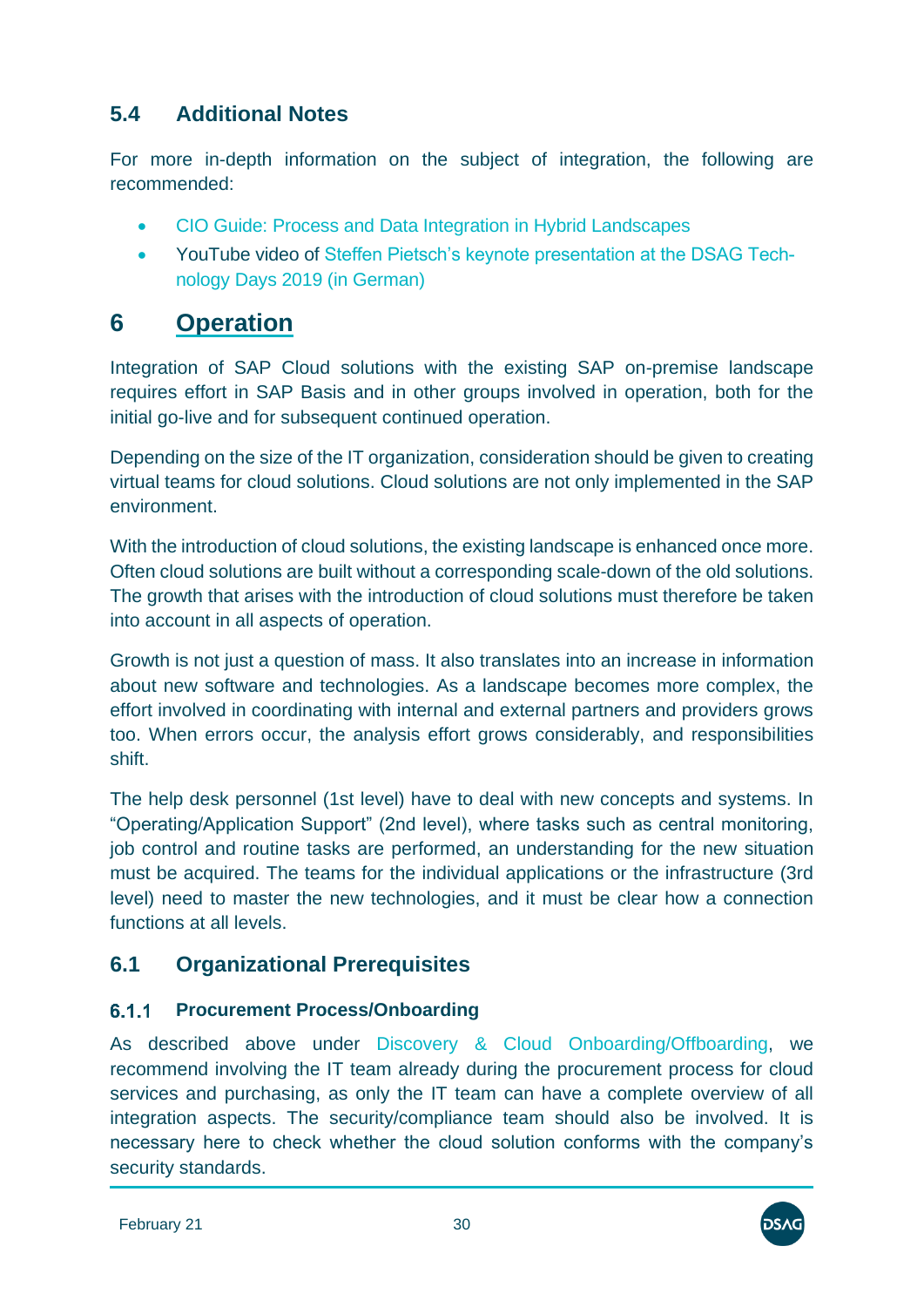## 5.4 Additional Notes

For more in-depth information on the subject of integration, the following are recommended:

- CIO Guide: Process and Data Integration in Hybrid Landscapes
- YouTube video of Steffen Pietsch's keynote presentation at the DSAG Technology Days 2019 (in German)

# 6 Operation

Integration of SAP Cloud solutions with the existing SAP on-premise landscape requires effort in SAP Basis and in other groups involved in operation, both for the initial go-live and for subsequent continued operation.

Depending on the size of the IT organization, consideration should be given to creating virtual teams for cloud solutions. Cloud solutions are not only implemented in the SAP environment.

With the introduction of cloud solutions, the existing landscape is enhanced once more. Often cloud solutions are built without a corresponding scale-down of the old solutions. The growth that arises with the introduction of cloud solutions must therefore be taken into account in all aspects of operation.

Growth is not just a question of mass. It also translates into an increase in information about new software and technologies. As a landscape becomes more complex, the effort involved in coordinating with internal and external partners and providers grows too. When errors occur, the analysis effort grows considerably, and responsibilities shift.

The help desk personnel (1st level) have to deal with new concepts and systems. In "Operating/Application Support" (2nd level), where tasks such as central monitoring, job control and routine tasks are performed, an understanding for the new situation must be acquired. The teams for the individual applications or the infrastructure (3rd level) need to master the new technologies, and it must be clear how a connection functions at all levels.

## 6.1 Organizational Prerequisites

### 6.1.1 Procurement Process/Onboarding

As described above under Discovery & Cloud Onboarding/Offboarding, we recommend involving the IT team already during the procurement process for cloud services and purchasing, as only the IT team can have a complete overview of all integration aspects. The security/compliance team should also be involved. It is necessary here to check whether the cloud solution conforms with the company's security standards.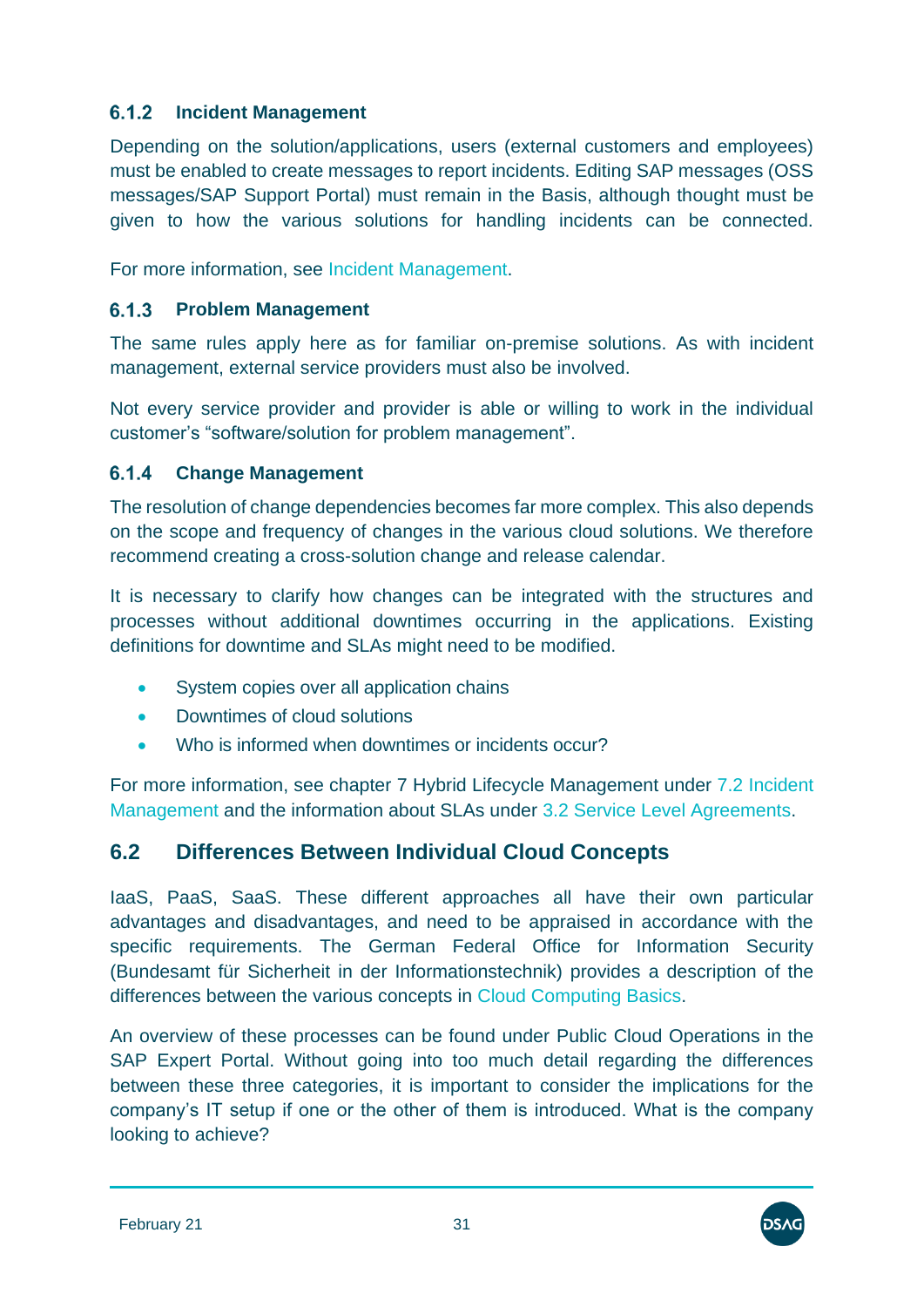### 6.1.2 Incident Management

Depending on the solution/applications, users (external customers and employees) must be enabled to create messages to report incidents. Editing SAP messages (OSS messages/SAP Support Portal) must remain in the Basis, although thought must be given to how the various solutions for handling incidents can be connected.

For more information, see Incident Management.

### 6.1.3 Problem Management

The same rules apply here as for familiar on-premise solutions. As with incident management, external service providers must also be involved.

Not every service provider and provider is able or willing to work in the individual customer's "software/solution for problem management".

### 6.1.4 Change Management

The resolution of change dependencies becomes far more complex. This also depends on the scope and frequency of changes in the various cloud solutions. We therefore recommend creating a cross-solution change and release calendar.

It is necessary to clarify how changes can be integrated with the structures and processes without additional downtimes occurring in the applications. Existing definitions for downtime and SLAs might need to be modified.

- System copies over all application chains
- Downtimes of cloud solutions
- Who is informed when downtimes or incidents occur?

For more information, see chapter 7 Hybrid Lifecycle Management under 7.2 Incident Management and the information about SLAs under 3.2 Service Level Agreements.

## 6.2 Differences Between Individual Cloud Concepts

IaaS, PaaS, SaaS. These different approaches all have their own particular advantages and disadvantages, and need to be appraised in accordance with the specific requirements. The German Federal Office for Information Security (Bundesamt für Sicherheit in der Informationstechnik) provides a description of the differences between the various concepts in Cloud Computing Basics.

An overview of these processes can be found under Public Cloud Operations in the SAP Expert Portal. Without going into too much detail regarding the differences between these three categories, it is important to consider the implications for the company's IT setup if one or the other of them is introduced. What is the company looking to achieve?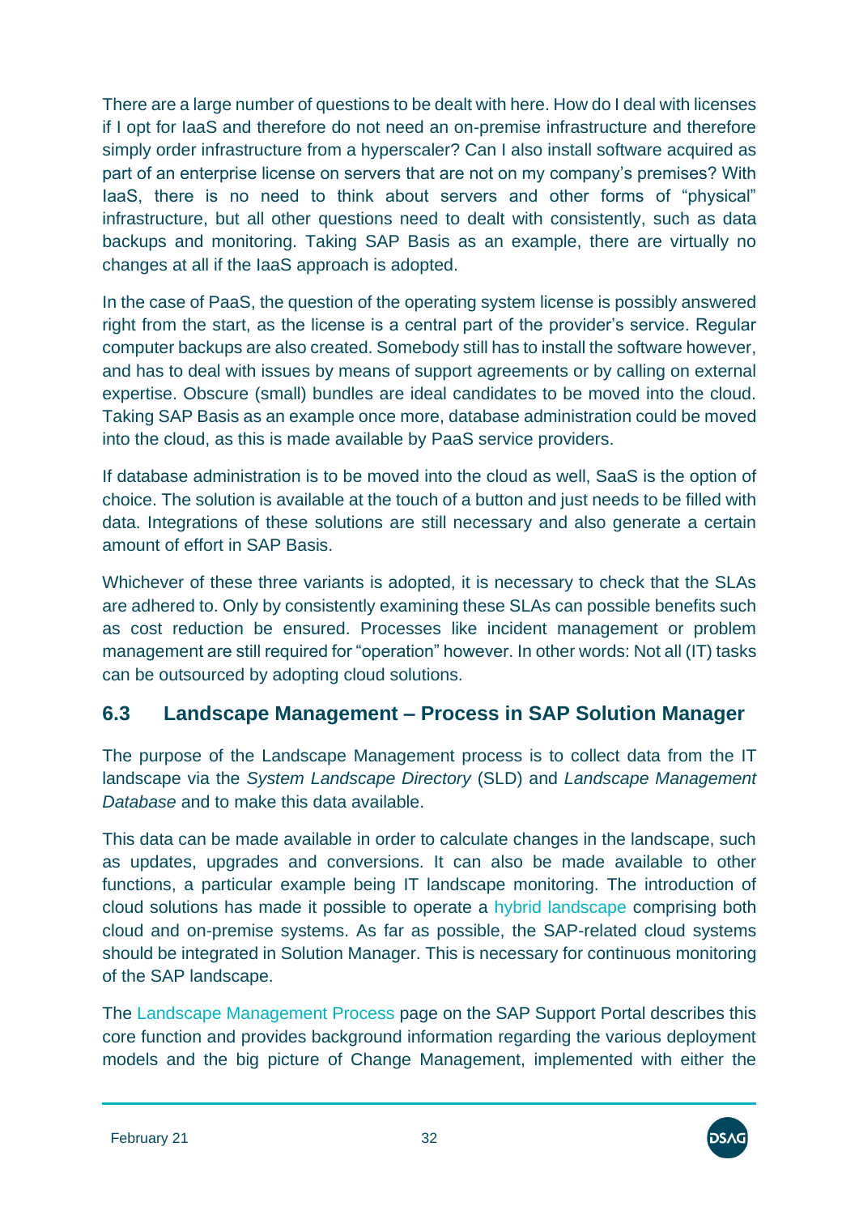There are a large number of questions to be dealt with here. How do I deal with licenses if I opt for IaaS and therefore do not need an on-premise infrastructure and therefore simply order infrastructure from a hyperscaler? Can I also install software acquired as part of an enterprise license on servers that are not on my company's premises? With IaaS, there is no need to think about servers and other forms of "physical" infrastructure, but all other questions need to dealt with consistently, such as data backups and monitoring. Taking SAP Basis as an example, there are virtually no changes at all if the IaaS approach is adopted.

In the case of PaaS, the question of the operating system license is possibly answered right from the start, as the license is a central part of the provider's service. Regular computer backups are also created. Somebody still has to install the software however, and has to deal with issues by means of support agreements or by calling on external expertise. Obscure (small) bundles are ideal candidates to be moved into the cloud. Taking SAP Basis as an example once more, database administration could be moved into the cloud, as this is made available by PaaS service providers.

If database administration is to be moved into the cloud as well, SaaS is the option of choice. The solution is available at the touch of a button and just needs to be filled with data. Integrations of these solutions are still necessary and also generate a certain amount of effort in SAP Basis.

Whichever of these three variants is adopted, it is necessary to check that the SLAs are adhered to. Only by consistently examining these SLAs can possible benefits such as cost reduction be ensured. Processes like incident management or problem management are still required for "operation" however. In other words: Not all (IT) tasks can be outsourced by adopting cloud solutions.

## 6.3 Landscape Management – Process in SAP Solution Manager

The purpose of the Landscape Management process is to collect data from the IT landscape via the *System Landscape Directory* (SLD) and *Landscape Management Database* and to make this data available.

This data can be made available in order to calculate changes in the landscape, such as updates, upgrades and conversions. It can also be made available to other functions, a particular example being IT landscape monitoring. The introduction of cloud solutions has made it possible to operate a hybrid landscape comprising both cloud and on-premise systems. As far as possible, the SAP-related cloud systems should be integrated in Solution Manager. This is necessary for continuous monitoring of the SAP landscape.

The Landscape Management Process page on the SAP Support Portal describes this core function and provides background information regarding the various deployment models and the big picture of Change Management, implemented with either the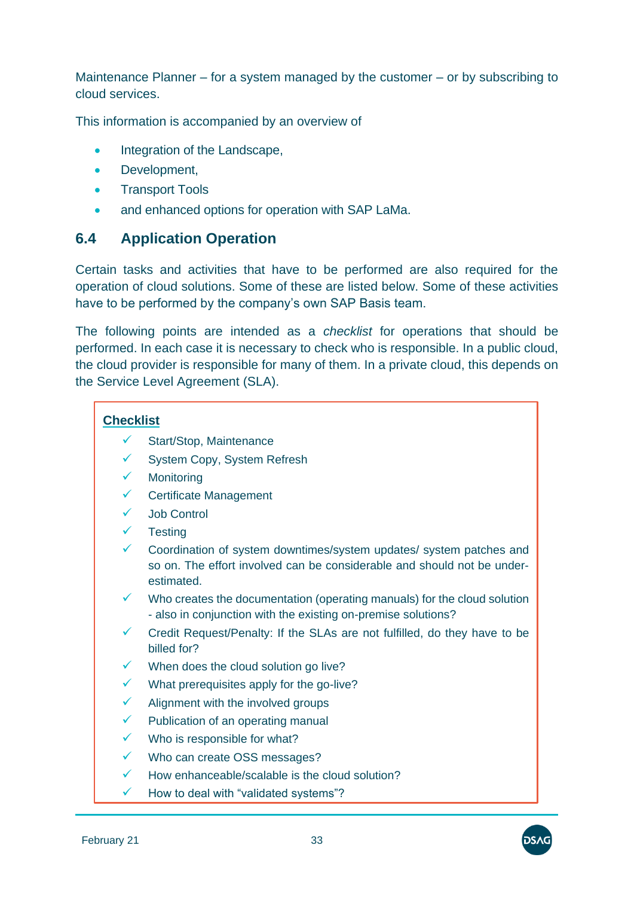Maintenance Planner – for a system managed by the customer – or by subscribing to cloud services.

This information is accompanied by an overview of

- Integration of the Landscape,
- Development,
- Transport Tools
- and enhanced options for operation with SAP LaMa.

## 6.4 Application Operation

Certain tasks and activities that have to be performed are also required for the operation of cloud solutions. Some of these are listed below. Some of these activities have to be performed by the company's own SAP Basis team.

The following points are intended as a *checklist* for operations that should be performed. In each case it is necessary to check who is responsible. In a public cloud, the cloud provider is responsible for many of them. In a private cloud, this depends on the Service Level Agreement (SLA).

**Checklist**

- ✓ Start/Stop, Maintenance
- ✓ System Copy, System Refresh
- ✓ Monitoring
- ✓ Certificate Management
- ✓ Job Control
- ✓ Testing
- ✓ Coordination of system downtimes/system updates/ system patches and so on. The effort involved can be considerable and should not be under-estimated.
- ✓ Who creates the documentation (operating manuals) for the cloud solution - also in conjunction with the existing on-premise solutions?
- ✓ Credit Request/Penalty: If the SLAs are not fulfilled, do they have to be billed for?
- ✓ When does the cloud solution go live?
- ✓ What prerequisites apply for the go-live?
- ✓ Alignment with the involved groups
- ✓ Publication of an operating manual
- ✓ Who is responsible for what?
- ✓ Who can create OSS messages?
- ✓ How enhanceable/scalable is the cloud solution?
- ✓ How to deal with "validated systems"?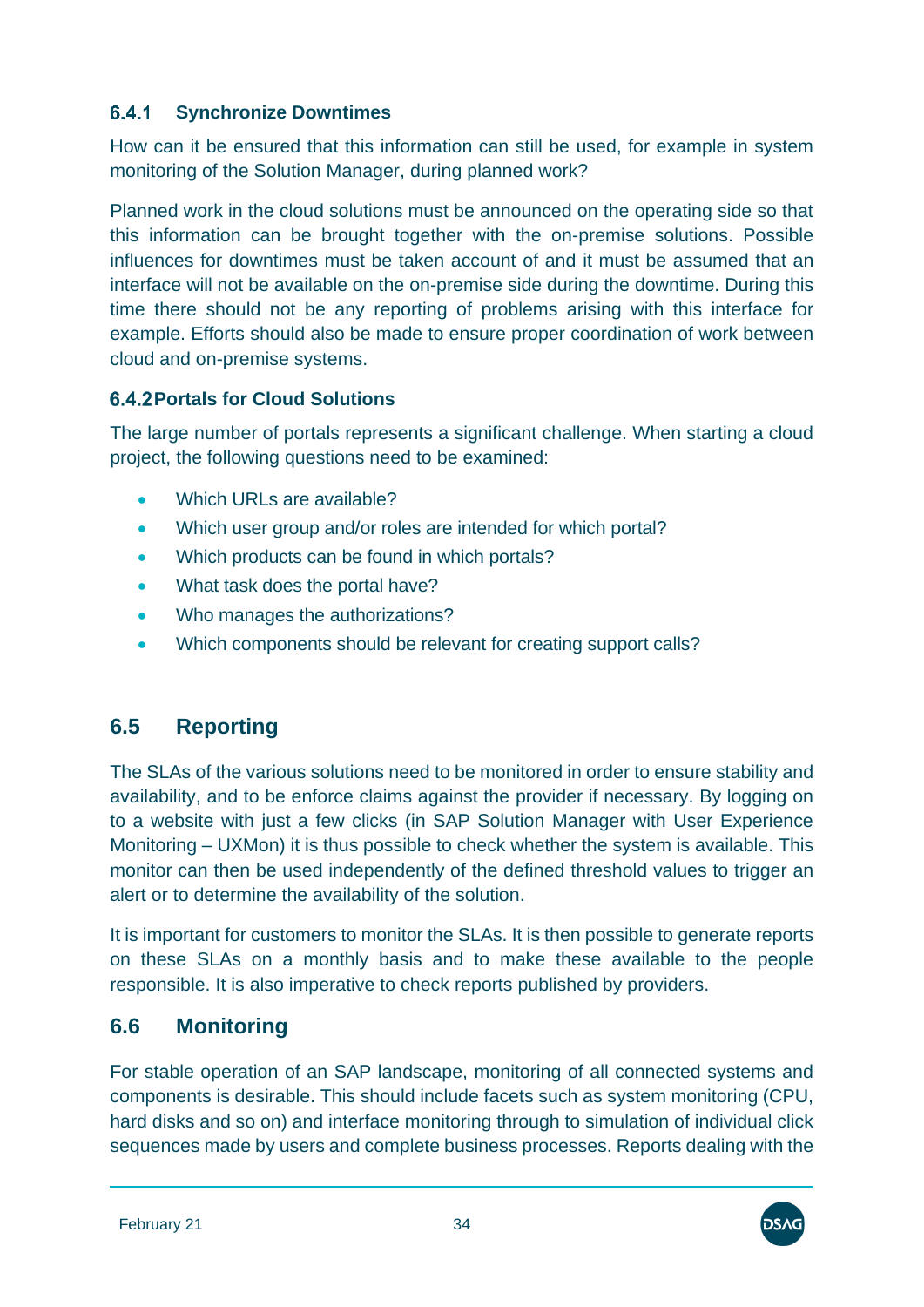### 6.4.1 Synchronize Downtimes

How can it be ensured that this information can still be used, for example in system monitoring of the Solution Manager, during planned work?

Planned work in the cloud solutions must be announced on the operating side so that this information can be brought together with the on-premise solutions. Possible influences for downtimes must be taken account of and it must be assumed that an interface will not be available on the on-premise side during the downtime. During this time there should not be any reporting of problems arising with this interface for example. Efforts should also be made to ensure proper coordination of work between cloud and on-premise systems.

### 6.4.2 Portals for Cloud Solutions

The large number of portals represents a significant challenge. When starting a cloud project, the following questions need to be examined:

- Which URLs are available?
- Which user group and/or roles are intended for which portal?
- Which products can be found in which portals?
- What task does the portal have?
- Who manages the authorizations?
- Which components should be relevant for creating support calls?

## 6.5 Reporting

The SLAs of the various solutions need to be monitored in order to ensure stability and availability, and to be enforce claims against the provider if necessary. By logging on to a website with just a few clicks (in SAP Solution Manager with User Experience Monitoring – UXMon) it is thus possible to check whether the system is available. This monitor can then be used independently of the defined threshold values to trigger an alert or to determine the availability of the solution.

It is important for customers to monitor the SLAs. It is then possible to generate reports on these SLAs on a monthly basis and to make these available to the people responsible. It is also imperative to check reports published by providers.

## 6.6 Monitoring

For stable operation of an SAP landscape, monitoring of all connected systems and components is desirable. This should include facets such as system monitoring (CPU, hard disks and so on) and interface monitoring through to simulation of individual click sequences made by users and complete business processes. Reports dealing with the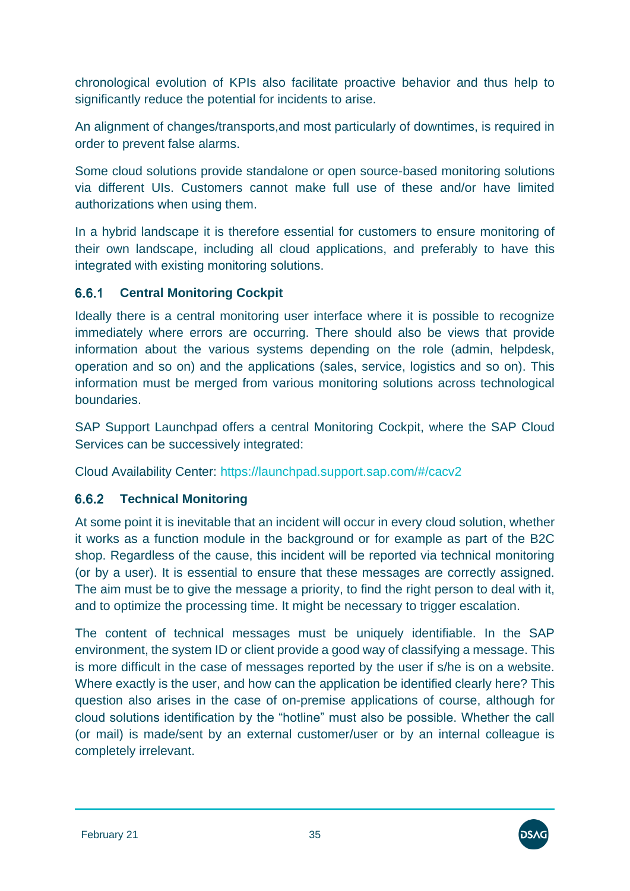chronological evolution of KPIs also facilitate proactive behavior and thus help to significantly reduce the potential for incidents to arise.

An alignment of changes/transports,and most particularly of downtimes, is required in order to prevent false alarms.

Some cloud solutions provide standalone or open source-based monitoring solutions via different UIs. Customers cannot make full use of these and/or have limited authorizations when using them.

In a hybrid landscape it is therefore essential for customers to ensure monitoring of their own landscape, including all cloud applications, and preferably to have this integrated with existing monitoring solutions.

### 6.6.1 Central Monitoring Cockpit

Ideally there is a central monitoring user interface where it is possible to recognize immediately where errors are occurring. There should also be views that provide information about the various systems depending on the role (admin, helpdesk, operation and so on) and the applications (sales, service, logistics and so on). This information must be merged from various monitoring solutions across technological boundaries.

SAP Support Launchpad offers a central Monitoring Cockpit, where the SAP Cloud Services can be successively integrated:

Cloud Availability Center: https://launchpad.support.sap.com/#/cacv2

### 6.6.2 Technical Monitoring

At some point it is inevitable that an incident will occur in every cloud solution, whether it works as a function module in the background or for example as part of the B2C shop. Regardless of the cause, this incident will be reported via technical monitoring (or by a user). It is essential to ensure that these messages are correctly assigned. The aim must be to give the message a priority, to find the right person to deal with it, and to optimize the processing time. It might be necessary to trigger escalation.

The content of technical messages must be uniquely identifiable. In the SAP environment, the system ID or client provide a good way of classifying a message. This is more difficult in the case of messages reported by the user if s/he is on a website. Where exactly is the user, and how can the application be identified clearly here? This question also arises in the case of on-premise applications of course, although for cloud solutions identification by the "hotline" must also be possible. Whether the call (or mail) is made/sent by an external customer/user or by an internal colleague is completely irrelevant.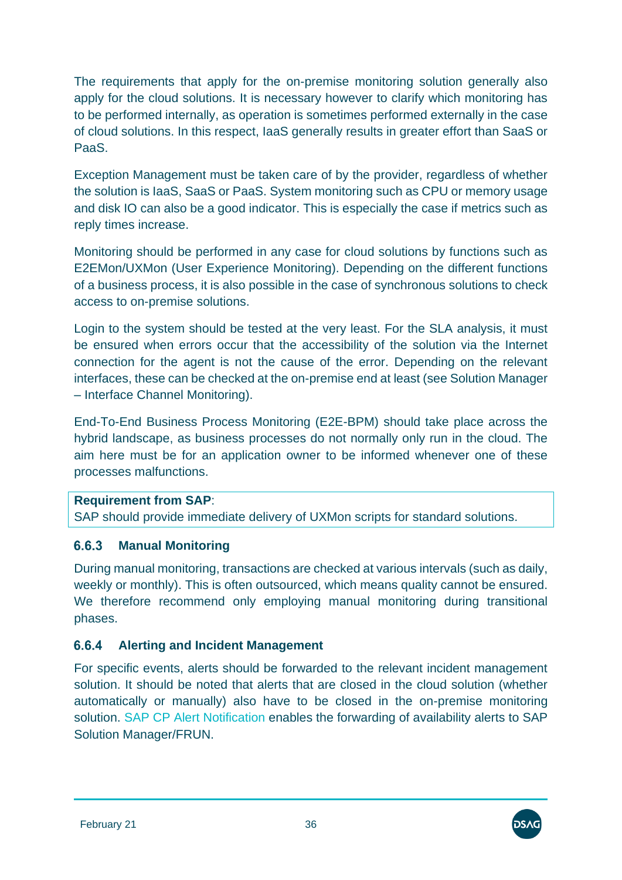The requirements that apply for the on-premise monitoring solution generally also apply for the cloud solutions. It is necessary however to clarify which monitoring has to be performed internally, as operation is sometimes performed externally in the case of cloud solutions. In this respect, IaaS generally results in greater effort than SaaS or PaaS.

Exception Management must be taken care of by the provider, regardless of whether the solution is IaaS, SaaS or PaaS. System monitoring such as CPU or memory usage and disk IO can also be a good indicator. This is especially the case if metrics such as reply times increase.

Monitoring should be performed in any case for cloud solutions by functions such as E2EMon/UXMon (User Experience Monitoring). Depending on the different functions of a business process, it is also possible in the case of synchronous solutions to check access to on-premise solutions.

Login to the system should be tested at the very least. For the SLA analysis, it must be ensured when errors occur that the accessibility of the solution via the Internet connection for the agent is not the cause of the error. Depending on the relevant interfaces, these can be checked at the on-premise end at least (see Solution Manager – Interface Channel Monitoring).

End-To-End Business Process Monitoring (E2E-BPM) should take place across the hybrid landscape, as business processes do not normally only run in the cloud. The aim here must be for an application owner to be informed whenever one of these processes malfunctions.

**Requirement from SAP**:
SAP should provide immediate delivery of UXMon scripts for standard solutions.

### 6.6.3 Manual Monitoring

During manual monitoring, transactions are checked at various intervals (such as daily, weekly or monthly). This is often outsourced, which means quality cannot be ensured. We therefore recommend only employing manual monitoring during transitional phases.

### 6.6.4 Alerting and Incident Management

For specific events, alerts should be forwarded to the relevant incident management solution. It should be noted that alerts that are closed in the cloud solution (whether automatically or manually) also have to be closed in the on-premise monitoring solution. SAP CP Alert Notification enables the forwarding of availability alerts to SAP Solution Manager/FRUN.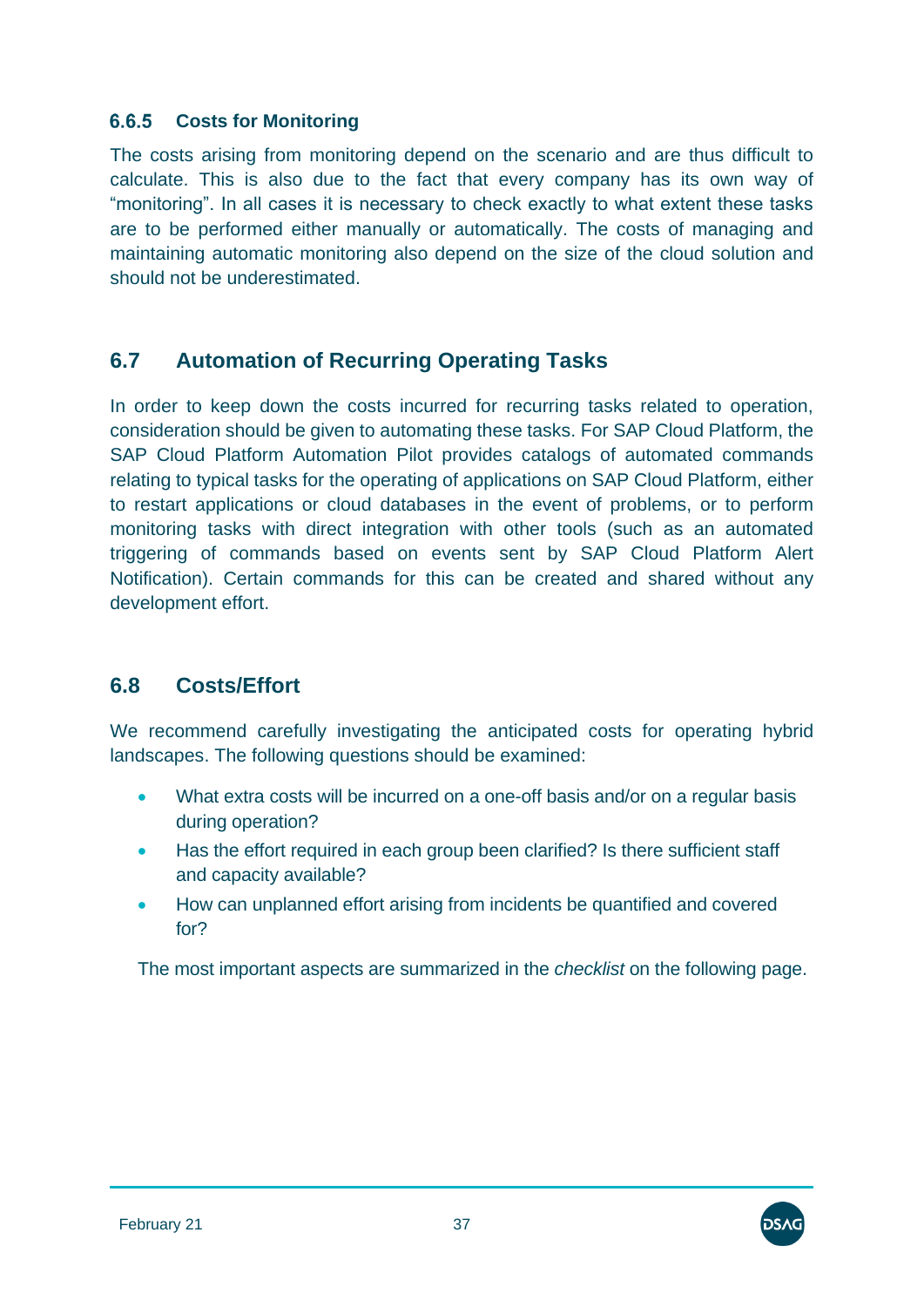### 6.6.5 Costs for Monitoring

The costs arising from monitoring depend on the scenario and are thus difficult to calculate. This is also due to the fact that every company has its own way of "monitoring". In all cases it is necessary to check exactly to what extent these tasks are to be performed either manually or automatically. The costs of managing and maintaining automatic monitoring also depend on the size of the cloud solution and should not be underestimated.

## 6.7 Automation of Recurring Operating Tasks

In order to keep down the costs incurred for recurring tasks related to operation, consideration should be given to automating these tasks. For SAP Cloud Platform, the SAP Cloud Platform Automation Pilot provides catalogs of automated commands relating to typical tasks for the operating of applications on SAP Cloud Platform, either to restart applications or cloud databases in the event of problems, or to perform monitoring tasks with direct integration with other tools (such as an automated triggering of commands based on events sent by SAP Cloud Platform Alert Notification). Certain commands for this can be created and shared without any development effort.

## 6.8 Costs/Effort

We recommend carefully investigating the anticipated costs for operating hybrid landscapes. The following questions should be examined:

- What extra costs will be incurred on a one-off basis and/or on a regular basis during operation?
- Has the effort required in each group been clarified? Is there sufficient staff and capacity available?
- How can unplanned effort arising from incidents be quantified and covered for?

The most important aspects are summarized in the *checklist* on the following page.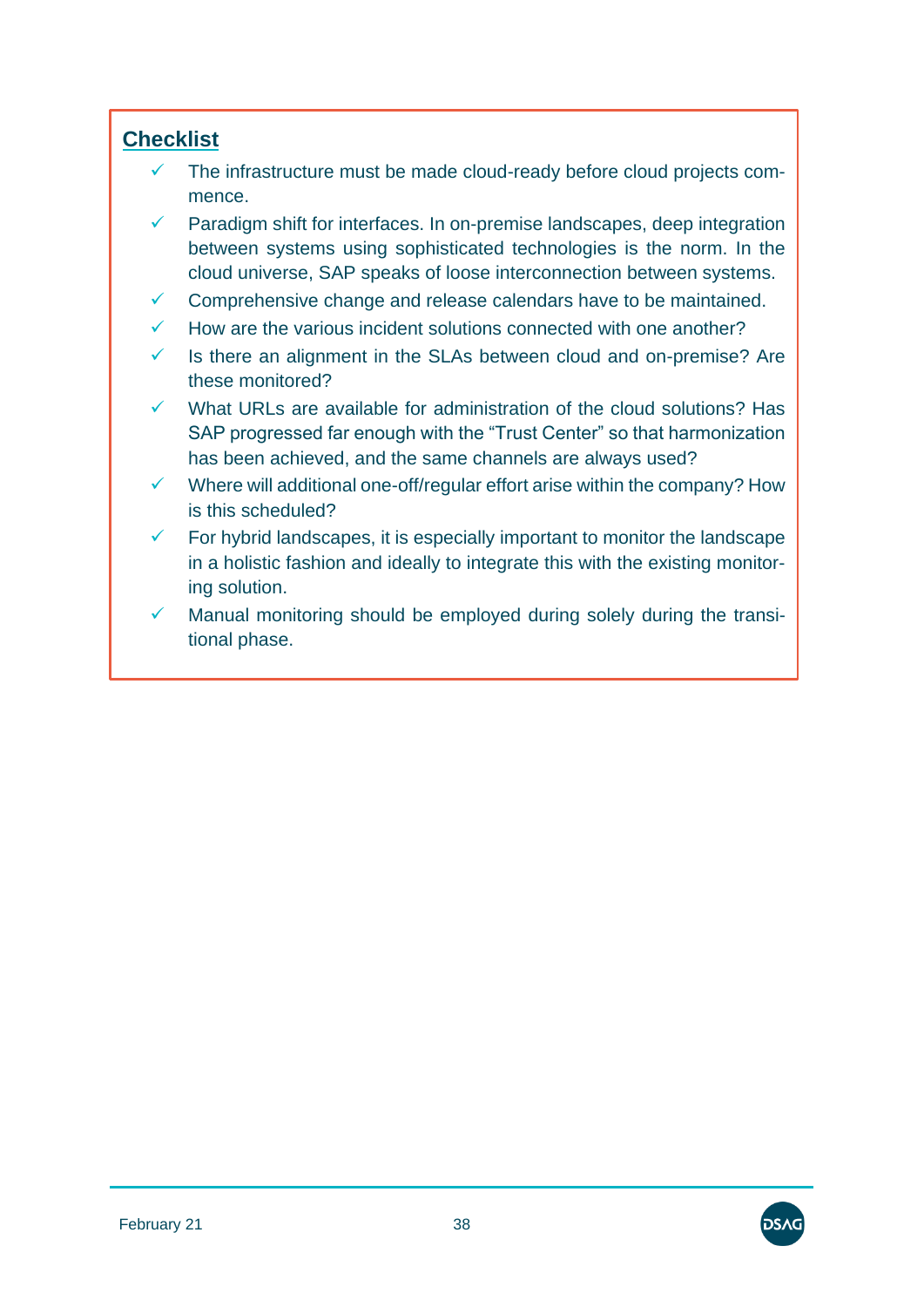**Checklist**

- ✓ The infrastructure must be made cloud-ready before cloud projects commence.
- ✓ Paradigm shift for interfaces. In on-premise landscapes, deep integration between systems using sophisticated technologies is the norm. In the cloud universe, SAP speaks of loose interconnection between systems.
- ✓ Comprehensive change and release calendars have to be maintained.
- ✓ How are the various incident solutions connected with one another?
- ✓ Is there an alignment in the SLAs between cloud and on-premise? Are these monitored?
- ✓ What URLs are available for administration of the cloud solutions? Has SAP progressed far enough with the "Trust Center" so that harmonization has been achieved, and the same channels are always used?
- ✓ Where will additional one-off/regular effort arise within the company? How is this scheduled?
- ✓ For hybrid landscapes, it is especially important to monitor the landscape in a holistic fashion and ideally to integrate this with the existing monitoring solution.
- ✓ Manual monitoring should be employed during solely during the transitional phase.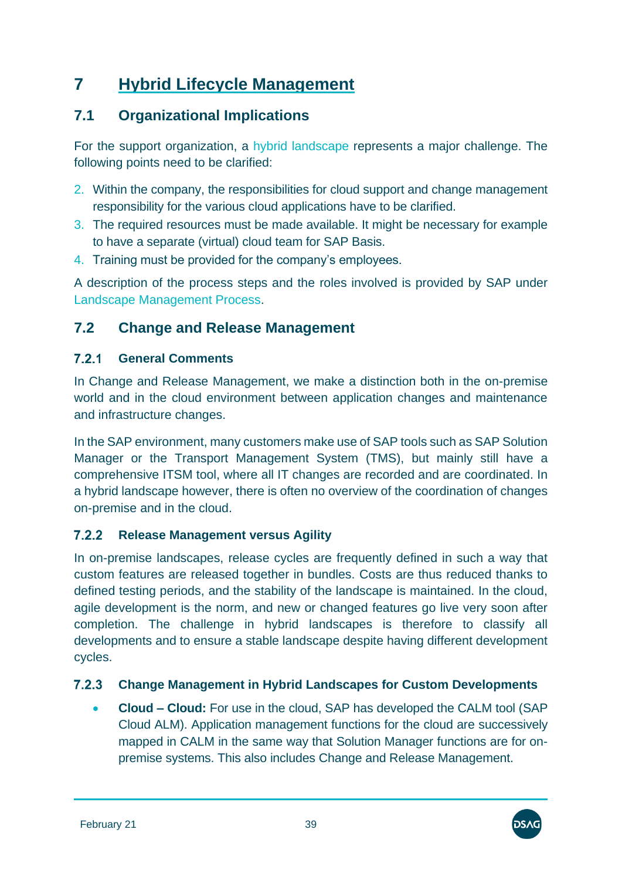# 7 Hybrid Lifecycle Management

## 7.1 Organizational Implications

For the support organization, a hybrid landscape represents a major challenge. The following points need to be clarified:

2. Within the company, the responsibilities for cloud support and change management responsibility for the various cloud applications have to be clarified.
3. The required resources must be made available. It might be necessary for example to have a separate (virtual) cloud team for SAP Basis.
4. Training must be provided for the company's employees.

A description of the process steps and the roles involved is provided by SAP under Landscape Management Process.

## 7.2 Change and Release Management

### 7.2.1 General Comments

In Change and Release Management, we make a distinction both in the on-premise world and in the cloud environment between application changes and maintenance and infrastructure changes.

In the SAP environment, many customers make use of SAP tools such as SAP Solution Manager or the Transport Management System (TMS), but mainly still have a comprehensive ITSM tool, where all IT changes are recorded and are coordinated. In a hybrid landscape however, there is often no overview of the coordination of changes on-premise and in the cloud.

### 7.2.2 Release Management versus Agility

In on-premise landscapes, release cycles are frequently defined in such a way that custom features are released together in bundles. Costs are thus reduced thanks to defined testing periods, and the stability of the landscape is maintained. In the cloud, agile development is the norm, and new or changed features go live very soon after completion. The challenge in hybrid landscapes is therefore to classify all developments and to ensure a stable landscape despite having different development cycles.

### 7.2.3 Change Management in Hybrid Landscapes for Custom Developments

- **Cloud – Cloud:** For use in the cloud, SAP has developed the CALM tool (SAP Cloud ALM). Application management functions for the cloud are successively mapped in CALM in the same way that Solution Manager functions are for on-premise systems. This also includes Change and Release Management.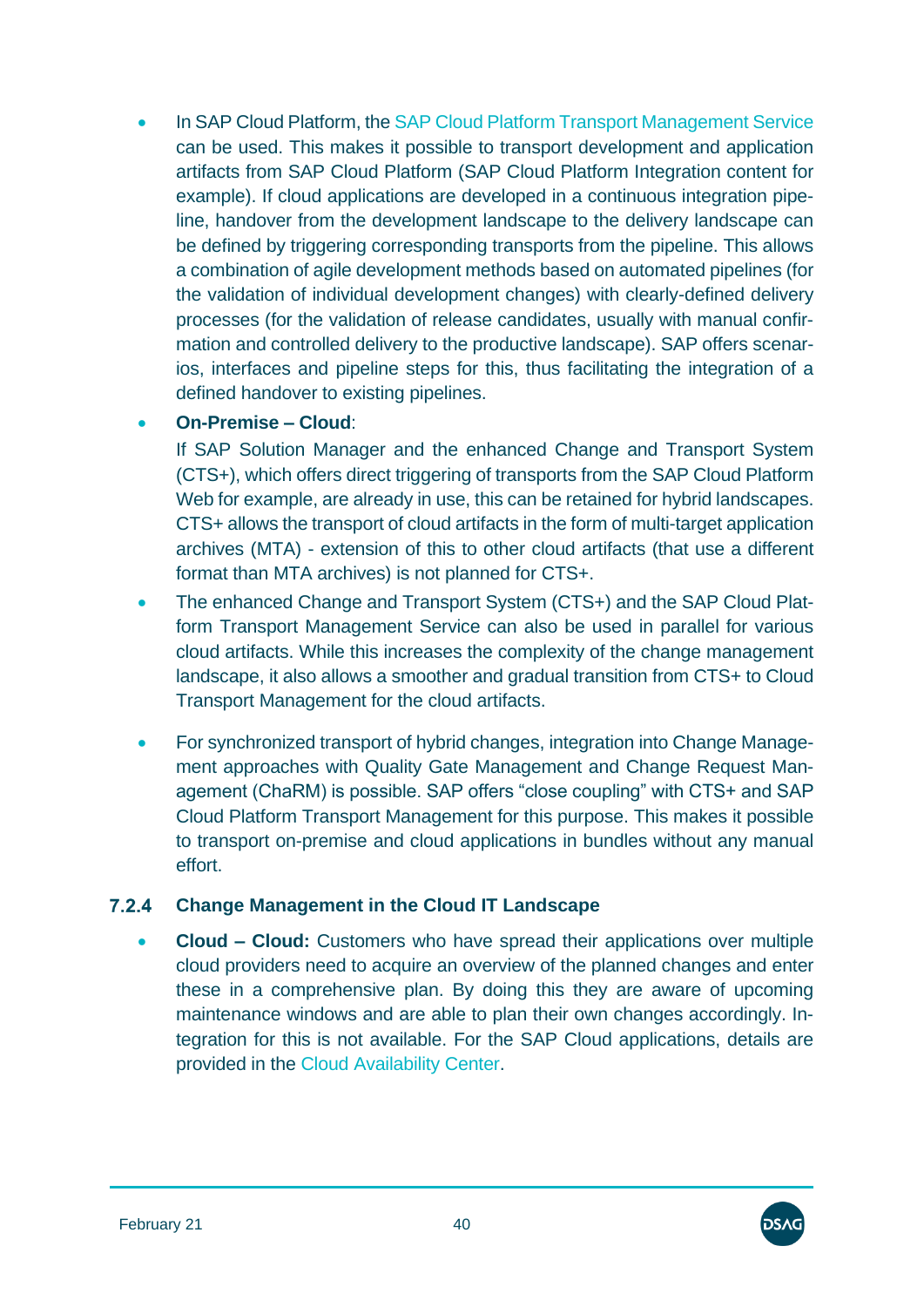- In SAP Cloud Platform, the SAP Cloud Platform Transport Management Service can be used. This makes it possible to transport development and application artifacts from SAP Cloud Platform (SAP Cloud Platform Integration content for example). If cloud applications are developed in a continuous integration pipeline, handover from the development landscape to the delivery landscape can be defined by triggering corresponding transports from the pipeline. This allows a combination of agile development methods based on automated pipelines (for the validation of individual development changes) with clearly-defined delivery processes (for the validation of release candidates, usually with manual confirmation and controlled delivery to the productive landscape). SAP offers scenarios, interfaces and pipeline steps for this, thus facilitating the integration of a defined handover to existing pipelines.
- **On-Premise – Cloud**:
  If SAP Solution Manager and the enhanced Change and Transport System (CTS+), which offers direct triggering of transports from the SAP Cloud Platform Web for example, are already in use, this can be retained for hybrid landscapes. CTS+ allows the transport of cloud artifacts in the form of multi-target application archives (MTA) - extension of this to other cloud artifacts (that use a different format than MTA archives) is not planned for CTS+.
- The enhanced Change and Transport System (CTS+) and the SAP Cloud Platform Transport Management Service can also be used in parallel for various cloud artifacts. While this increases the complexity of the change management landscape, it also allows a smoother and gradual transition from CTS+ to Cloud Transport Management for the cloud artifacts.
- For synchronized transport of hybrid changes, integration into Change Management approaches with Quality Gate Management and Change Request Management (ChaRM) is possible. SAP offers "close coupling" with CTS+ and SAP Cloud Platform Transport Management for this purpose. This makes it possible to transport on-premise and cloud applications in bundles without any manual effort.

### 7.2.4 Change Management in the Cloud IT Landscape

- **Cloud – Cloud:** Customers who have spread their applications over multiple cloud providers need to acquire an overview of the planned changes and enter these in a comprehensive plan. By doing this they are aware of upcoming maintenance windows and are able to plan their own changes accordingly. Integration for this is not available. For the SAP Cloud applications, details are provided in the Cloud Availability Center.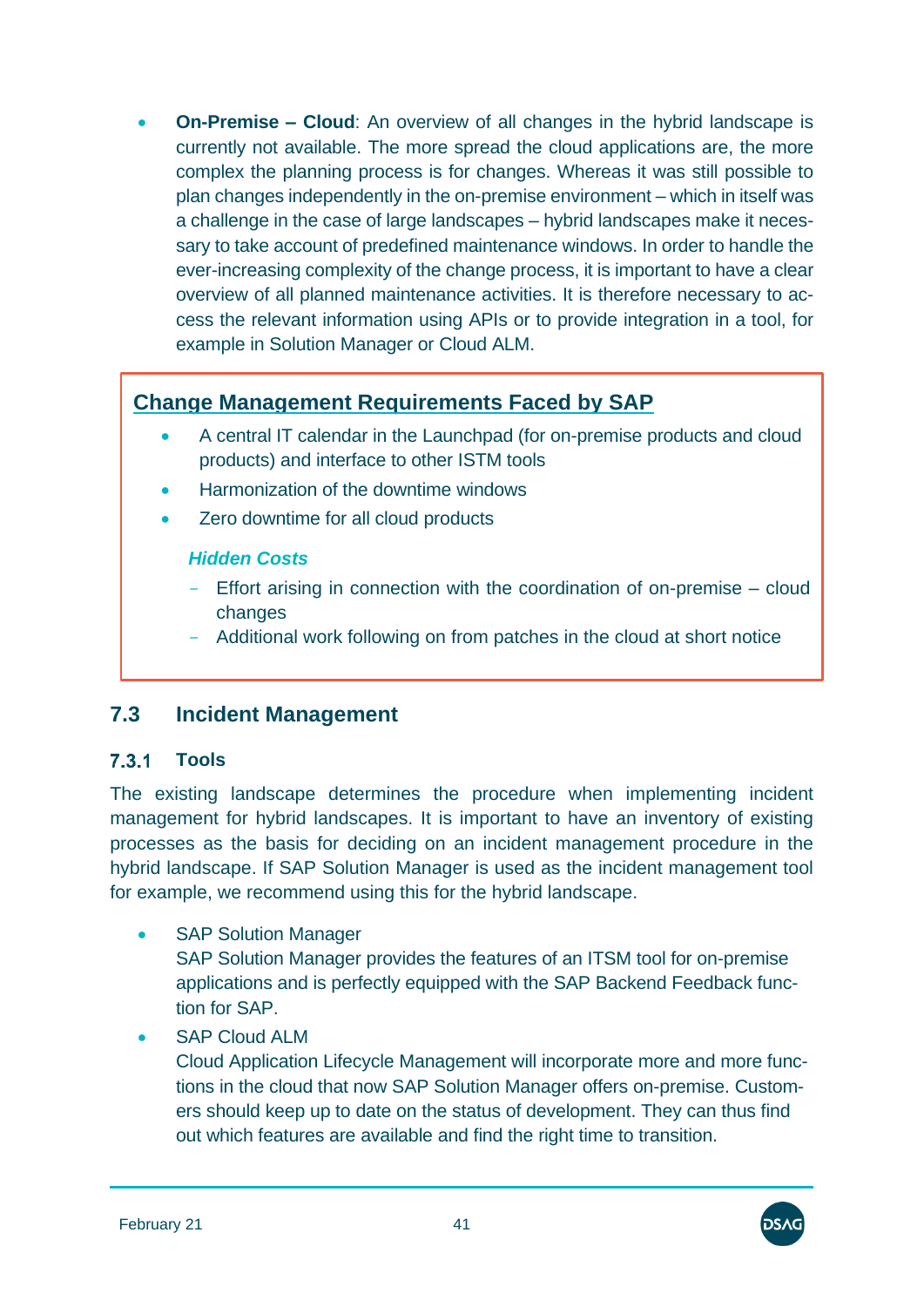- **On-Premise – Cloud**: An overview of all changes in the hybrid landscape is currently not available. The more spread the cloud applications are, the more complex the planning process is for changes. Whereas it was still possible to plan changes independently in the on-premise environment – which in itself was a challenge in the case of large landscapes – hybrid landscapes make it necessary to take account of predefined maintenance windows. In order to handle the ever-increasing complexity of the change process, it is important to have a clear overview of all planned maintenance activities. It is therefore necessary to access the relevant information using APIs or to provide integration in a tool, for example in Solution Manager or Cloud ALM.

**Change Management Requirements Faced by SAP**

- A central IT calendar in the Launchpad (for on-premise products and cloud products) and interface to other ISTM tools
- Harmonization of the downtime windows
- Zero downtime for all cloud products

***Hidden Costs***

- Effort arising in connection with the coordination of on-premise – cloud changes
- Additional work following on from patches in the cloud at short notice

## 7.3 Incident Management

### 7.3.1 Tools

The existing landscape determines the procedure when implementing incident management for hybrid landscapes. It is important to have an inventory of existing processes as the basis for deciding on an incident management procedure in the hybrid landscape. If SAP Solution Manager is used as the incident management tool for example, we recommend using this for the hybrid landscape.

- SAP Solution Manager
  SAP Solution Manager provides the features of an ITSM tool for on-premise applications and is perfectly equipped with the SAP Backend Feedback function for SAP.
- SAP Cloud ALM
  Cloud Application Lifecycle Management will incorporate more and more functions in the cloud that now SAP Solution Manager offers on-premise. Customers should keep up to date on the status of development. They can thus find out which features are available and find the right time to transition.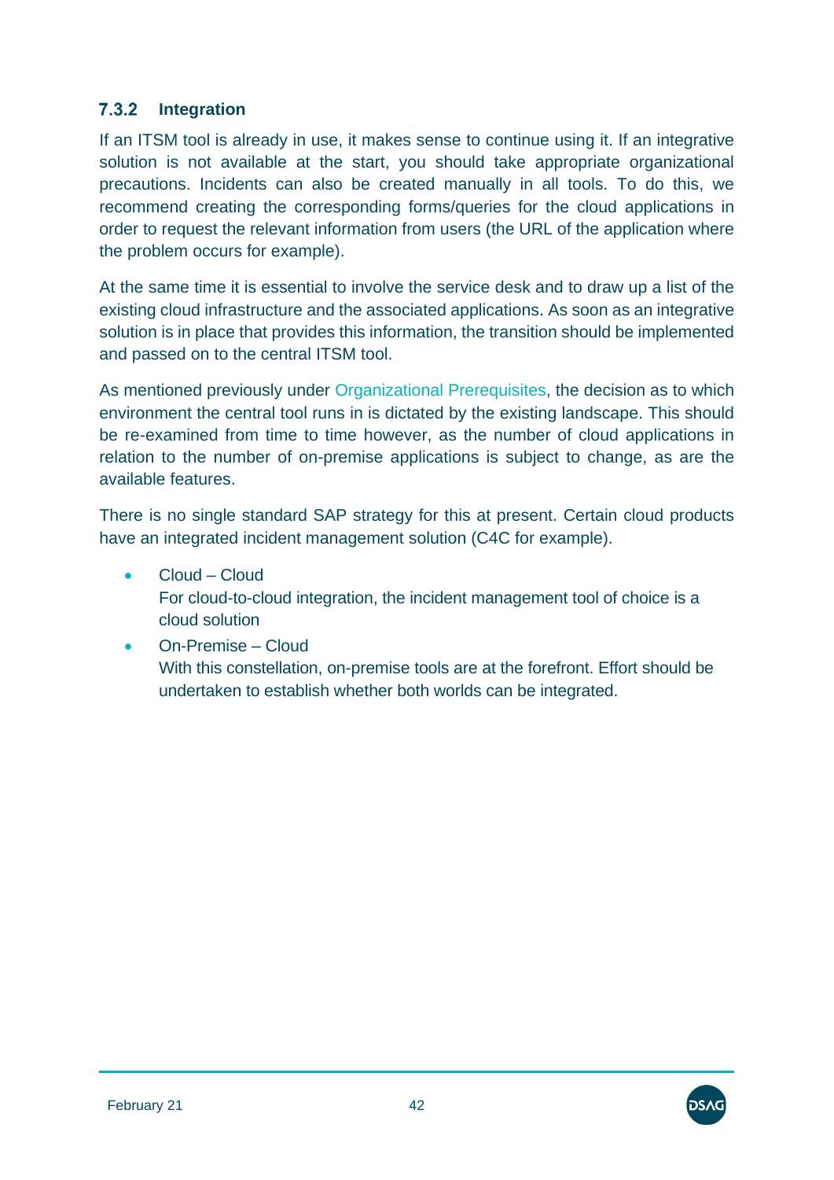### 7.3.2 Integration

If an ITSM tool is already in use, it makes sense to continue using it. If an integrative solution is not available at the start, you should take appropriate organizational precautions. Incidents can also be created manually in all tools. To do this, we recommend creating the corresponding forms/queries for the cloud applications in order to request the relevant information from users (the URL of the application where the problem occurs for example).

At the same time it is essential to involve the service desk and to draw up a list of the existing cloud infrastructure and the associated applications. As soon as an integrative solution is in place that provides this information, the transition should be implemented and passed on to the central ITSM tool.

As mentioned previously under Organizational Prerequisites, the decision as to which environment the central tool runs in is dictated by the existing landscape. This should be re-examined from time to time however, as the number of cloud applications in relation to the number of on-premise applications is subject to change, as are the available features.

There is no single standard SAP strategy for this at present. Certain cloud products have an integrated incident management solution (C4C for example).

- Cloud – Cloud
  For cloud-to-cloud integration, the incident management tool of choice is a cloud solution
- On-Premise – Cloud
  With this constellation, on-premise tools are at the forefront. Effort should be undertaken to establish whether both worlds can be integrated.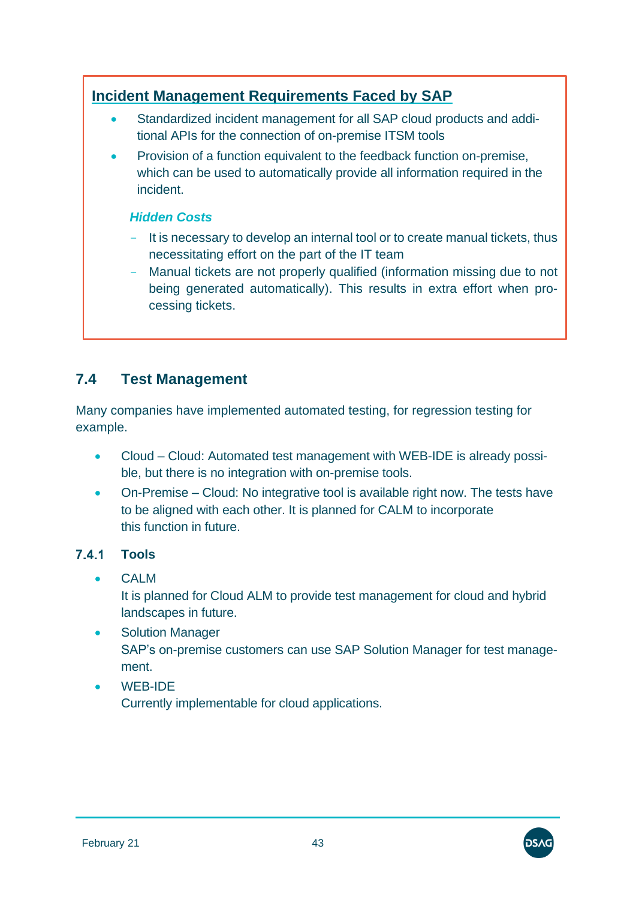**Incident Management Requirements Faced by SAP**

- Standardized incident management for all SAP cloud products and additional APIs for the connection of on-premise ITSM tools
- Provision of a function equivalent to the feedback function on-premise, which can be used to automatically provide all information required in the incident.

***Hidden Costs***

- It is necessary to develop an internal tool or to create manual tickets, thus necessitating effort on the part of the IT team
- Manual tickets are not properly qualified (information missing due to not being generated automatically). This results in extra effort when processing tickets.

## 7.4 Test Management

Many companies have implemented automated testing, for regression testing for example.

- Cloud – Cloud: Automated test management with WEB-IDE is already possible, but there is no integration with on-premise tools.
- On-Premise – Cloud: No integrative tool is available right now. The tests have to be aligned with each other. It is planned for CALM to incorporate this function in future.

### 7.4.1 Tools

- CALM
  It is planned for Cloud ALM to provide test management for cloud and hybrid landscapes in future.
- Solution Manager
  SAP's on-premise customers can use SAP Solution Manager for test management.
- WEB-IDE
  Currently implementable for cloud applications.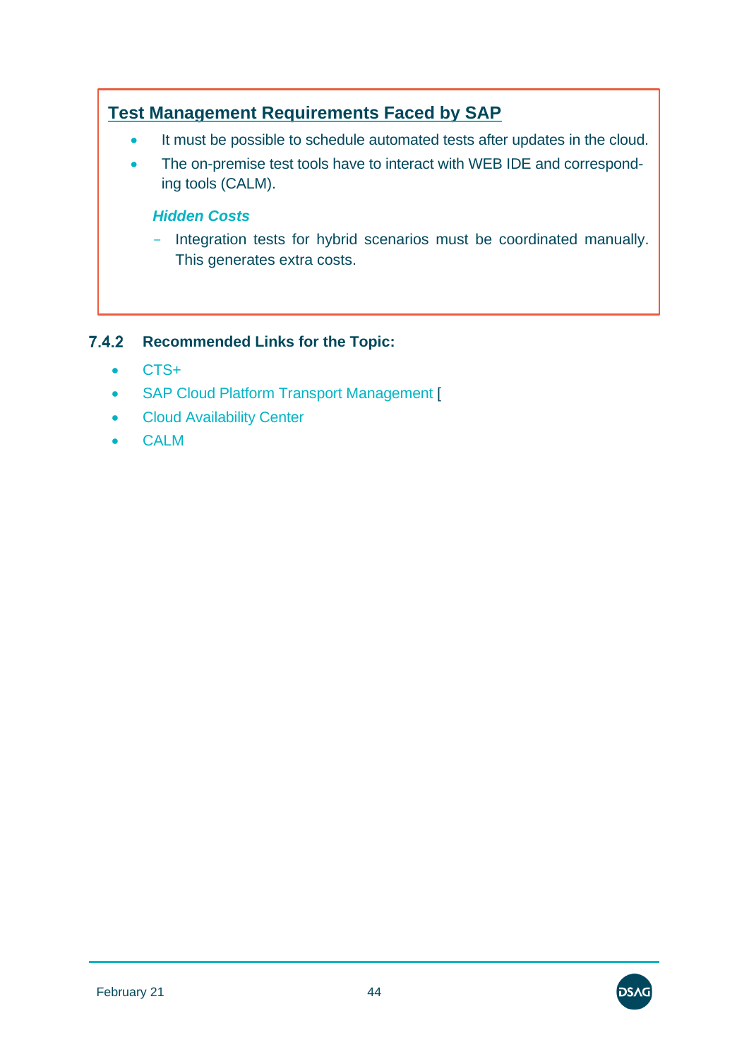**Test Management Requirements Faced by SAP**

- It must be possible to schedule automated tests after updates in the cloud.
- The on-premise test tools have to interact with WEB IDE and corresponding tools (CALM).

***Hidden Costs***

- Integration tests for hybrid scenarios must be coordinated manually. This generates extra costs.

### 7.4.2 Recommended Links for the Topic:

- CTS+
- SAP Cloud Platform Transport Management [
- Cloud Availability Center
- CALM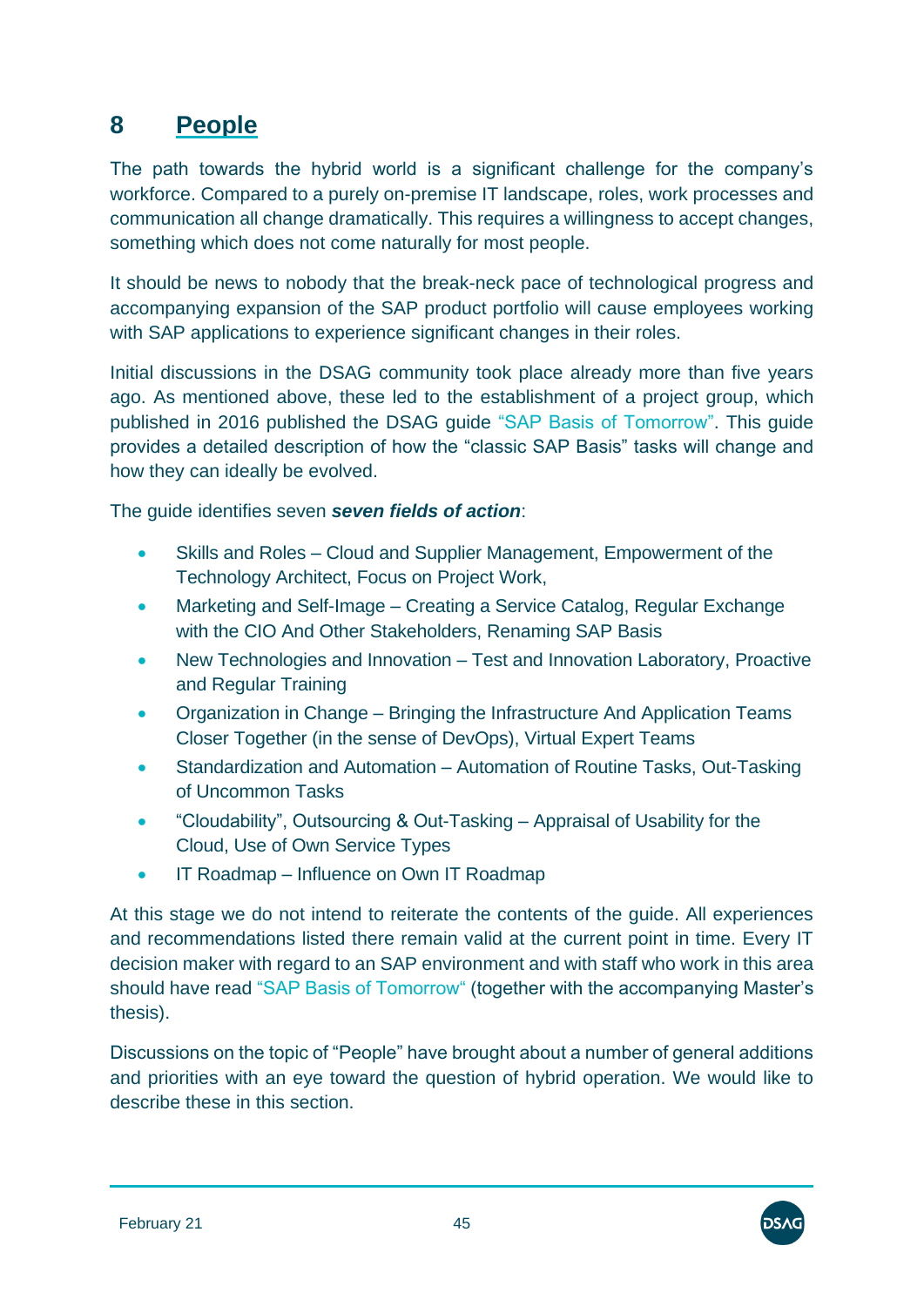# 8 People

The path towards the hybrid world is a significant challenge for the company's workforce. Compared to a purely on-premise IT landscape, roles, work processes and communication all change dramatically. This requires a willingness to accept changes, something which does not come naturally for most people.

It should be news to nobody that the break-neck pace of technological progress and accompanying expansion of the SAP product portfolio will cause employees working with SAP applications to experience significant changes in their roles.

Initial discussions in the DSAG community took place already more than five years ago. As mentioned above, these led to the establishment of a project group, which published in 2016 published the DSAG guide "SAP Basis of Tomorrow". This guide provides a detailed description of how the "classic SAP Basis" tasks will change and how they can ideally be evolved.

The guide identifies seven ***seven fields of action***:

- Skills and Roles – Cloud and Supplier Management, Empowerment of the Technology Architect, Focus on Project Work,
- Marketing and Self-Image – Creating a Service Catalog, Regular Exchange with the CIO And Other Stakeholders, Renaming SAP Basis
- New Technologies and Innovation – Test and Innovation Laboratory, Proactive and Regular Training
- Organization in Change – Bringing the Infrastructure And Application Teams Closer Together (in the sense of DevOps), Virtual Expert Teams
- Standardization and Automation – Automation of Routine Tasks, Out-Tasking of Uncommon Tasks
- "Cloudability", Outsourcing & Out-Tasking – Appraisal of Usability for the Cloud, Use of Own Service Types
- IT Roadmap – Influence on Own IT Roadmap

At this stage we do not intend to reiterate the contents of the guide. All experiences and recommendations listed there remain valid at the current point in time. Every IT decision maker with regard to an SAP environment and with staff who work in this area should have read "SAP Basis of Tomorrow" (together with the accompanying Master's thesis).

Discussions on the topic of "People" have brought about a number of general additions and priorities with an eye toward the question of hybrid operation. We would like to describe these in this section.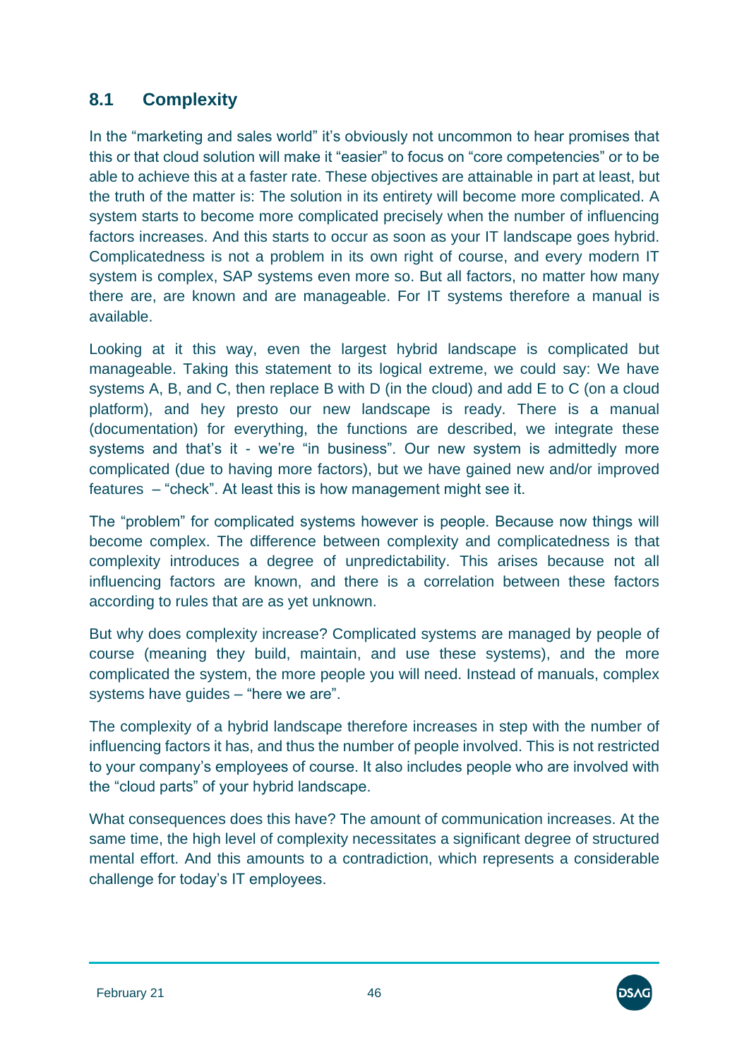## 8.1 Complexity

In the “marketing and sales world” it’s obviously not uncommon to hear promises that this or that cloud solution will make it “easier” to focus on “core competencies” or to be able to achieve this at a faster rate. These objectives are attainable in part at least, but the truth of the matter is: The solution in its entirety will become more complicated. A system starts to become more complicated precisely when the number of influencing factors increases. And this starts to occur as soon as your IT landscape goes hybrid. Complicatedness is not a problem in its own right of course, and every modern IT system is complex, SAP systems even more so. But all factors, no matter how many there are, are known and are manageable. For IT systems therefore a manual is available.

Looking at it this way, even the largest hybrid landscape is complicated but manageable. Taking this statement to its logical extreme, we could say: We have systems A, B, and C, then replace B with D (in the cloud) and add E to C (on a cloud platform), and hey presto our new landscape is ready. There is a manual (documentation) for everything, the functions are described, we integrate these systems and that’s it - we’re “in business”. Our new system is admittedly more complicated (due to having more factors), but we have gained new and/or improved features – “check”. At least this is how management might see it.

The “problem” for complicated systems however is people. Because now things will become complex. The difference between complexity and complicatedness is that complexity introduces a degree of unpredictability. This arises because not all influencing factors are known, and there is a correlation between these factors according to rules that are as yet unknown.

But why does complexity increase? Complicated systems are managed by people of course (meaning they build, maintain, and use these systems), and the more complicated the system, the more people you will need. Instead of manuals, complex systems have guides – “here we are”.

The complexity of a hybrid landscape therefore increases in step with the number of influencing factors it has, and thus the number of people involved. This is not restricted to your company’s employees of course. It also includes people who are involved with the “cloud parts” of your hybrid landscape.

What consequences does this have? The amount of communication increases. At the same time, the high level of complexity necessitates a significant degree of structured mental effort. And this amounts to a contradiction, which represents a considerable challenge for today’s IT employees.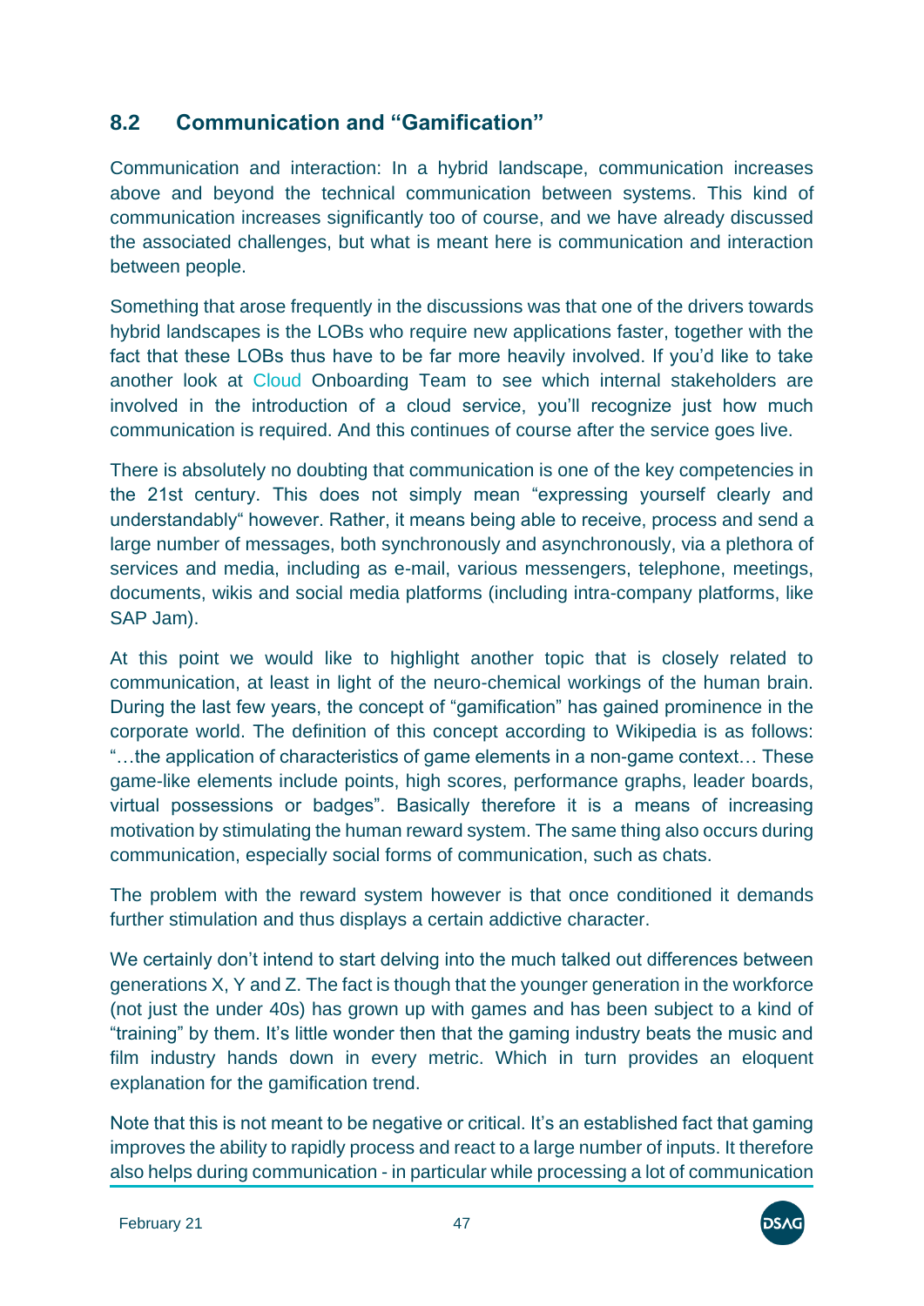## 8.2 Communication and "Gamification"

Communication and interaction: In a hybrid landscape, communication increases above and beyond the technical communication between systems. This kind of communication increases significantly too of course, and we have already discussed the associated challenges, but what is meant here is communication and interaction between people.

Something that arose frequently in the discussions was that one of the drivers towards hybrid landscapes is the LOBs who require new applications faster, together with the fact that these LOBs thus have to be far more heavily involved. If you'd like to take another look at Cloud Onboarding Team to see which internal stakeholders are involved in the introduction of a cloud service, you'll recognize just how much communication is required. And this continues of course after the service goes live.

There is absolutely no doubting that communication is one of the key competencies in the 21st century. This does not simply mean "expressing yourself clearly and understandably" however. Rather, it means being able to receive, process and send a large number of messages, both synchronously and asynchronously, via a plethora of services and media, including as e-mail, various messengers, telephone, meetings, documents, wikis and social media platforms (including intra-company platforms, like SAP Jam).

At this point we would like to highlight another topic that is closely related to communication, at least in light of the neuro-chemical workings of the human brain. During the last few years, the concept of "gamification" has gained prominence in the corporate world. The definition of this concept according to Wikipedia is as follows: "…the application of characteristics of game elements in a non-game context… These game-like elements include points, high scores, performance graphs, leader boards, virtual possessions or badges". Basically therefore it is a means of increasing motivation by stimulating the human reward system. The same thing also occurs during communication, especially social forms of communication, such as chats.

The problem with the reward system however is that once conditioned it demands further stimulation and thus displays a certain addictive character.

We certainly don't intend to start delving into the much talked out differences between generations X, Y and Z. The fact is though that the younger generation in the workforce (not just the under 40s) has grown up with games and has been subject to a kind of "training" by them. It's little wonder then that the gaming industry beats the music and film industry hands down in every metric. Which in turn provides an eloquent explanation for the gamification trend.

Note that this is not meant to be negative or critical. It's an established fact that gaming improves the ability to rapidly process and react to a large number of inputs. It therefore also helps during communication - in particular while processing a lot of communication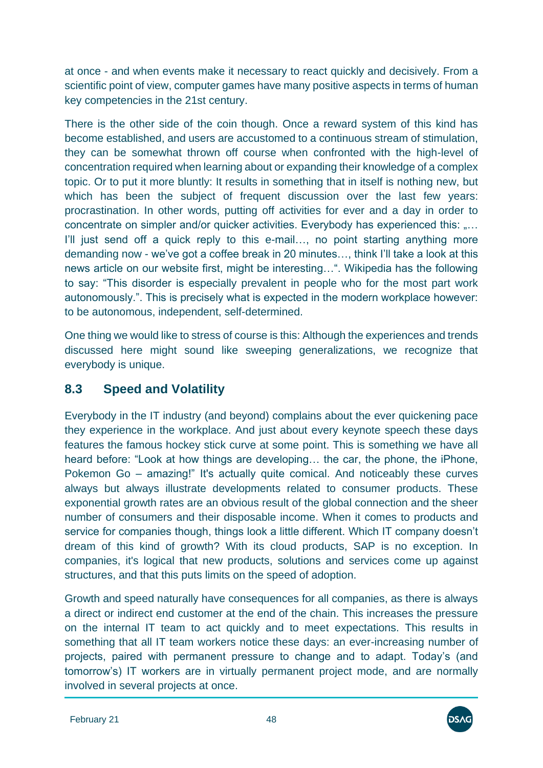at once - and when events make it necessary to react quickly and decisively. From a scientific point of view, computer games have many positive aspects in terms of human key competencies in the 21st century.

There is the other side of the coin though. Once a reward system of this kind has become established, and users are accustomed to a continuous stream of stimulation, they can be somewhat thrown off course when confronted with the high-level of concentration required when learning about or expanding their knowledge of a complex topic. Or to put it more bluntly: It results in something that in itself is nothing new, but which has been the subject of frequent discussion over the last few years: procrastination. In other words, putting off activities for ever and a day in order to concentrate on simpler and/or quicker activities. Everybody has experienced this: „… I'll just send off a quick reply to this e-mail…, no point starting anything more demanding now - we've got a coffee break in 20 minutes…, think I'll take a look at this news article on our website first, might be interesting…". Wikipedia has the following to say: "This disorder is especially prevalent in people who for the most part work autonomously.". This is precisely what is expected in the modern workplace however: to be autonomous, independent, self-determined.

One thing we would like to stress of course is this: Although the experiences and trends discussed here might sound like sweeping generalizations, we recognize that everybody is unique.

## 8.3 Speed and Volatility

Everybody in the IT industry (and beyond) complains about the ever quickening pace they experience in the workplace. And just about every keynote speech these days features the famous hockey stick curve at some point. This is something we have all heard before: "Look at how things are developing… the car, the phone, the iPhone, Pokemon Go – amazing!" It's actually quite comical. And noticeably these curves always but always illustrate developments related to consumer products. These exponential growth rates are an obvious result of the global connection and the sheer number of consumers and their disposable income. When it comes to products and service for companies though, things look a little different. Which IT company doesn't dream of this kind of growth? With its cloud products, SAP is no exception. In companies, it's logical that new products, solutions and services come up against structures, and that this puts limits on the speed of adoption.

Growth and speed naturally have consequences for all companies, as there is always a direct or indirect end customer at the end of the chain. This increases the pressure on the internal IT team to act quickly and to meet expectations. This results in something that all IT team workers notice these days: an ever-increasing number of projects, paired with permanent pressure to change and to adapt. Today's (and tomorrow's) IT workers are in virtually permanent project mode, and are normally involved in several projects at once.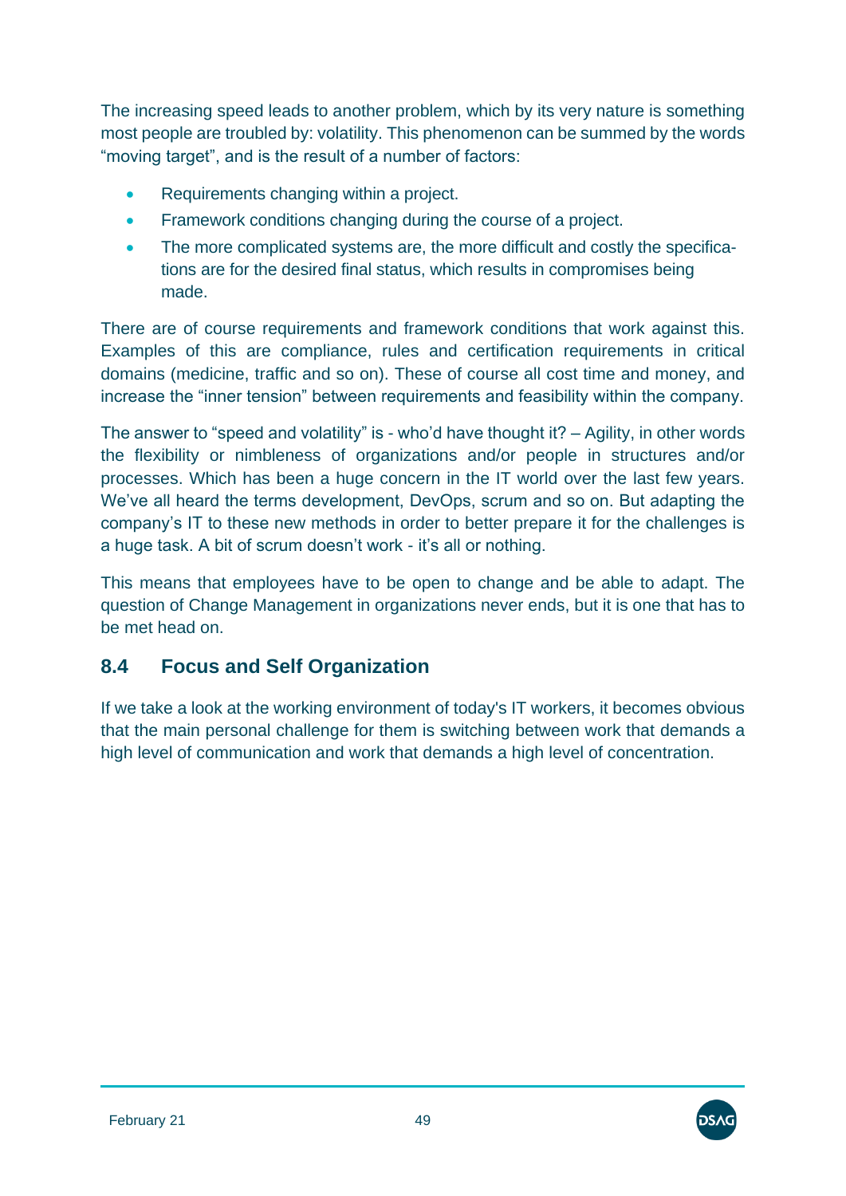The increasing speed leads to another problem, which by its very nature is something most people are troubled by: volatility. This phenomenon can be summed by the words "moving target", and is the result of a number of factors:

- Requirements changing within a project.
- Framework conditions changing during the course of a project.
- The more complicated systems are, the more difficult and costly the specifications are for the desired final status, which results in compromises being made.

There are of course requirements and framework conditions that work against this. Examples of this are compliance, rules and certification requirements in critical domains (medicine, traffic and so on). These of course all cost time and money, and increase the "inner tension" between requirements and feasibility within the company.

The answer to "speed and volatility" is - who'd have thought it? – Agility, in other words the flexibility or nimbleness of organizations and/or people in structures and/or processes. Which has been a huge concern in the IT world over the last few years. We've all heard the terms development, DevOps, scrum and so on. But adapting the company's IT to these new methods in order to better prepare it for the challenges is a huge task. A bit of scrum doesn't work - it's all or nothing.

This means that employees have to be open to change and be able to adapt. The question of Change Management in organizations never ends, but it is one that has to be met head on.

## 8.4 Focus and Self Organization

If we take a look at the working environment of today's IT workers, it becomes obvious that the main personal challenge for them is switching between work that demands a high level of communication and work that demands a high level of concentration.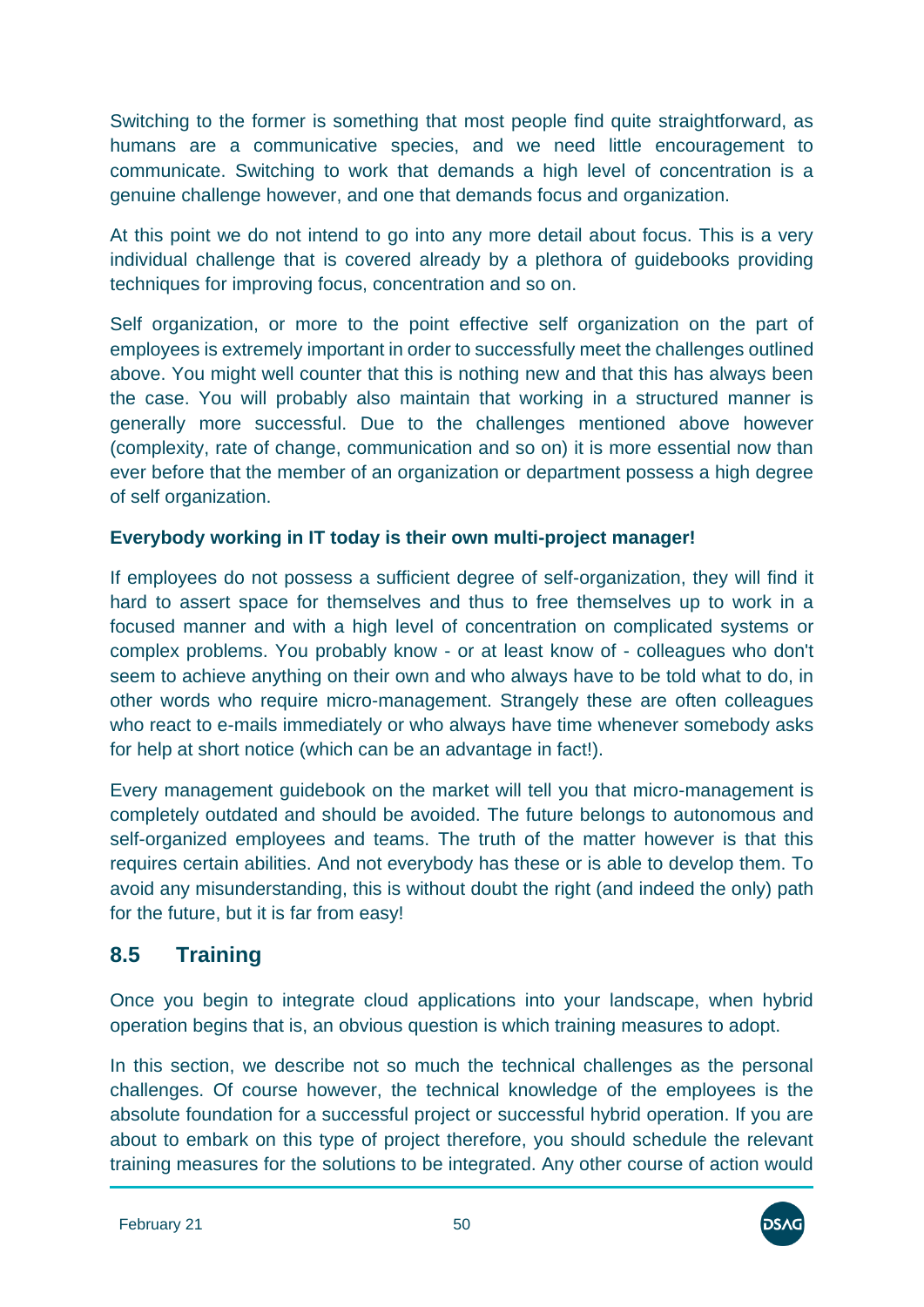Switching to the former is something that most people find quite straightforward, as humans are a communicative species, and we need little encouragement to communicate. Switching to work that demands a high level of concentration is a genuine challenge however, and one that demands focus and organization.

At this point we do not intend to go into any more detail about focus. This is a very individual challenge that is covered already by a plethora of guidebooks providing techniques for improving focus, concentration and so on.

Self organization, or more to the point effective self organization on the part of employees is extremely important in order to successfully meet the challenges outlined above. You might well counter that this is nothing new and that this has always been the case. You will probably also maintain that working in a structured manner is generally more successful. Due to the challenges mentioned above however (complexity, rate of change, communication and so on) it is more essential now than ever before that the member of an organization or department possess a high degree of self organization.

**Everybody working in IT today is their own multi-project manager!**

If employees do not possess a sufficient degree of self-organization, they will find it hard to assert space for themselves and thus to free themselves up to work in a focused manner and with a high level of concentration on complicated systems or complex problems. You probably know - or at least know of - colleagues who don't seem to achieve anything on their own and who always have to be told what to do, in other words who require micro-management. Strangely these are often colleagues who react to e-mails immediately or who always have time whenever somebody asks for help at short notice (which can be an advantage in fact!).

Every management guidebook on the market will tell you that micro-management is completely outdated and should be avoided. The future belongs to autonomous and self-organized employees and teams. The truth of the matter however is that this requires certain abilities. And not everybody has these or is able to develop them. To avoid any misunderstanding, this is without doubt the right (and indeed the only) path for the future, but it is far from easy!

## 8.5 Training

Once you begin to integrate cloud applications into your landscape, when hybrid operation begins that is, an obvious question is which training measures to adopt.

In this section, we describe not so much the technical challenges as the personal challenges. Of course however, the technical knowledge of the employees is the absolute foundation for a successful project or successful hybrid operation. If you are about to embark on this type of project therefore, you should schedule the relevant training measures for the solutions to be integrated. Any other course of action would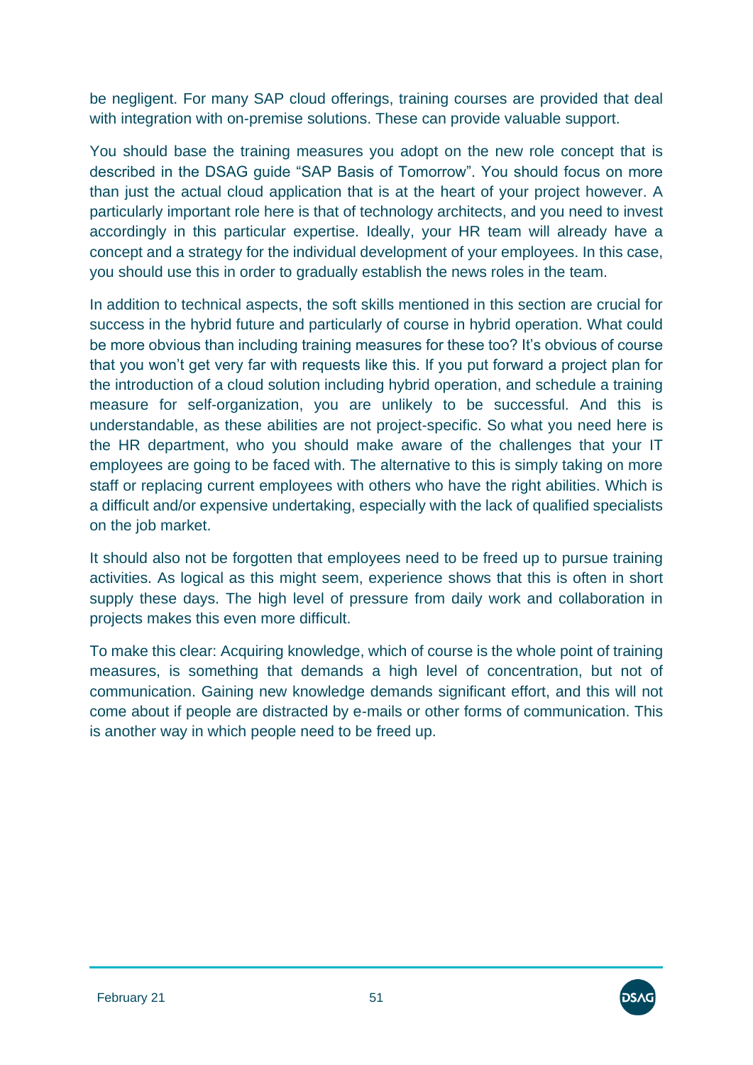be negligent. For many SAP cloud offerings, training courses are provided that deal with integration with on-premise solutions. These can provide valuable support.

You should base the training measures you adopt on the new role concept that is described in the DSAG guide “SAP Basis of Tomorrow”. You should focus on more than just the actual cloud application that is at the heart of your project however. A particularly important role here is that of technology architects, and you need to invest accordingly in this particular expertise. Ideally, your HR team will already have a concept and a strategy for the individual development of your employees. In this case, you should use this in order to gradually establish the news roles in the team.

In addition to technical aspects, the soft skills mentioned in this section are crucial for success in the hybrid future and particularly of course in hybrid operation. What could be more obvious than including training measures for these too? It’s obvious of course that you won’t get very far with requests like this. If you put forward a project plan for the introduction of a cloud solution including hybrid operation, and schedule a training measure for self-organization, you are unlikely to be successful. And this is understandable, as these abilities are not project-specific. So what you need here is the HR department, who you should make aware of the challenges that your IT employees are going to be faced with. The alternative to this is simply taking on more staff or replacing current employees with others who have the right abilities. Which is a difficult and/or expensive undertaking, especially with the lack of qualified specialists on the job market.

It should also not be forgotten that employees need to be freed up to pursue training activities. As logical as this might seem, experience shows that this is often in short supply these days. The high level of pressure from daily work and collaboration in projects makes this even more difficult.

To make this clear: Acquiring knowledge, which of course is the whole point of training measures, is something that demands a high level of concentration, but not of communication. Gaining new knowledge demands significant effort, and this will not come about if people are distracted by e-mails or other forms of communication. This is another way in which people need to be freed up.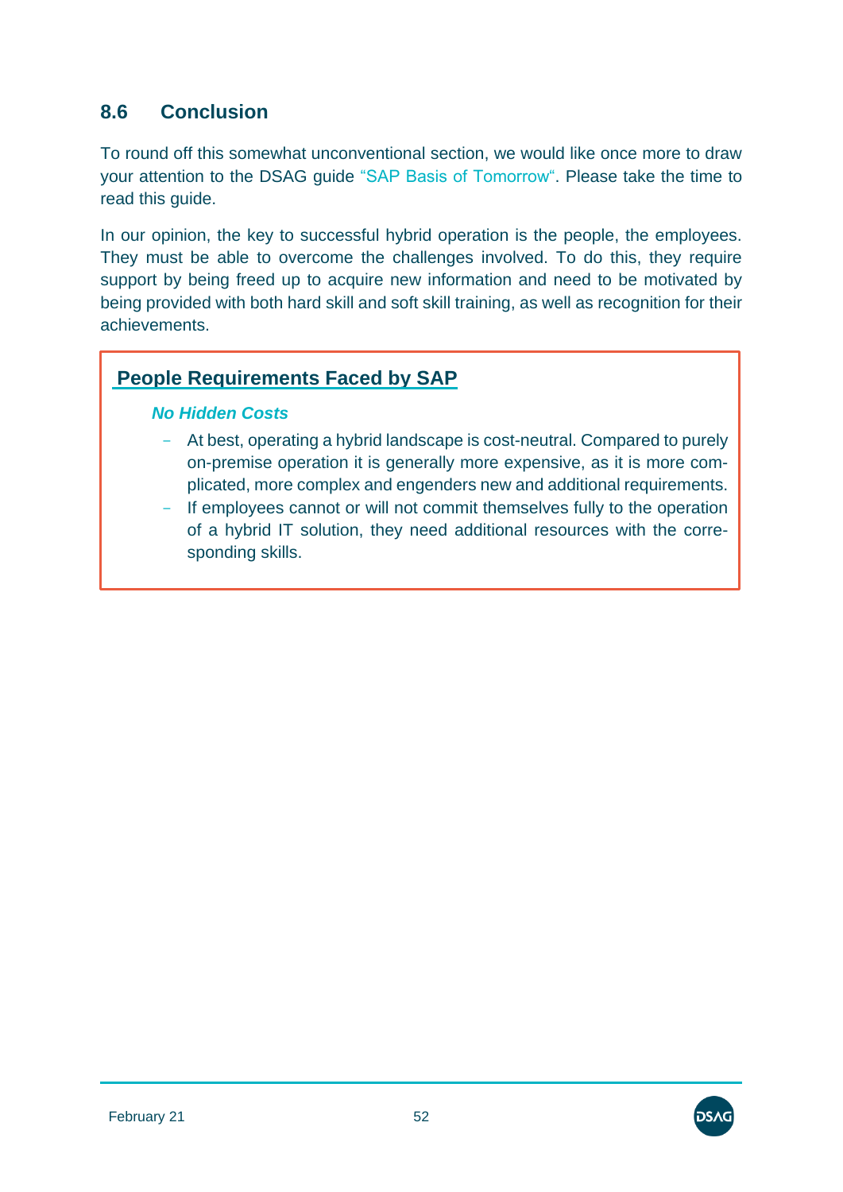## 8.6 Conclusion

To round off this somewhat unconventional section, we would like once more to draw your attention to the DSAG guide "SAP Basis of Tomorrow". Please take the time to read this guide.

In our opinion, the key to successful hybrid operation is the people, the employees. They must be able to overcome the challenges involved. To do this, they require support by being freed up to acquire new information and need to be motivated by being provided with both hard skill and soft skill training, as well as recognition for their achievements.

**People Requirements Faced by SAP**

***No Hidden Costs***

- At best, operating a hybrid landscape is cost-neutral. Compared to purely on-premise operation it is generally more expensive, as it is more complicated, more complex and engenders new and additional requirements.
- If employees cannot or will not commit themselves fully to the operation of a hybrid IT solution, they need additional resources with the corresponding skills.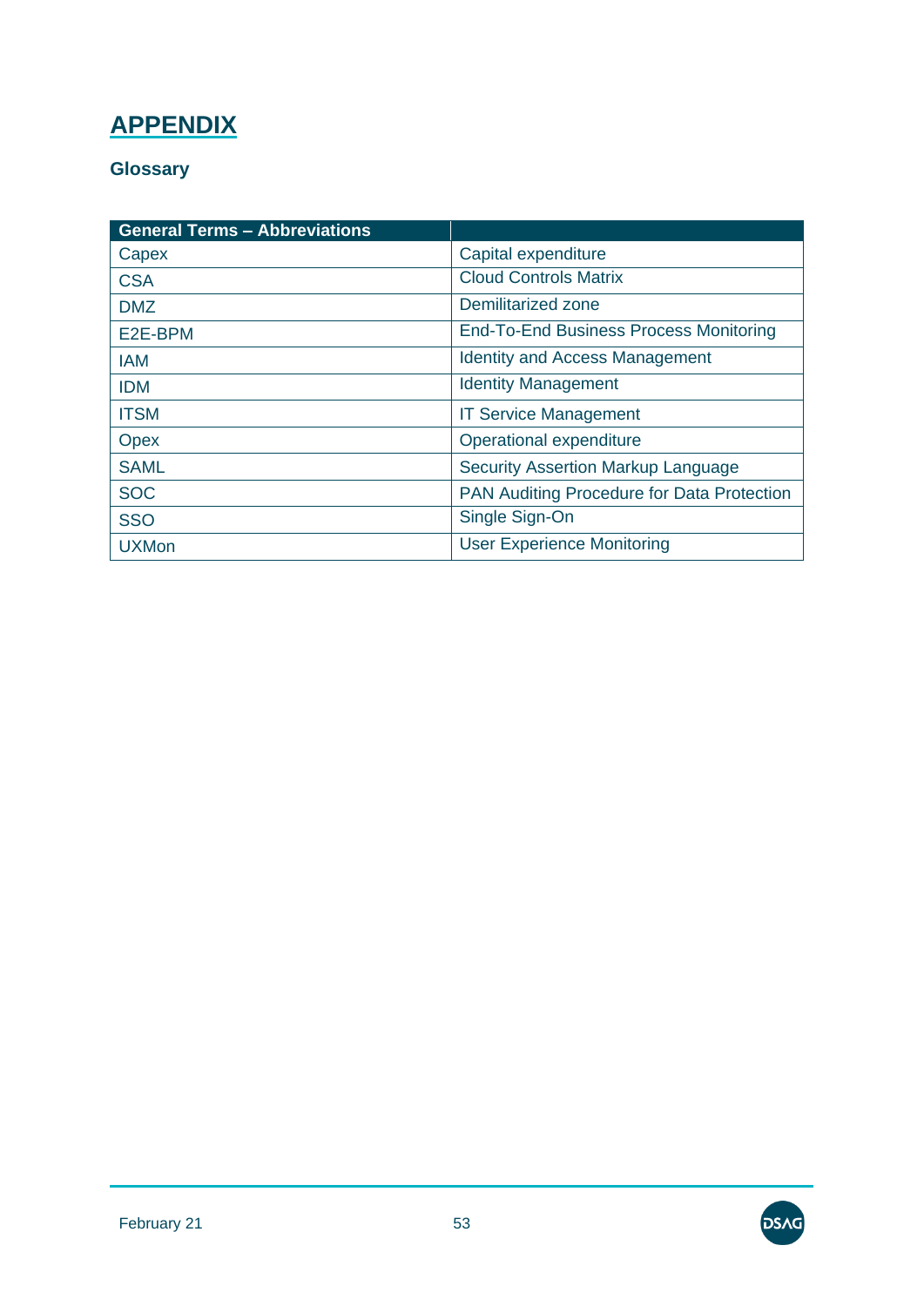# APPENDIX

## Glossary

| General Terms – Abbreviations | |
|---|---|
| Capex | Capital expenditure |
| CSA | Cloud Controls Matrix |
| DMZ | Demilitarized zone |
| E2E-BPM | End-To-End Business Process Monitoring |
| IAM | Identity and Access Management |
| IDM | Identity Management |
| ITSM | IT Service Management |
| Opex | Operational expenditure |
| SAML | Security Assertion Markup Language |
| SOC | PAN Auditing Procedure for Data Protection |
| SSO | Single Sign-On |
| UXMon | User Experience Monitoring |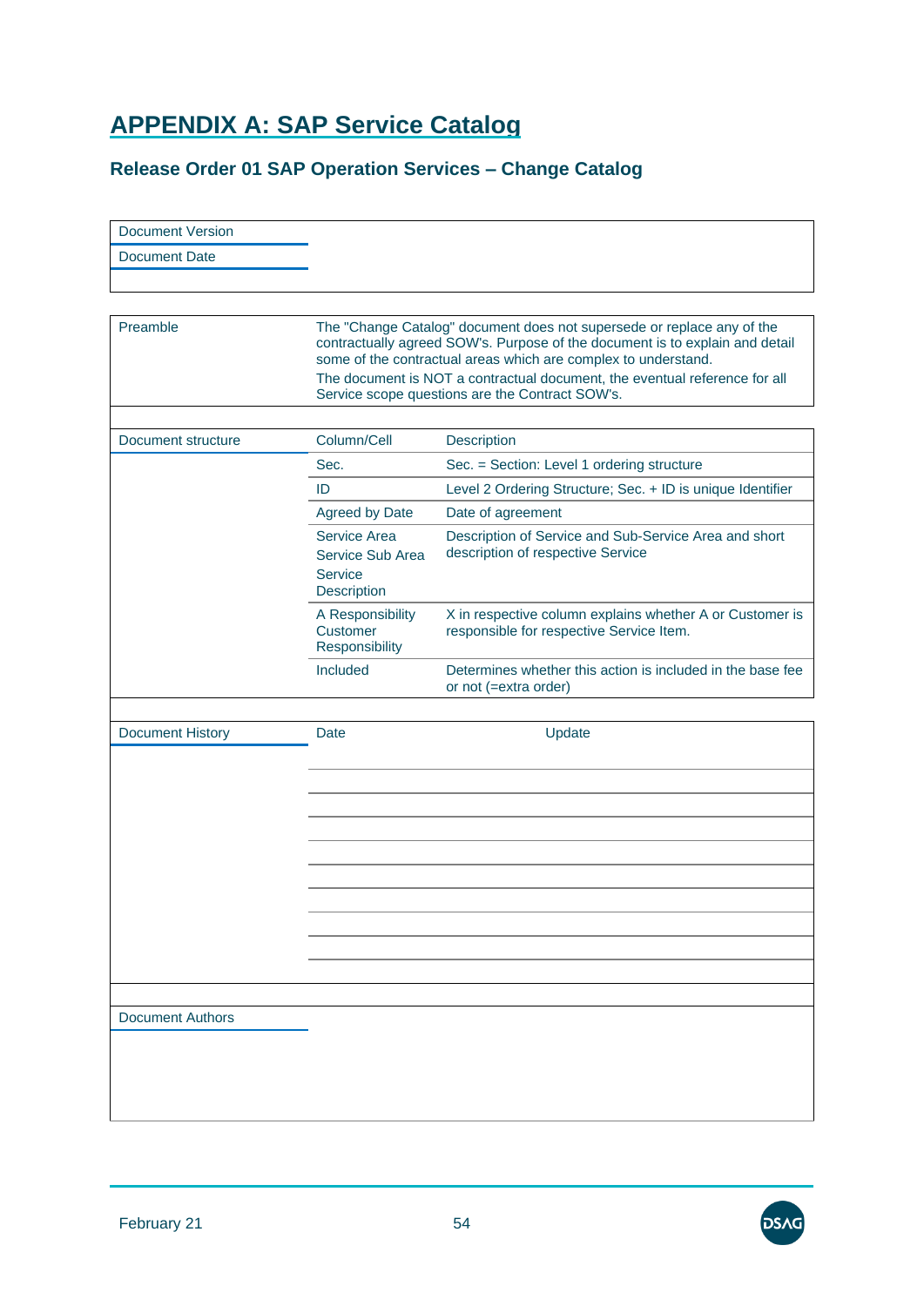# APPENDIX A: SAP Service Catalog

## Release Order 01 SAP Operation Services – Change Catalog

| Document Version | |
|---|---|
| Document Date | |

| Preamble | |
|---|---|
| | The "Change Catalog" document does not supersede or replace any of the contractually agreed SOW's. Purpose of the document is to explain and detail some of the contractual areas which are complex to understand.<br>The document is NOT a contractual document, the eventual reference for all Service scope questions are the Contract SOW's. |

| Document structure | Column/Cell | Description |
|---|---|---|
| | Sec. | Sec. = Section: Level 1 ordering structure |
| | ID | Level 2 Ordering Structure; Sec. + ID is unique Identifier |
| | Agreed by Date | Date of agreement |
| | Service Area<br>Service Sub Area<br>Service<br>Description | Description of Service and Sub-Service Area and short description of respective Service |
| | A Responsibility<br>Customer Responsibility | X in respective column explains whether A or Customer is responsible for respective Service Item. |
| | Included | Determines whether this action is included in the base fee or not (=extra order) |

| Document History | Date | Update |
|---|---|---|
| | | |
| | | |
| | | |
| | | |
| | | |
| | | |
| | | |
| | | |
| | | |

| Document Authors | |
|---|---|
| | |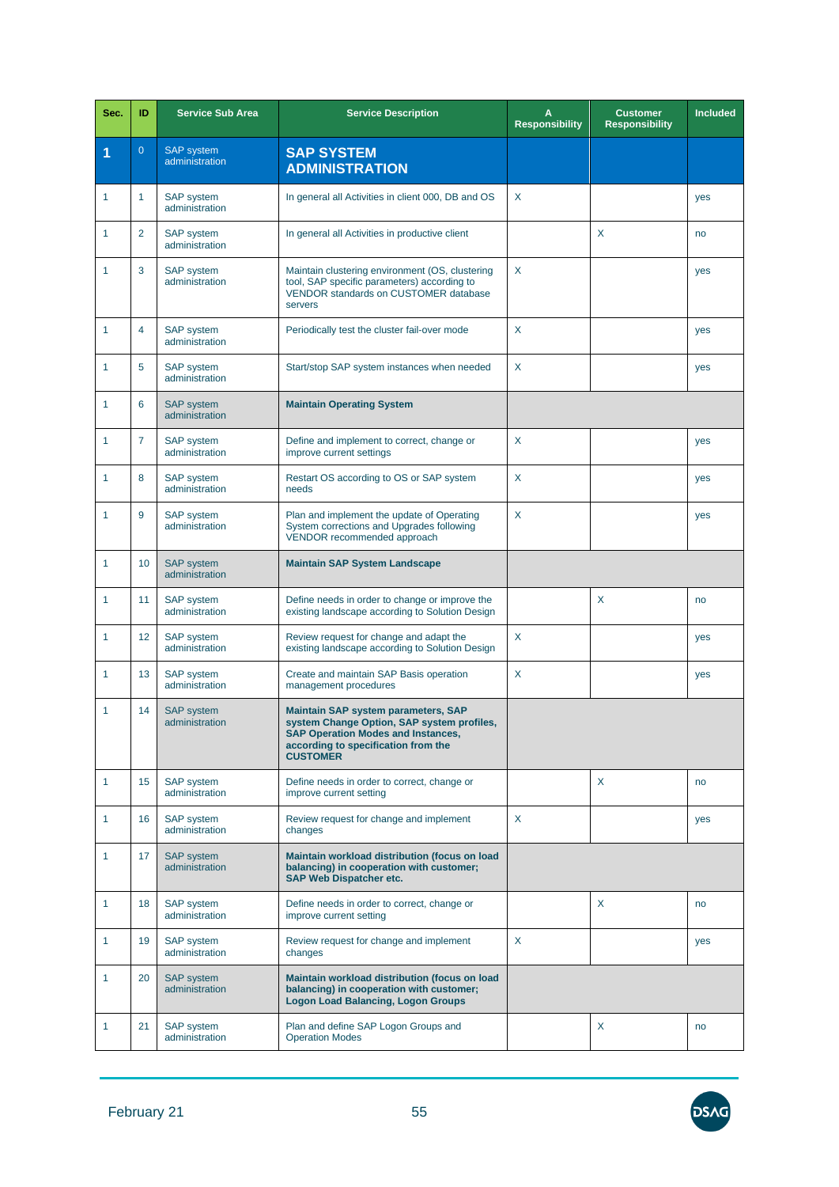| Sec. | ID | Service Sub Area | Service Description | A Responsibility | Customer Responsibility | Included |
|---|---|---|---|---|---|---|
| **1** | 0 | SAP system administration | **SAP SYSTEM ADMINISTRATION** | | | |
| 1 | 1 | SAP system administration | In general all Activities in client 000, DB and OS | X | | yes |
| 1 | 2 | SAP system administration | In general all Activities in productive client | | X | no |
| 1 | 3 | SAP system administration | Maintain clustering environment (OS, clustering tool, SAP specific parameters) according to VENDOR standards on CUSTOMER database servers | X | | yes |
| 1 | 4 | SAP system administration | Periodically test the cluster fail-over mode | X | | yes |
| 1 | 5 | SAP system administration | Start/stop SAP system instances when needed | X | | yes |
| 1 | 6 | SAP system administration | **Maintain Operating System** | | | |
| 1 | 7 | SAP system administration | Define and implement to correct, change or improve current settings | X | | yes |
| 1 | 8 | SAP system administration | Restart OS according to OS or SAP system needs | X | | yes |
| 1 | 9 | SAP system administration | Plan and implement the update of Operating System corrections and Upgrades following VENDOR recommended approach | X | | yes |
| 1 | 10 | SAP system administration | **Maintain SAP System Landscape** | | | |
| 1 | 11 | SAP system administration | Define needs in order to change or improve the existing landscape according to Solution Design | | X | no |
| 1 | 12 | SAP system administration | Review request for change and adapt the existing landscape according to Solution Design | X | | yes |
| 1 | 13 | SAP system administration | Create and maintain SAP Basis operation management procedures | X | | yes |
| 1 | 14 | SAP system administration | **Maintain SAP system parameters, SAP system Change Option, SAP system profiles, SAP Operation Modes and Instances, according to specification from the CUSTOMER** | | | |
| 1 | 15 | SAP system administration | Define needs in order to correct, change or improve current setting | | X | no |
| 1 | 16 | SAP system administration | Review request for change and implement changes | X | | yes |
| 1 | 17 | SAP system administration | **Maintain workload distribution (focus on load balancing) in cooperation with customer; SAP Web Dispatcher etc.** | | | |
| 1 | 18 | SAP system administration | Define needs in order to correct, change or improve current setting | | X | no |
| 1 | 19 | SAP system administration | Review request for change and implement changes | X | | yes |
| 1 | 20 | SAP system administration | **Maintain workload distribution (focus on load balancing) in cooperation with customer; Logon Load Balancing, Logon Groups** | | | |
| 1 | 21 | SAP system administration | Plan and define SAP Logon Groups and Operation Modes | | X | no |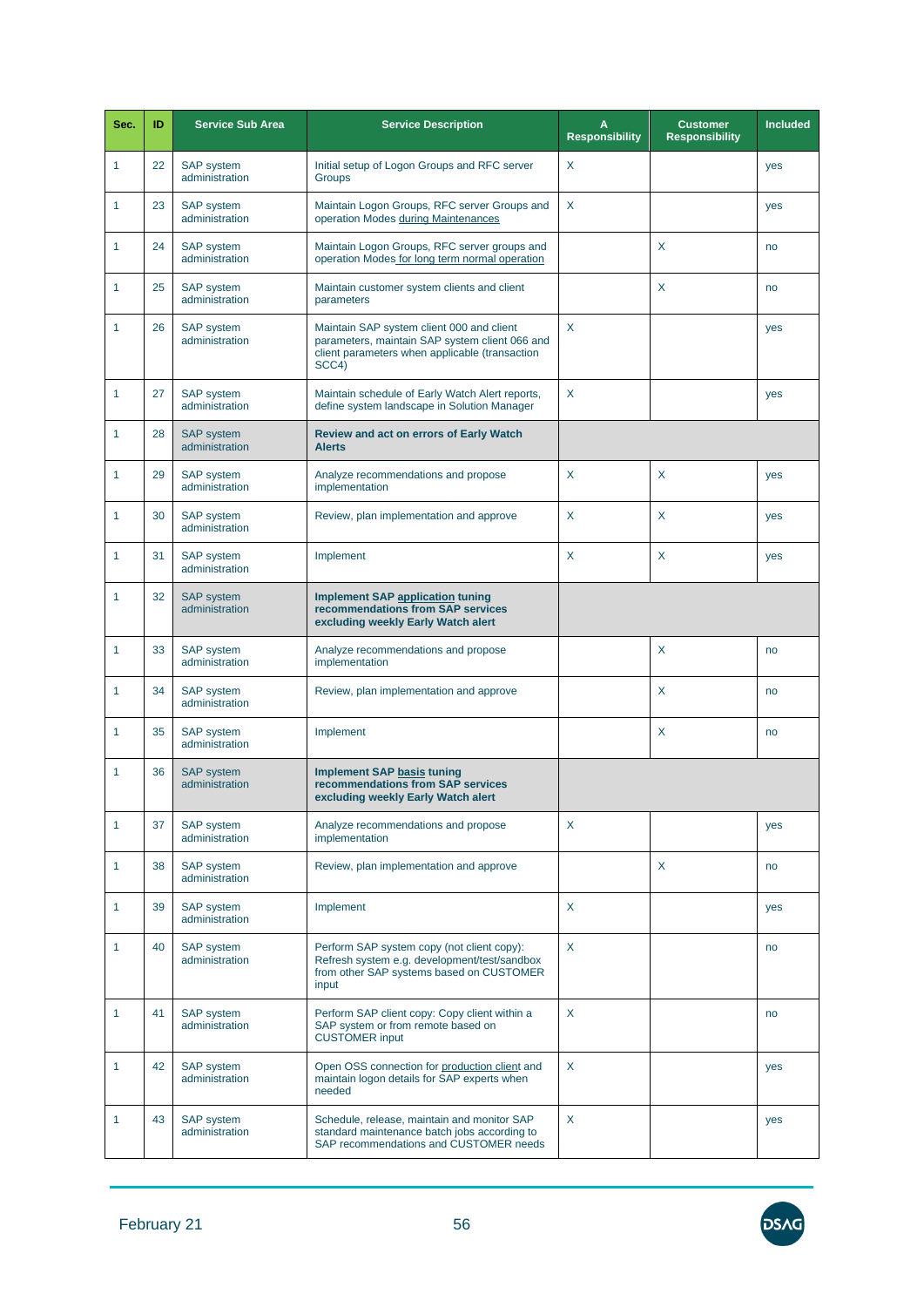| Sec. | ID | Service Sub Area | Service Description | A Responsibility | Customer Responsibility | Included |
|---|---|---|---|---|---|---|
| 1 | 22 | SAP system administration | Initial setup of Logon Groups and RFC server Groups | X | | yes |
| 1 | 23 | SAP system administration | Maintain Logon Groups, RFC server Groups and operation Modes during Maintenances | X | | yes |
| 1 | 24 | SAP system administration | Maintain Logon Groups, RFC server groups and operation Modes for long term normal operation | | X | no |
| 1 | 25 | SAP system administration | Maintain customer system clients and client parameters | | X | no |
| 1 | 26 | SAP system administration | Maintain SAP system client 000 and client parameters, maintain SAP system client 066 and client parameters when applicable (transaction SCC4) | X | | yes |
| 1 | 27 | SAP system administration | Maintain schedule of Early Watch Alert reports, define system landscape in Solution Manager | X | | yes |
| 1 | 28 | SAP system administration | **Review and act on errors of Early Watch Alerts** | | | |
| 1 | 29 | SAP system administration | Analyze recommendations and propose implementation | X | X | yes |
| 1 | 30 | SAP system administration | Review, plan implementation and approve | X | X | yes |
| 1 | 31 | SAP system administration | Implement | X | X | yes |
| 1 | 32 | SAP system administration | **Implement SAP application tuning recommendations from SAP services excluding weekly Early Watch alert** | | | |
| 1 | 33 | SAP system administration | Analyze recommendations and propose implementation | | X | no |
| 1 | 34 | SAP system administration | Review, plan implementation and approve | | X | no |
| 1 | 35 | SAP system administration | Implement | | X | no |
| 1 | 36 | SAP system administration | **Implement SAP basis tuning recommendations from SAP services excluding weekly Early Watch alert** | | | |
| 1 | 37 | SAP system administration | Analyze recommendations and propose implementation | X | | yes |
| 1 | 38 | SAP system administration | Review, plan implementation and approve | | X | no |
| 1 | 39 | SAP system administration | Implement | X | | yes |
| 1 | 40 | SAP system administration | Perform SAP system copy (not client copy): Refresh system e.g. development/test/sandbox from other SAP systems based on CUSTOMER input | X | | no |
| 1 | 41 | SAP system administration | Perform SAP client copy: Copy client within a SAP system or from remote based on CUSTOMER input | X | | no |
| 1 | 42 | SAP system administration | Open OSS connection for production client and maintain logon details for SAP experts when needed | X | | yes |
| 1 | 43 | SAP system administration | Schedule, release, maintain and monitor SAP standard maintenance batch jobs according to SAP recommendations and CUSTOMER needs | X | | yes |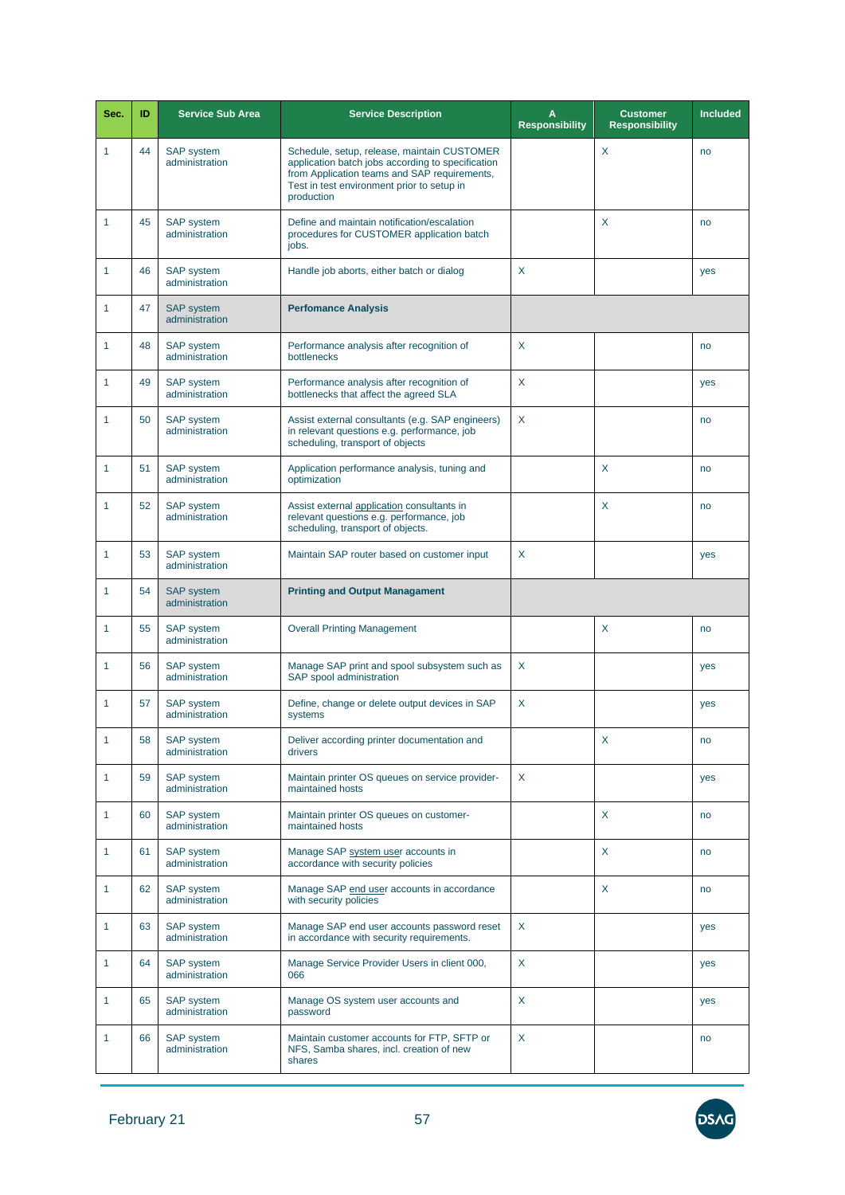| Sec. | ID | Service Sub Area | Service Description | A Responsibility | Customer Responsibility | Included |
|---|---|---|---|---|---|---|
| 1 | 44 | SAP system administration | Schedule, setup, release, maintain CUSTOMER application batch jobs according to specification from Application teams and SAP requirements, Test in test environment prior to setup in production | | X | no |
| 1 | 45 | SAP system administration | Define and maintain notification/escalation procedures for CUSTOMER application batch jobs. | | X | no |
| 1 | 46 | SAP system administration | Handle job aborts, either batch or dialog | X | | yes |
| 1 | 47 | SAP system administration | **Perfomance Analysis** | | | |
| 1 | 48 | SAP system administration | Performance analysis after recognition of bottlenecks | X | | no |
| 1 | 49 | SAP system administration | Performance analysis after recognition of bottlenecks that affect the agreed SLA | X | | yes |
| 1 | 50 | SAP system administration | Assist external consultants (e.g. SAP engineers) in relevant questions e.g. performance, job scheduling, transport of objects | X | | no |
| 1 | 51 | SAP system administration | Application performance analysis, tuning and optimization | | X | no |
| 1 | 52 | SAP system administration | Assist external application consultants in relevant questions e.g. performance, job scheduling, transport of objects. | | X | no |
| 1 | 53 | SAP system administration | Maintain SAP router based on customer input | X | | yes |
| 1 | 54 | SAP system administration | **Printing and Output Managament** | | | |
| 1 | 55 | SAP system administration | Overall Printing Management | | X | no |
| 1 | 56 | SAP system administration | Manage SAP print and spool subsystem such as SAP spool administration | X | | yes |
| 1 | 57 | SAP system administration | Define, change or delete output devices in SAP systems | X | | yes |
| 1 | 58 | SAP system administration | Deliver according printer documentation and drivers | | X | no |
| 1 | 59 | SAP system administration | Maintain printer OS queues on service provider-maintained hosts | X | | yes |
| 1 | 60 | SAP system administration | Maintain printer OS queues on customer-maintained hosts | | X | no |
| 1 | 61 | SAP system administration | Manage SAP system user accounts in accordance with security policies | | X | no |
| 1 | 62 | SAP system administration | Manage SAP end user accounts in accordance with security policies | | X | no |
| 1 | 63 | SAP system administration | Manage SAP end user accounts password reset in accordance with security requirements. | X | | yes |
| 1 | 64 | SAP system administration | Manage Service Provider Users in client 000, 066 | X | | yes |
| 1 | 65 | SAP system administration | Manage OS system user accounts and password | X | | yes |
| 1 | 66 | SAP system administration | Maintain customer accounts for FTP, SFTP or NFS, Samba shares, incl. creation of new shares | X | | no |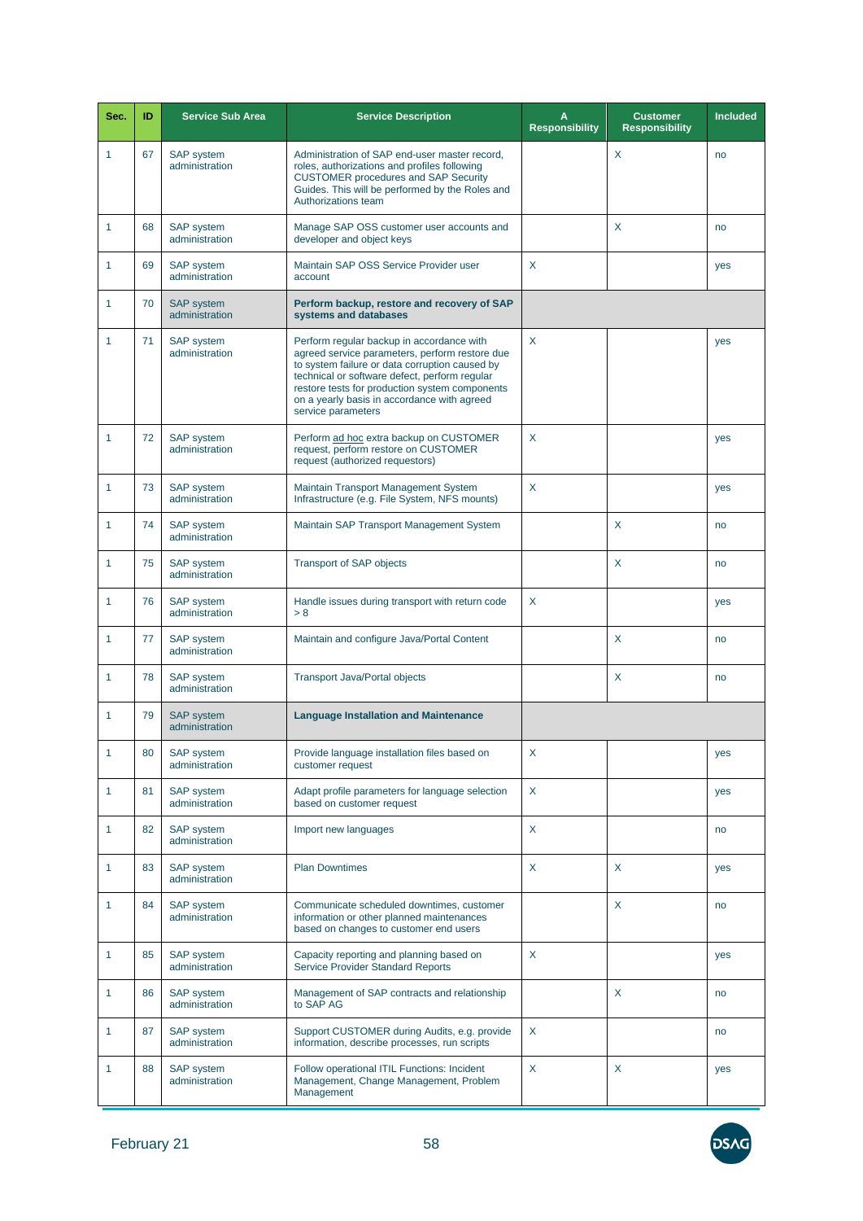| Sec. | ID | Service Sub Area | Service Description | A Responsibility | Customer Responsibility | Included |
|---|---|---|---|---|---|---|
| 1 | 67 | SAP system administration | Administration of SAP end-user master record, roles, authorizations and profiles following CUSTOMER procedures and SAP Security Guides. This will be performed by the Roles and Authorizations team | | X | no |
| 1 | 68 | SAP system administration | Manage SAP OSS customer user accounts and developer and object keys | | X | no |
| 1 | 69 | SAP system administration | Maintain SAP OSS Service Provider user account | X | | yes |
| 1 | 70 | SAP system administration | **Perform backup, restore and recovery of SAP systems and databases** | | | |
| 1 | 71 | SAP system administration | Perform regular backup in accordance with agreed service parameters, perform restore due to system failure or data corruption caused by technical or software defect, perform regular restore tests for production system components on a yearly basis in accordance with agreed service parameters | X | | yes |
| 1 | 72 | SAP system administration | Perform ad hoc extra backup on CUSTOMER request, perform restore on CUSTOMER request (authorized requestors) | X | | yes |
| 1 | 73 | SAP system administration | Maintain Transport Management System Infrastructure (e.g. File System, NFS mounts) | X | | yes |
| 1 | 74 | SAP system administration | Maintain SAP Transport Management System | | X | no |
| 1 | 75 | SAP system administration | Transport of SAP objects | | X | no |
| 1 | 76 | SAP system administration | Handle issues during transport with return code > 8 | X | | yes |
| 1 | 77 | SAP system administration | Maintain and configure Java/Portal Content | | X | no |
| 1 | 78 | SAP system administration | Transport Java/Portal objects | | X | no |
| 1 | 79 | SAP system administration | **Language Installation and Maintenance** | | | |
| 1 | 80 | SAP system administration | Provide language installation files based on customer request | X | | yes |
| 1 | 81 | SAP system administration | Adapt profile parameters for language selection based on customer request | X | | yes |
| 1 | 82 | SAP system administration | Import new languages | X | | no |
| 1 | 83 | SAP system administration | Plan Downtimes | X | X | yes |
| 1 | 84 | SAP system administration | Communicate scheduled downtimes, customer information or other planned maintenances based on changes to customer end users | | X | no |
| 1 | 85 | SAP system administration | Capacity reporting and planning based on Service Provider Standard Reports | X | | yes |
| 1 | 86 | SAP system administration | Management of SAP contracts and relationship to SAP AG | | X | no |
| 1 | 87 | SAP system administration | Support CUSTOMER during Audits, e.g. provide information, describe processes, run scripts | X | | no |
| 1 | 88 | SAP system administration | Follow operational ITIL Functions: Incident Management, Change Management, Problem Management | X | X | yes |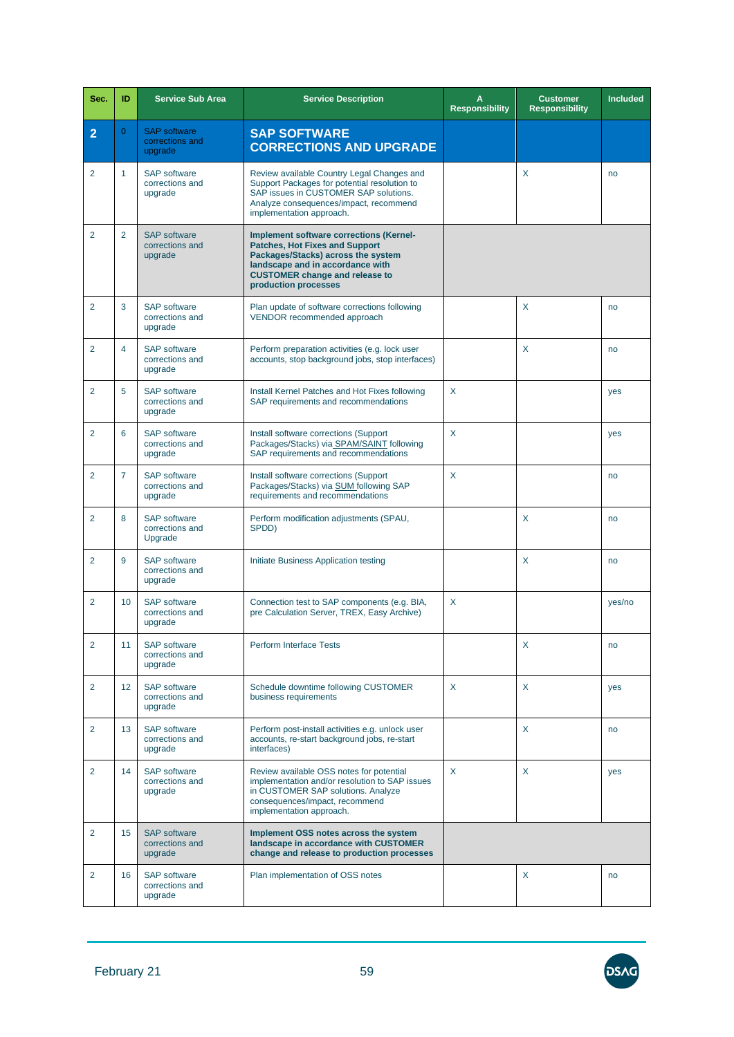| Sec. | ID | Service Sub Area | Service Description | A Responsibility | Customer Responsibility | Included |
|---|---|---|---|---|---|---|
| **2** | 0 | SAP software corrections and upgrade | **SAP SOFTWARE CORRECTIONS AND UPGRADE** | | | |
| 2 | 1 | SAP software corrections and upgrade | Review available Country Legal Changes and Support Packages for potential resolution to SAP issues in CUSTOMER SAP solutions. Analyze consequences/impact, recommend implementation approach. | | X | no |
| 2 | 2 | SAP software corrections and upgrade | **Implement software corrections (Kernel-Patches, Hot Fixes and Support Packages/Stacks) across the system landscape and in accordance with CUSTOMER change and release to production processes** | | | |
| 2 | 3 | SAP software corrections and upgrade | Plan update of software corrections following VENDOR recommended approach | | X | no |
| 2 | 4 | SAP software corrections and upgrade | Perform preparation activities (e.g. lock user accounts, stop background jobs, stop interfaces) | | X | no |
| 2 | 5 | SAP software corrections and upgrade | Install Kernel Patches and Hot Fixes following SAP requirements and recommendations | X | | yes |
| 2 | 6 | SAP software corrections and upgrade | Install software corrections (Support Packages/Stacks) via SPAM/SAINT following SAP requirements and recommendations | X | | yes |
| 2 | 7 | SAP software corrections and upgrade | Install software corrections (Support Packages/Stacks) via SUM following SAP requirements and recommendations | X | | no |
| 2 | 8 | SAP software corrections and Upgrade | Perform modification adjustments (SPAU, SPDD) | | X | no |
| 2 | 9 | SAP software corrections and upgrade | Initiate Business Application testing | | X | no |
| 2 | 10 | SAP software corrections and upgrade | Connection test to SAP components (e.g. BIA, pre Calculation Server, TREX, Easy Archive) | X | | yes/no |
| 2 | 11 | SAP software corrections and upgrade | Perform Interface Tests | | X | no |
| 2 | 12 | SAP software corrections and upgrade | Schedule downtime following CUSTOMER business requirements | X | X | yes |
| 2 | 13 | SAP software corrections and upgrade | Perform post-install activities e.g. unlock user accounts, re-start background jobs, re-start interfaces) | | X | no |
| 2 | 14 | SAP software corrections and upgrade | Review available OSS notes for potential implementation and/or resolution to SAP issues in CUSTOMER SAP solutions. Analyze consequences/impact, recommend implementation approach. | X | X | yes |
| 2 | 15 | SAP software corrections and upgrade | **Implement OSS notes across the system landscape in accordance with CUSTOMER change and release to production processes** | | | |
| 2 | 16 | SAP software corrections and upgrade | Plan implementation of OSS notes | | X | no |

February 21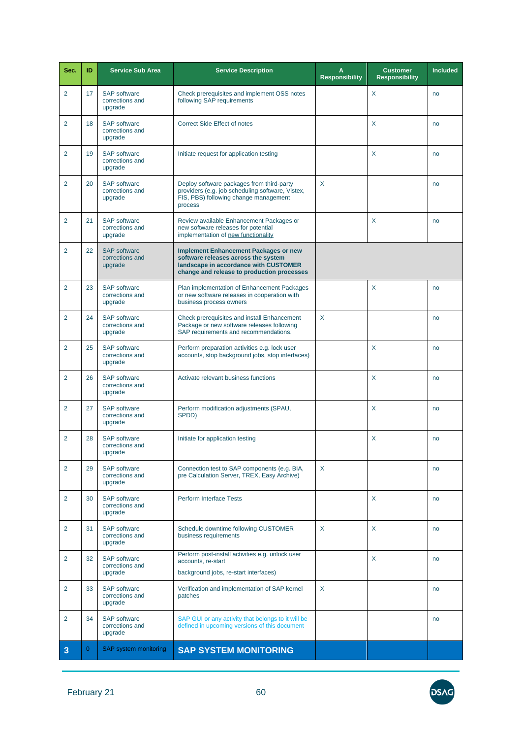| Sec. | ID | Service Sub Area | Service Description | A Responsibility | Customer Responsibility | Included |
|---|---|---|---|---|---|---|
| 2 | 17 | SAP software corrections and upgrade | Check prerequisites and implement OSS notes following SAP requirements | | X | no |
| 2 | 18 | SAP software corrections and upgrade | Correct Side Effect of notes | | X | no |
| 2 | 19 | SAP software corrections and upgrade | Initiate request for application testing | | X | no |
| 2 | 20 | SAP software corrections and upgrade | Deploy software packages from third-party providers (e.g. job scheduling software, Vistex, FIS, PBS) following change management process | X | | no |
| 2 | 21 | SAP software corrections and upgrade | Review available Enhancement Packages or new software releases for potential implementation of new functionality | | X | no |
| 2 | 22 | SAP software corrections and upgrade | **Implement Enhancement Packages or new software releases across the system landscape in accordance with CUSTOMER change and release to production processes** | | | |
| 2 | 23 | SAP software corrections and upgrade | Plan implementation of Enhancement Packages or new software releases in cooperation with business process owners | | X | no |
| 2 | 24 | SAP software corrections and upgrade | Check prerequisites and install Enhancement Package or new software releases following SAP requirements and recommendations. | X | | no |
| 2 | 25 | SAP software corrections and upgrade | Perform preparation activities e.g. lock user accounts, stop background jobs, stop interfaces) | | X | no |
| 2 | 26 | SAP software corrections and upgrade | Activate relevant business functions | | X | no |
| 2 | 27 | SAP software corrections and upgrade | Perform modification adjustments (SPAU, SPDD) | | X | no |
| 2 | 28 | SAP software corrections and upgrade | Initiate for application testing | | X | no |
| 2 | 29 | SAP software corrections and upgrade | Connection test to SAP components (e.g. BIA, pre Calculation Server, TREX, Easy Archive) | X | | no |
| 2 | 30 | SAP software corrections and upgrade | Perform Interface Tests | | X | no |
| 2 | 31 | SAP software corrections and upgrade | Schedule downtime following CUSTOMER business requirements | X | X | no |
| 2 | 32 | SAP software corrections and upgrade | Perform post-install activities e.g. unlock user accounts, re-start<br><br>background jobs, re-start interfaces) | | X | no |
| 2 | 33 | SAP software corrections and upgrade | Verification and implementation of SAP kernel patches | X | | no |
| 2 | 34 | SAP software corrections and upgrade | SAP GUI or any activity that belongs to it will be defined in upcoming versions of this document | | | no |
| **3** | 0 | SAP system monitoring | **SAP SYSTEM MONITORING** | | | |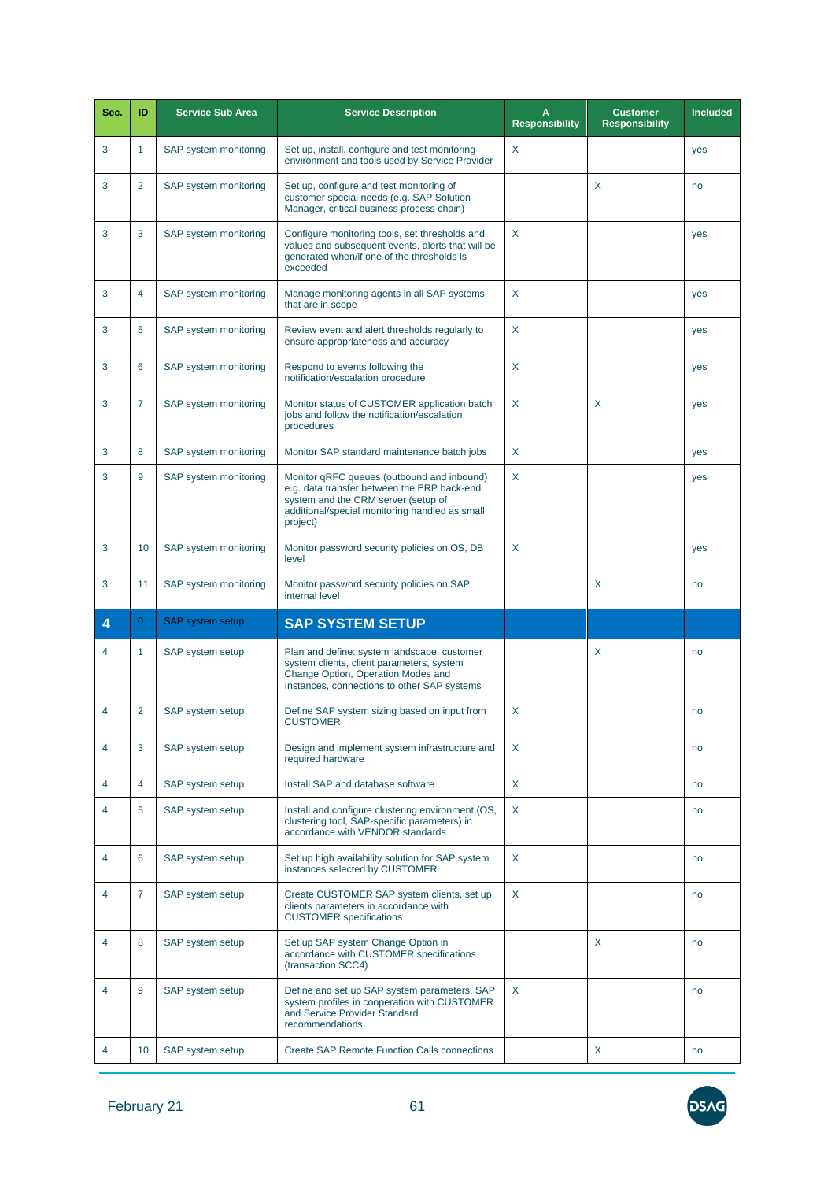| Sec. | ID | Service Sub Area | Service Description | A Responsibility | Customer Responsibility | Included |
|---|---|---|---|---|---|---|
| 3 | 1 | SAP system monitoring | Set up, install, configure and test monitoring environment and tools used by Service Provider | X | | yes |
| 3 | 2 | SAP system monitoring | Set up, configure and test monitoring of customer special needs (e.g. SAP Solution Manager, critical business process chain) | | X | no |
| 3 | 3 | SAP system monitoring | Configure monitoring tools, set thresholds and values and subsequent events, alerts that will be generated when/if one of the thresholds is exceeded | X | | yes |
| 3 | 4 | SAP system monitoring | Manage monitoring agents in all SAP systems that are in scope | X | | yes |
| 3 | 5 | SAP system monitoring | Review event and alert thresholds regularly to ensure appropriateness and accuracy | X | | yes |
| 3 | 6 | SAP system monitoring | Respond to events following the notification/escalation procedure | X | | yes |
| 3 | 7 | SAP system monitoring | Monitor status of CUSTOMER application batch jobs and follow the notification/escalation procedures | X | X | yes |
| 3 | 8 | SAP system monitoring | Monitor SAP standard maintenance batch jobs | X | | yes |
| 3 | 9 | SAP system monitoring | Monitor qRFC queues (outbound and inbound) e.g. data transfer between the ERP back-end system and the CRM server (setup of additional/special monitoring handled as small project) | X | | yes |
| 3 | 10 | SAP system monitoring | Monitor password security policies on OS, DB level | X | | yes |
| 3 | 11 | SAP system monitoring | Monitor password security policies on SAP internal level | | X | no |
| **4** | 0 | SAP system setup | **SAP SYSTEM SETUP** | | | |
| 4 | 1 | SAP system setup | Plan and define: system landscape, customer system clients, client parameters, system Change Option, Operation Modes and Instances, connections to other SAP systems | | X | no |
| 4 | 2 | SAP system setup | Define SAP system sizing based on input from CUSTOMER | X | | no |
| 4 | 3 | SAP system setup | Design and implement system infrastructure and required hardware | X | | no |
| 4 | 4 | SAP system setup | Install SAP and database software | X | | no |
| 4 | 5 | SAP system setup | Install and configure clustering environment (OS, clustering tool, SAP-specific parameters) in accordance with VENDOR standards | X | | no |
| 4 | 6 | SAP system setup | Set up high availability solution for SAP system instances selected by CUSTOMER | X | | no |
| 4 | 7 | SAP system setup | Create CUSTOMER SAP system clients, set up clients parameters in accordance with CUSTOMER specifications | X | | no |
| 4 | 8 | SAP system setup | Set up SAP system Change Option in accordance with CUSTOMER specifications (transaction SCC4) | | X | no |
| 4 | 9 | SAP system setup | Define and set up SAP system parameters, SAP system profiles in cooperation with CUSTOMER and Service Provider Standard recommendations | X | | no |
| 4 | 10 | SAP system setup | Create SAP Remote Function Calls connections | | X | no |

February 21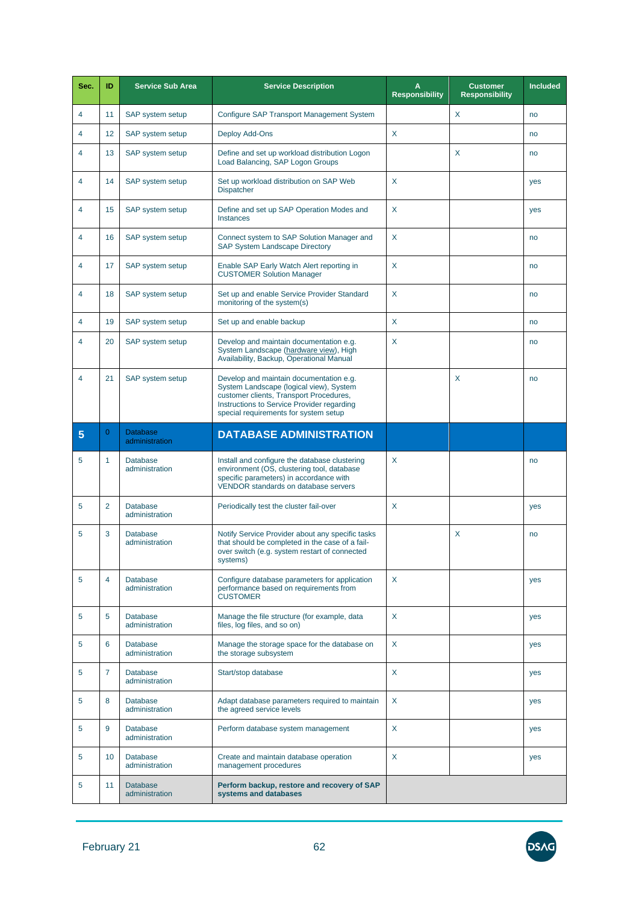| Sec. | ID | Service Sub Area | Service Description | A Responsibility | Customer Responsibility | Included |
|---|---|---|---|---|---|---|
| 4 | 11 | SAP system setup | Configure SAP Transport Management System | | X | no |
| 4 | 12 | SAP system setup | Deploy Add-Ons | X | | no |
| 4 | 13 | SAP system setup | Define and set up workload distribution Logon Load Balancing, SAP Logon Groups | | X | no |
| 4 | 14 | SAP system setup | Set up workload distribution on SAP Web Dispatcher | X | | yes |
| 4 | 15 | SAP system setup | Define and set up SAP Operation Modes and Instances | X | | yes |
| 4 | 16 | SAP system setup | Connect system to SAP Solution Manager and SAP System Landscape Directory | X | | no |
| 4 | 17 | SAP system setup | Enable SAP Early Watch Alert reporting in CUSTOMER Solution Manager | X | | no |
| 4 | 18 | SAP system setup | Set up and enable Service Provider Standard monitoring of the system(s) | X | | no |
| 4 | 19 | SAP system setup | Set up and enable backup | X | | no |
| 4 | 20 | SAP system setup | Develop and maintain documentation e.g. System Landscape (hardware view), High Availability, Backup, Operational Manual | X | | no |
| 4 | 21 | SAP system setup | Develop and maintain documentation e.g. System Landscape (logical view), System customer clients, Transport Procedures, Instructions to Service Provider regarding special requirements for system setup | | X | no |
| **5** | 0 | Database administration | **DATABASE ADMINISTRATION** | | | |
| 5 | 1 | Database administration | Install and configure the database clustering environment (OS, clustering tool, database specific parameters) in accordance with VENDOR standards on database servers | X | | no |
| 5 | 2 | Database administration | Periodically test the cluster fail-over | X | | yes |
| 5 | 3 | Database administration | Notify Service Provider about any specific tasks that should be completed in the case of a fail-over switch (e.g. system restart of connected systems) | | X | no |
| 5 | 4 | Database administration | Configure database parameters for application performance based on requirements from CUSTOMER | X | | yes |
| 5 | 5 | Database administration | Manage the file structure (for example, data files, log files, and so on) | X | | yes |
| 5 | 6 | Database administration | Manage the storage space for the database on the storage subsystem | X | | yes |
| 5 | 7 | Database administration | Start/stop database | X | | yes |
| 5 | 8 | Database administration | Adapt database parameters required to maintain the agreed service levels | X | | yes |
| 5 | 9 | Database administration | Perform database system management | X | | yes |
| 5 | 10 | Database administration | Create and maintain database operation management procedures | X | | yes |
| 5 | 11 | Database administration | **Perform backup, restore and recovery of SAP systems and databases** | | | |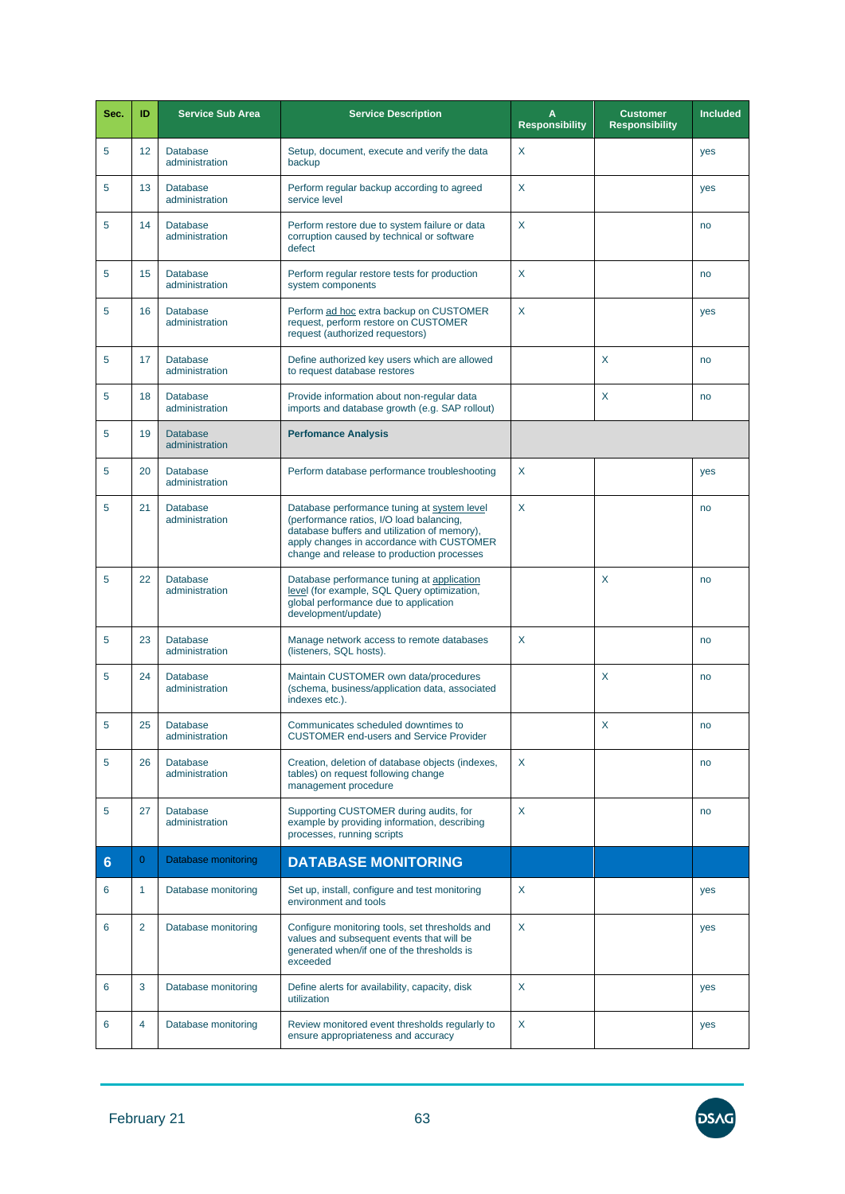| Sec. | ID | Service Sub Area | Service Description | A Responsibility | Customer Responsibility | Included |
|---|---|---|---|---|---|---|
| 5 | 12 | Database administration | Setup, document, execute and verify the data backup | X | | yes |
| 5 | 13 | Database administration | Perform regular backup according to agreed service level | X | | yes |
| 5 | 14 | Database administration | Perform restore due to system failure or data corruption caused by technical or software defect | X | | no |
| 5 | 15 | Database administration | Perform regular restore tests for production system components | X | | no |
| 5 | 16 | Database administration | Perform ad hoc extra backup on CUSTOMER request, perform restore on CUSTOMER request (authorized requestors) | X | | yes |
| 5 | 17 | Database administration | Define authorized key users which are allowed to request database restores | | X | no |
| 5 | 18 | Database administration | Provide information about non-regular data imports and database growth (e.g. SAP rollout) | | X | no |
| 5 | 19 | Database administration | **Perfomance Analysis** | | | |
| 5 | 20 | Database administration | Perform database performance troubleshooting | X | | yes |
| 5 | 21 | Database administration | Database performance tuning at system level (performance ratios, I/O load balancing, database buffers and utilization of memory), apply changes in accordance with CUSTOMER change and release to production processes | X | | no |
| 5 | 22 | Database administration | Database performance tuning at application level (for example, SQL Query optimization, global performance due to application development/update) | | X | no |
| 5 | 23 | Database administration | Manage network access to remote databases (listeners, SQL hosts). | X | | no |
| 5 | 24 | Database administration | Maintain CUSTOMER own data/procedures (schema, business/application data, associated indexes etc.). | | X | no |
| 5 | 25 | Database administration | Communicates scheduled downtimes to CUSTOMER end-users and Service Provider | | X | no |
| 5 | 26 | Database administration | Creation, deletion of database objects (indexes, tables) on request following change management procedure | X | | no |
| 5 | 27 | Database administration | Supporting CUSTOMER during audits, for example by providing information, describing processes, running scripts | X | | no |
| **6** | 0 | Database monitoring | **DATABASE MONITORING** | | | |
| 6 | 1 | Database monitoring | Set up, install, configure and test monitoring environment and tools | X | | yes |
| 6 | 2 | Database monitoring | Configure monitoring tools, set thresholds and values and subsequent events that will be generated when/if one of the thresholds is exceeded | X | | yes |
| 6 | 3 | Database monitoring | Define alerts for availability, capacity, disk utilization | X | | yes |
| 6 | 4 | Database monitoring | Review monitored event thresholds regularly to ensure appropriateness and accuracy | X | | yes |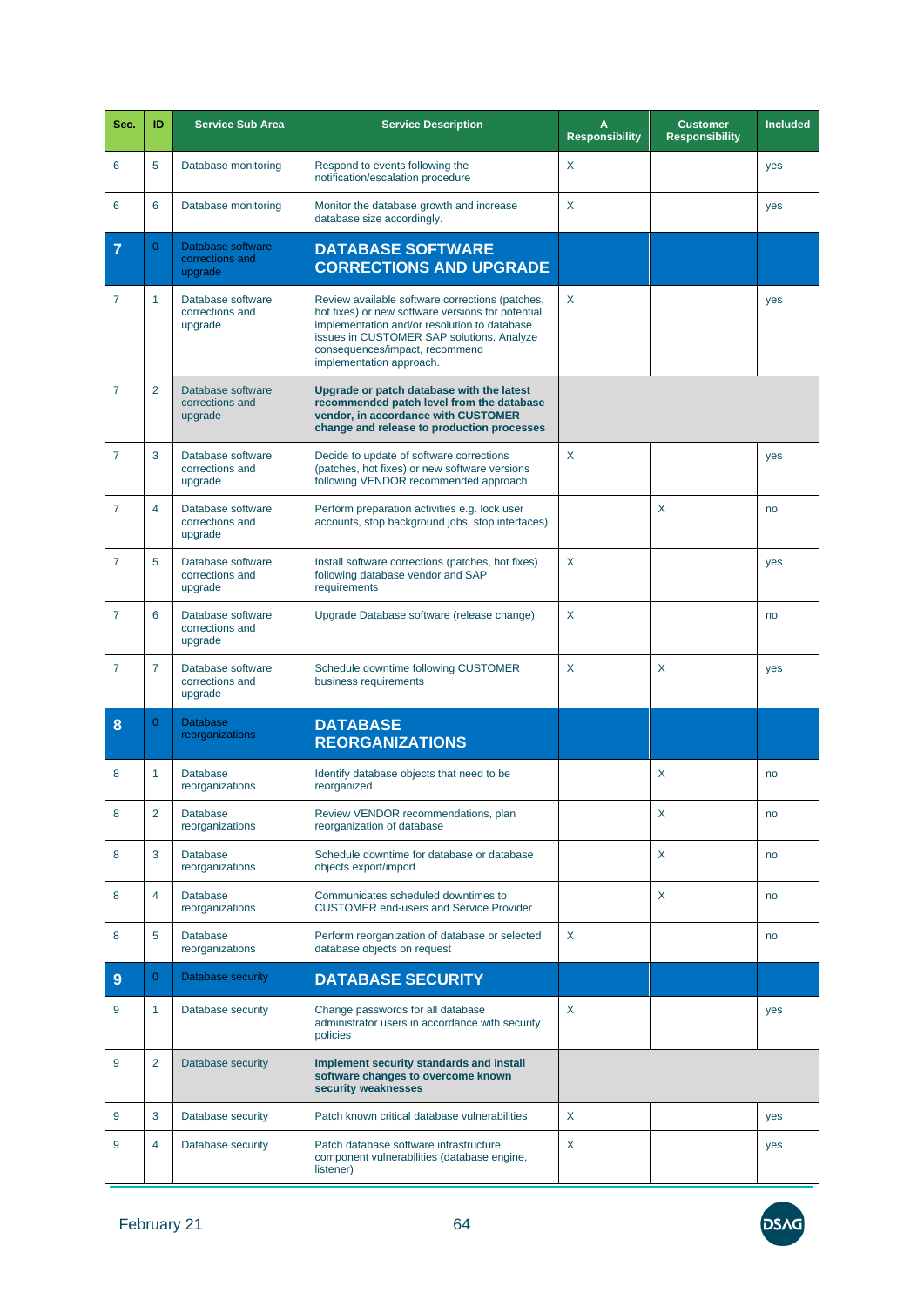| Sec. | ID | Service Sub Area | Service Description | A Responsibility | Customer Responsibility | Included |
|---|---|---|---|---|---|---|
| 6 | 5 | Database monitoring | Respond to events following the notification/escalation procedure | X | | yes |
| 6 | 6 | Database monitoring | Monitor the database growth and increase database size accordingly. | X | | yes |
| **7** | 0 | Database software corrections and upgrade | **DATABASE SOFTWARE CORRECTIONS AND UPGRADE** | | | |
| 7 | 1 | Database software corrections and upgrade | Review available software corrections (patches, hot fixes) or new software versions for potential implementation and/or resolution to database issues in CUSTOMER SAP solutions. Analyze consequences/impact, recommend implementation approach. | X | | yes |
| 7 | 2 | Database software corrections and upgrade | **Upgrade or patch database with the latest recommended patch level from the database vendor, in accordance with CUSTOMER change and release to production processes** | | | |
| 7 | 3 | Database software corrections and upgrade | Decide to update of software corrections (patches, hot fixes) or new software versions following VENDOR recommended approach | X | | yes |
| 7 | 4 | Database software corrections and upgrade | Perform preparation activities e.g. lock user accounts, stop background jobs, stop interfaces) | | X | no |
| 7 | 5 | Database software corrections and upgrade | Install software corrections (patches, hot fixes) following database vendor and SAP requirements | X | | yes |
| 7 | 6 | Database software corrections and upgrade | Upgrade Database software (release change) | X | | no |
| 7 | 7 | Database software corrections and upgrade | Schedule downtime following CUSTOMER business requirements | X | X | yes |
| **8** | 0 | Database reorganizations | **DATABASE REORGANIZATIONS** | | | |
| 8 | 1 | Database reorganizations | Identify database objects that need to be reorganized. | | X | no |
| 8 | 2 | Database reorganizations | Review VENDOR recommendations, plan reorganization of database | | X | no |
| 8 | 3 | Database reorganizations | Schedule downtime for database or database objects export/import | | X | no |
| 8 | 4 | Database reorganizations | Communicates scheduled downtimes to CUSTOMER end-users and Service Provider | | X | no |
| 8 | 5 | Database reorganizations | Perform reorganization of database or selected database objects on request | X | | no |
| **9** | 0 | Database security | **DATABASE SECURITY** | | | |
| 9 | 1 | Database security | Change passwords for all database administrator users in accordance with security policies | X | | yes |
| 9 | 2 | Database security | **Implement security standards and install software changes to overcome known security weaknesses** | | | |
| 9 | 3 | Database security | Patch known critical database vulnerabilities | X | | yes |
| 9 | 4 | Database security | Patch database software infrastructure component vulnerabilities (database engine, listener) | X | | yes |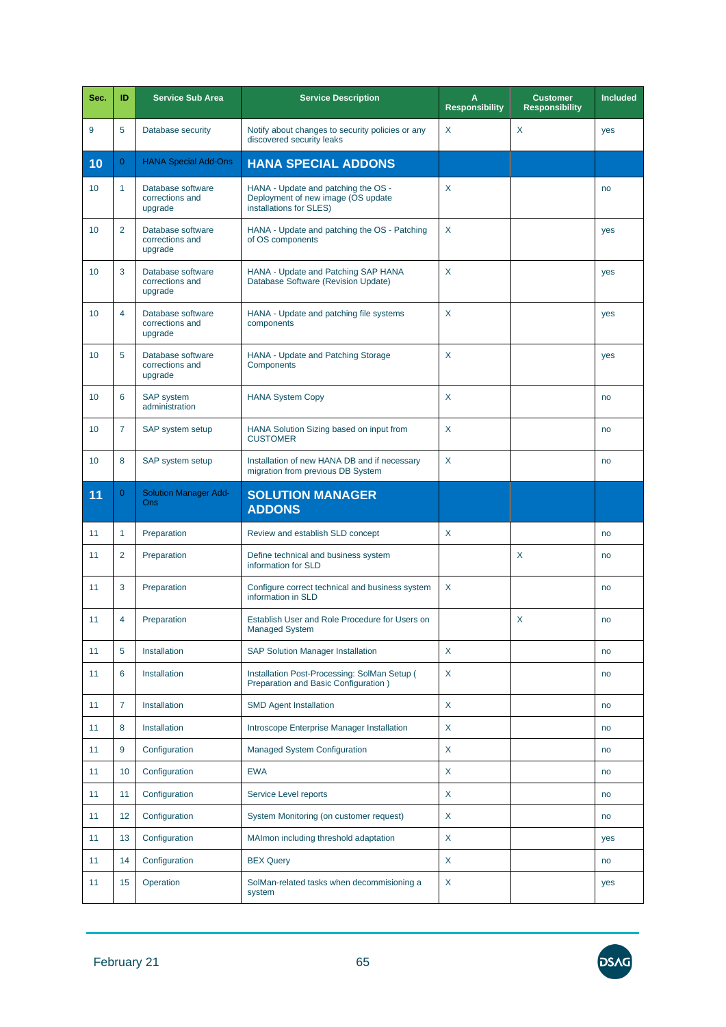| Sec. | ID | Service Sub Area | Service Description | A Responsibility | Customer Responsibility | Included |
|---|---|---|---|---|---|---|
| 9 | 5 | Database security | Notify about changes to security policies or any discovered security leaks | X | X | yes |
| **10** | 0 | HANA Special Add-Ons | **HANA SPECIAL ADDONS** | | | |
| 10 | 1 | Database software corrections and upgrade | HANA - Update and patching the OS - Deployment of new image (OS update installations for SLES) | X | | no |
| 10 | 2 | Database software corrections and upgrade | HANA - Update and patching the OS - Patching of OS components | X | | yes |
| 10 | 3 | Database software corrections and upgrade | HANA - Update and Patching SAP HANA Database Software (Revision Update) | X | | yes |
| 10 | 4 | Database software corrections and upgrade | HANA - Update and patching file systems components | X | | yes |
| 10 | 5 | Database software corrections and upgrade | HANA - Update and Patching Storage Components | X | | yes |
| 10 | 6 | SAP system administration | HANA System Copy | X | | no |
| 10 | 7 | SAP system setup | HANA Solution Sizing based on input from CUSTOMER | X | | no |
| 10 | 8 | SAP system setup | Installation of new HANA DB and if necessary migration from previous DB System | X | | no |
| **11** | 0 | Solution Manager Add-Ons | **SOLUTION MANAGER ADDONS** | | | |
| 11 | 1 | Preparation | Review and establish SLD concept | X | | no |
| 11 | 2 | Preparation | Define technical and business system information for SLD | | X | no |
| 11 | 3 | Preparation | Configure correct technical and business system information in SLD | X | | no |
| 11 | 4 | Preparation | Establish User and Role Procedure for Users on Managed System | | X | no |
| 11 | 5 | Installation | SAP Solution Manager Installation | X | | no |
| 11 | 6 | Installation | Installation Post-Processing: SolMan Setup ( Preparation and Basic Configuration ) | X | | no |
| 11 | 7 | Installation | SMD Agent Installation | X | | no |
| 11 | 8 | Installation | Introscope Enterprise Manager Installation | X | | no |
| 11 | 9 | Configuration | Managed System Configuration | X | | no |
| 11 | 10 | Configuration | EWA | X | | no |
| 11 | 11 | Configuration | Service Level reports | X | | no |
| 11 | 12 | Configuration | System Monitoring (on customer request) | X | | no |
| 11 | 13 | Configuration | MAImon including threshold adaptation | X | | yes |
| 11 | 14 | Configuration | BEX Query | X | | no |
| 11 | 15 | Operation | SolMan-related tasks when decommisioning a system | X | | yes |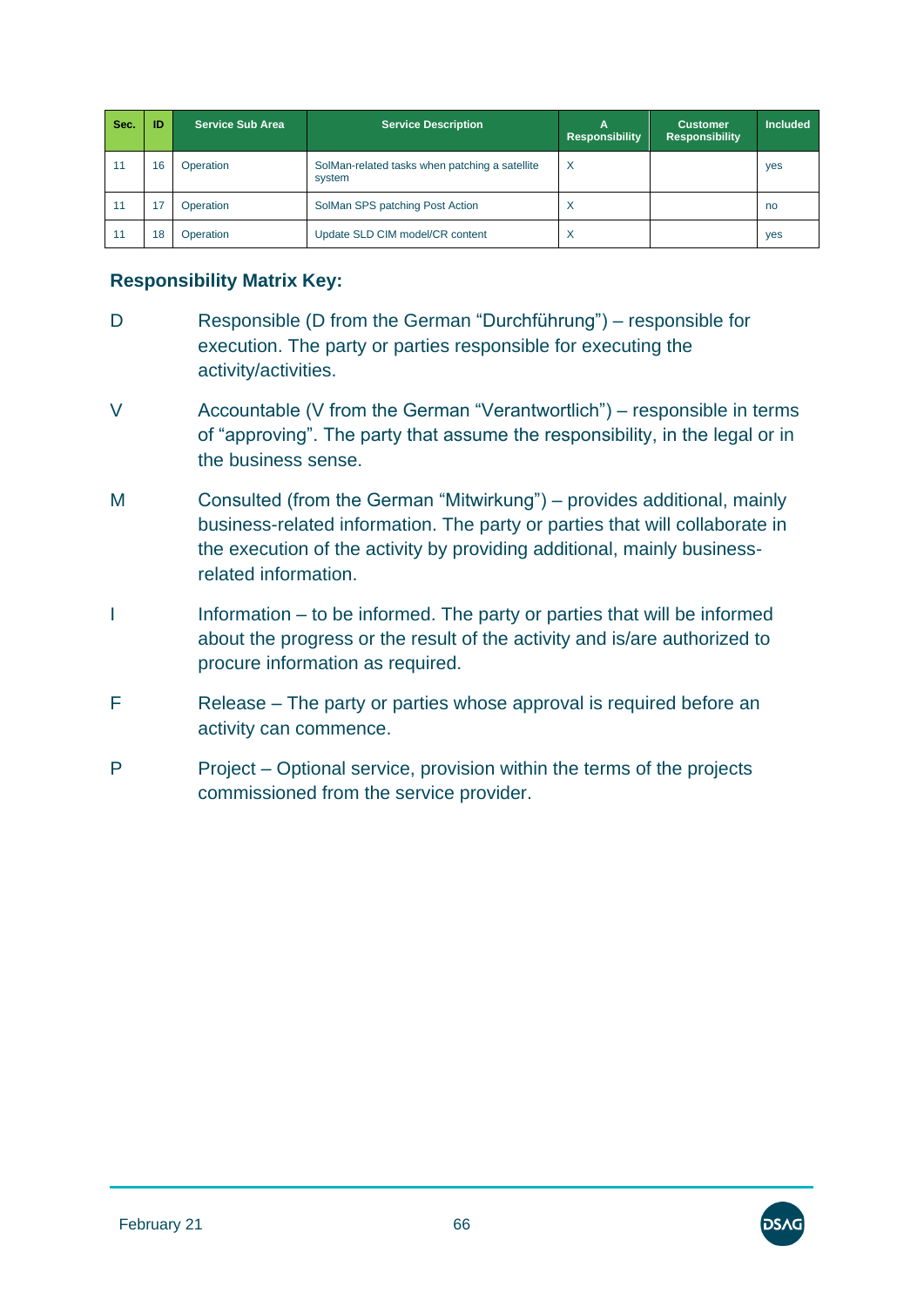| Sec. | ID | Service Sub Area | Service Description | A Responsibility | Customer Responsibility | Included |
|---|---|---|---|---|---|---|
| 11 | 16 | Operation | SolMan-related tasks when patching a satellite system | X | | yes |
| 11 | 17 | Operation | SolMan SPS patching Post Action | X | | no |
| 11 | 18 | Operation | Update SLD CIM model/CR content | X | | yes |

**Responsibility Matrix Key:**

D Responsible (D from the German “Durchführung”) – responsible for execution. The party or parties responsible for executing the activity/activities.

V Accountable (V from the German “Verantwortlich”) – responsible in terms of “approving”. The party that assume the responsibility, in the legal or in the business sense.

M Consulted (from the German “Mitwirkung”) – provides additional, mainly business-related information. The party or parties that will collaborate in the execution of the activity by providing additional, mainly business-related information.

I Information – to be informed. The party or parties that will be informed about the progress or the result of the activity and is/are authorized to procure information as required.

F Release – The party or parties whose approval is required before an activity can commence.

P Project – Optional service, provision within the terms of the projects commissioned from the service provider.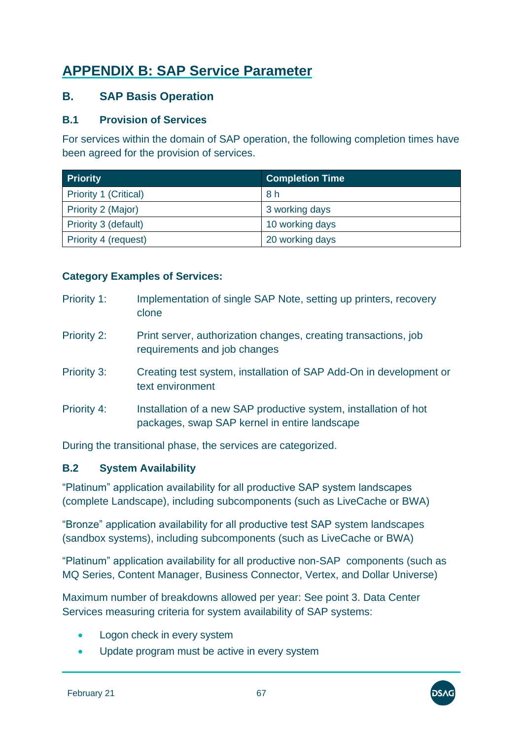# APPENDIX B: SAP Service Parameter

## B. SAP Basis Operation

### B.1 Provision of Services

For services within the domain of SAP operation, the following completion times have been agreed for the provision of services.

| Priority | Completion Time |
|---|---|
| Priority 1 (Critical) | 8 h |
| Priority 2 (Major) | 3 working days |
| Priority 3 (default) | 10 working days |
| Priority 4 (request) | 20 working days |

**Category Examples of Services:**

Priority 1: Implementation of single SAP Note, setting up printers, recovery clone

Priority 2: Print server, authorization changes, creating transactions, job requirements and job changes

Priority 3: Creating test system, installation of SAP Add-On in development or text environment

Priority 4: Installation of a new SAP productive system, installation of hot packages, swap SAP kernel in entire landscape

During the transitional phase, the services are categorized.

### B.2 System Availability

“Platinum” application availability for all productive SAP system landscapes (complete Landscape), including subcomponents (such as LiveCache or BWA)

“Bronze” application availability for all productive test SAP system landscapes (sandbox systems), including subcomponents (such as LiveCache or BWA)

“Platinum” application availability for all productive non-SAP components (such as MQ Series, Content Manager, Business Connector, Vertex, and Dollar Universe)

Maximum number of breakdowns allowed per year: See point 3. Data Center Services measuring criteria for system availability of SAP systems:

- Logon check in every system
- Update program must be active in every system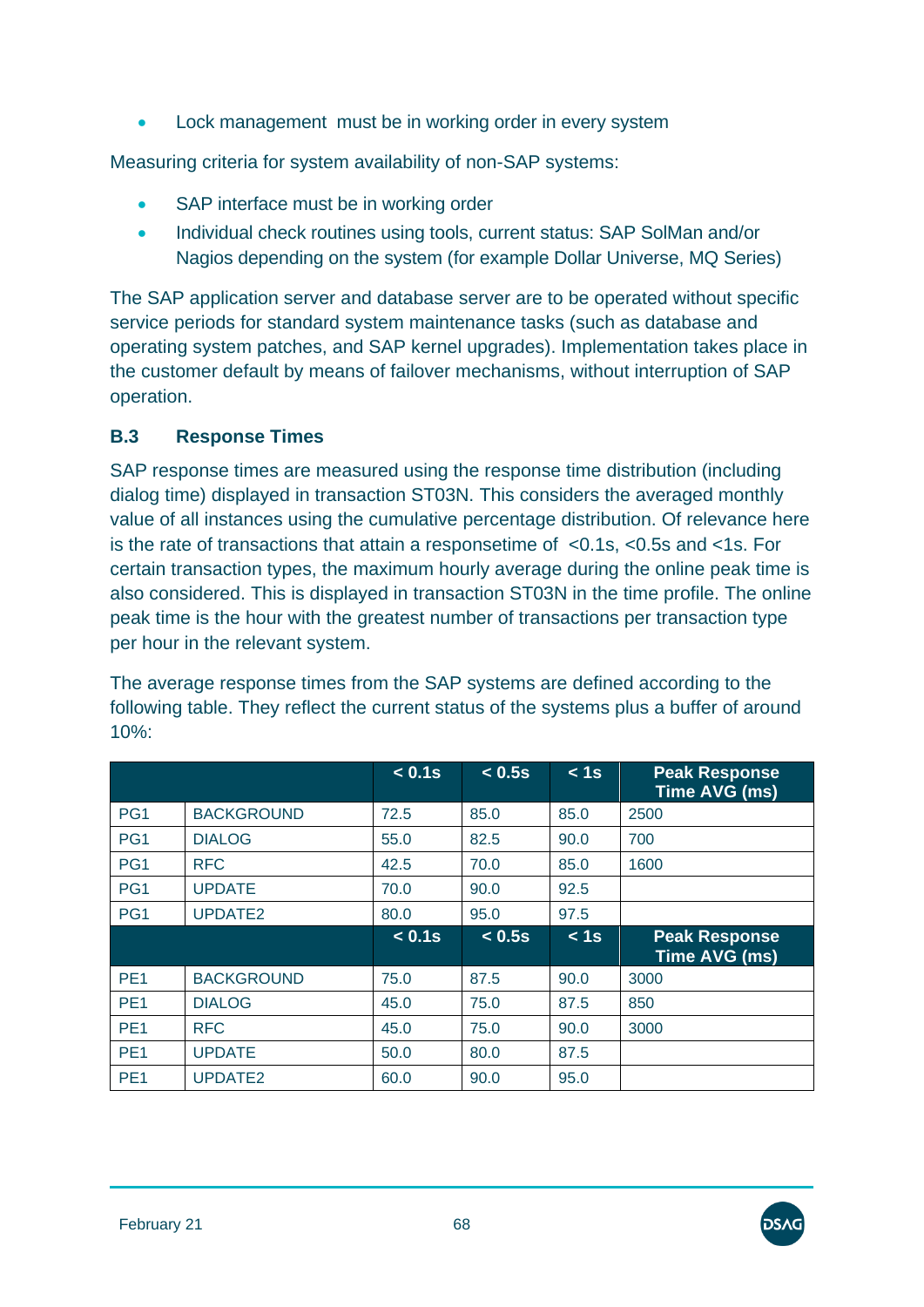- Lock management  must be in working order in every system

Measuring criteria for system availability of non-SAP systems:

- SAP interface must be in working order
- Individual check routines using tools, current status: SAP SolMan and/or Nagios depending on the system (for example Dollar Universe, MQ Series)

The SAP application server and database server are to be operated without specific service periods for standard system maintenance tasks (such as database and operating system patches, and SAP kernel upgrades). Implementation takes place in the customer default by means of failover mechanisms, without interruption of SAP operation.

### B.3 Response Times

SAP response times are measured using the response time distribution (including dialog time) displayed in transaction ST03N. This considers the averaged monthly value of all instances using the cumulative percentage distribution. Of relevance here is the rate of transactions that attain a responsetime of  <0.1s, <0.5s and <1s. For certain transaction types, the maximum hourly average during the online peak time is also considered. This is displayed in transaction ST03N in the time profile. The online peak time is the hour with the greatest number of transactions per transaction type per hour in the relevant system.

The average response times from the SAP systems are defined according to the following table. They reflect the current status of the systems plus a buffer of around 10%:

| | | < 0.1s | < 0.5s | < 1s | Peak Response Time AVG (ms) |
|---|---|---|---|---|---|
| PG1 | BACKGROUND | 72.5 | 85.0 | 85.0 | 2500 |
| PG1 | DIALOG | 55.0 | 82.5 | 90.0 | 700 |
| PG1 | RFC | 42.5 | 70.0 | 85.0 | 1600 |
| PG1 | UPDATE | 70.0 | 90.0 | 92.5 | |
| PG1 | UPDATE2 | 80.0 | 95.0 | 97.5 | |
| | | < 0.1s | < 0.5s | < 1s | Peak Response Time AVG (ms) |
| PE1 | BACKGROUND | 75.0 | 87.5 | 90.0 | 3000 |
| PE1 | DIALOG | 45.0 | 75.0 | 87.5 | 850 |
| PE1 | RFC | 45.0 | 75.0 | 90.0 | 3000 |
| PE1 | UPDATE | 50.0 | 80.0 | 87.5 | |
| PE1 | UPDATE2 | 60.0 | 90.0 | 95.0 | |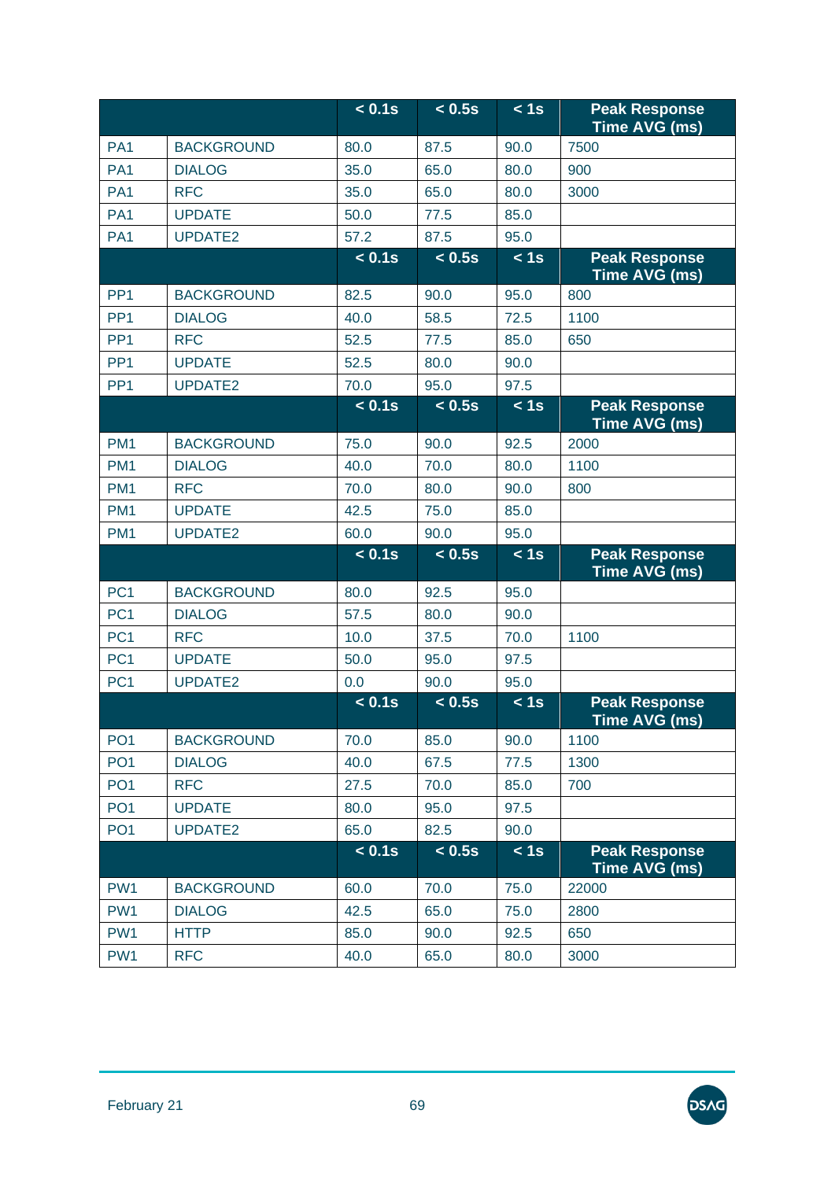| | | < 0.1s | < 0.5s | < 1s | Peak Response Time AVG (ms) |
|---|---|---|---|---|---|
| PA1 | BACKGROUND | 80.0 | 87.5 | 90.0 | 7500 |
| PA1 | DIALOG | 35.0 | 65.0 | 80.0 | 900 |
| PA1 | RFC | 35.0 | 65.0 | 80.0 | 3000 |
| PA1 | UPDATE | 50.0 | 77.5 | 85.0 | |
| PA1 | UPDATE2 | 57.2 | 87.5 | 95.0 | |
| | | < 0.1s | < 0.5s | < 1s | Peak Response Time AVG (ms) |
| PP1 | BACKGROUND | 82.5 | 90.0 | 95.0 | 800 |
| PP1 | DIALOG | 40.0 | 58.5 | 72.5 | 1100 |
| PP1 | RFC | 52.5 | 77.5 | 85.0 | 650 |
| PP1 | UPDATE | 52.5 | 80.0 | 90.0 | |
| PP1 | UPDATE2 | 70.0 | 95.0 | 97.5 | |
| | | < 0.1s | < 0.5s | < 1s | Peak Response Time AVG (ms) |
| PM1 | BACKGROUND | 75.0 | 90.0 | 92.5 | 2000 |
| PM1 | DIALOG | 40.0 | 70.0 | 80.0 | 1100 |
| PM1 | RFC | 70.0 | 80.0 | 90.0 | 800 |
| PM1 | UPDATE | 42.5 | 75.0 | 85.0 | |
| PM1 | UPDATE2 | 60.0 | 90.0 | 95.0 | |
| | | < 0.1s | < 0.5s | < 1s | Peak Response Time AVG (ms) |
| PC1 | BACKGROUND | 80.0 | 92.5 | 95.0 | |
| PC1 | DIALOG | 57.5 | 80.0 | 90.0 | |
| PC1 | RFC | 10.0 | 37.5 | 70.0 | 1100 |
| PC1 | UPDATE | 50.0 | 95.0 | 97.5 | |
| PC1 | UPDATE2 | 0.0 | 90.0 | 95.0 | |
| | | < 0.1s | < 0.5s | < 1s | Peak Response Time AVG (ms) |
| PO1 | BACKGROUND | 70.0 | 85.0 | 90.0 | 1100 |
| PO1 | DIALOG | 40.0 | 67.5 | 77.5 | 1300 |
| PO1 | RFC | 27.5 | 70.0 | 85.0 | 700 |
| PO1 | UPDATE | 80.0 | 95.0 | 97.5 | |
| PO1 | UPDATE2 | 65.0 | 82.5 | 90.0 | |
| | | < 0.1s | < 0.5s | < 1s | Peak Response Time AVG (ms) |
| PW1 | BACKGROUND | 60.0 | 70.0 | 75.0 | 22000 |
| PW1 | DIALOG | 42.5 | 65.0 | 75.0 | 2800 |
| PW1 | HTTP | 85.0 | 90.0 | 92.5 | 650 |
| PW1 | RFC | 40.0 | 65.0 | 80.0 | 3000 |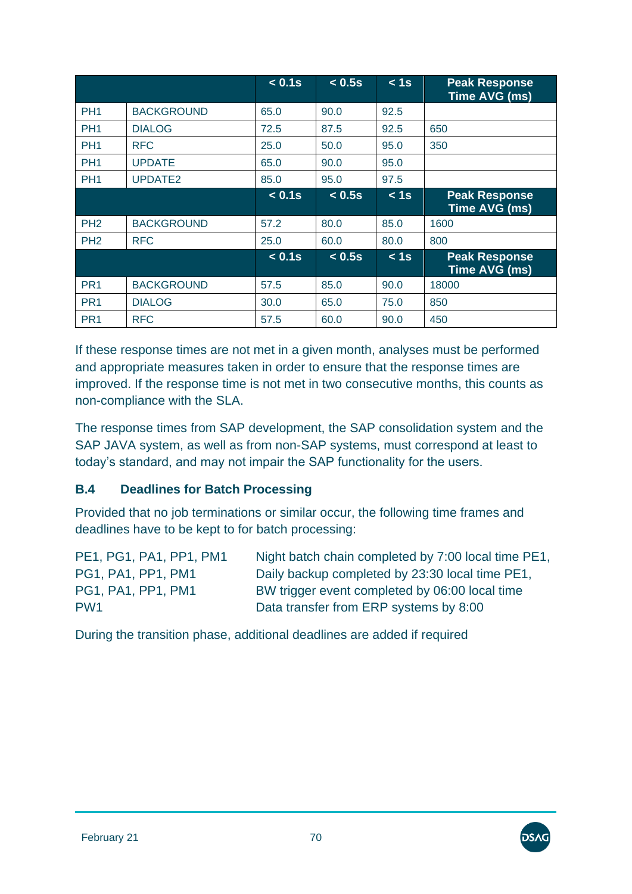| | | < 0.1s | < 0.5s | < 1s | Peak Response Time AVG (ms) |
|---|---|---|---|---|---|
| PH1 | BACKGROUND | 65.0 | 90.0 | 92.5 | |
| PH1 | DIALOG | 72.5 | 87.5 | 92.5 | 650 |
| PH1 | RFC | 25.0 | 50.0 | 95.0 | 350 |
| PH1 | UPDATE | 65.0 | 90.0 | 95.0 | |
| PH1 | UPDATE2 | 85.0 | 95.0 | 97.5 | |
| | | **< 0.1s** | **< 0.5s** | **< 1s** | **Peak Response Time AVG (ms)** |
| PH2 | BACKGROUND | 57.2 | 80.0 | 85.0 | 1600 |
| PH2 | RFC | 25.0 | 60.0 | 80.0 | 800 |
| | | **< 0.1s** | **< 0.5s** | **< 1s** | **Peak Response Time AVG (ms)** |
| PR1 | BACKGROUND | 57.5 | 85.0 | 90.0 | 18000 |
| PR1 | DIALOG | 30.0 | 65.0 | 75.0 | 850 |
| PR1 | RFC | 57.5 | 60.0 | 90.0 | 450 |

If these response times are not met in a given month, analyses must be performed and appropriate measures taken in order to ensure that the response times are improved. If the response time is not met in two consecutive months, this counts as non-compliance with the SLA.

The response times from SAP development, the SAP consolidation system and the SAP JAVA system, as well as from non-SAP systems, must correspond at least to today's standard, and may not impair the SAP functionality for the users.

### B.4 Deadlines for Batch Processing

Provided that no job terminations or similar occur, the following time frames and deadlines have to be kept to for batch processing:

| | |
|---|---|
| PE1, PG1, PA1, PP1, PM1 | Night batch chain completed by 7:00 local time PE1, |
| PG1, PA1, PP1, PM1 | Daily backup completed by 23:30 local time PE1, |
| PG1, PA1, PP1, PM1 | BW trigger event completed by 06:00 local time |
| PW1 | Data transfer from ERP systems by 8:00 |

During the transition phase, additional deadlines are added if required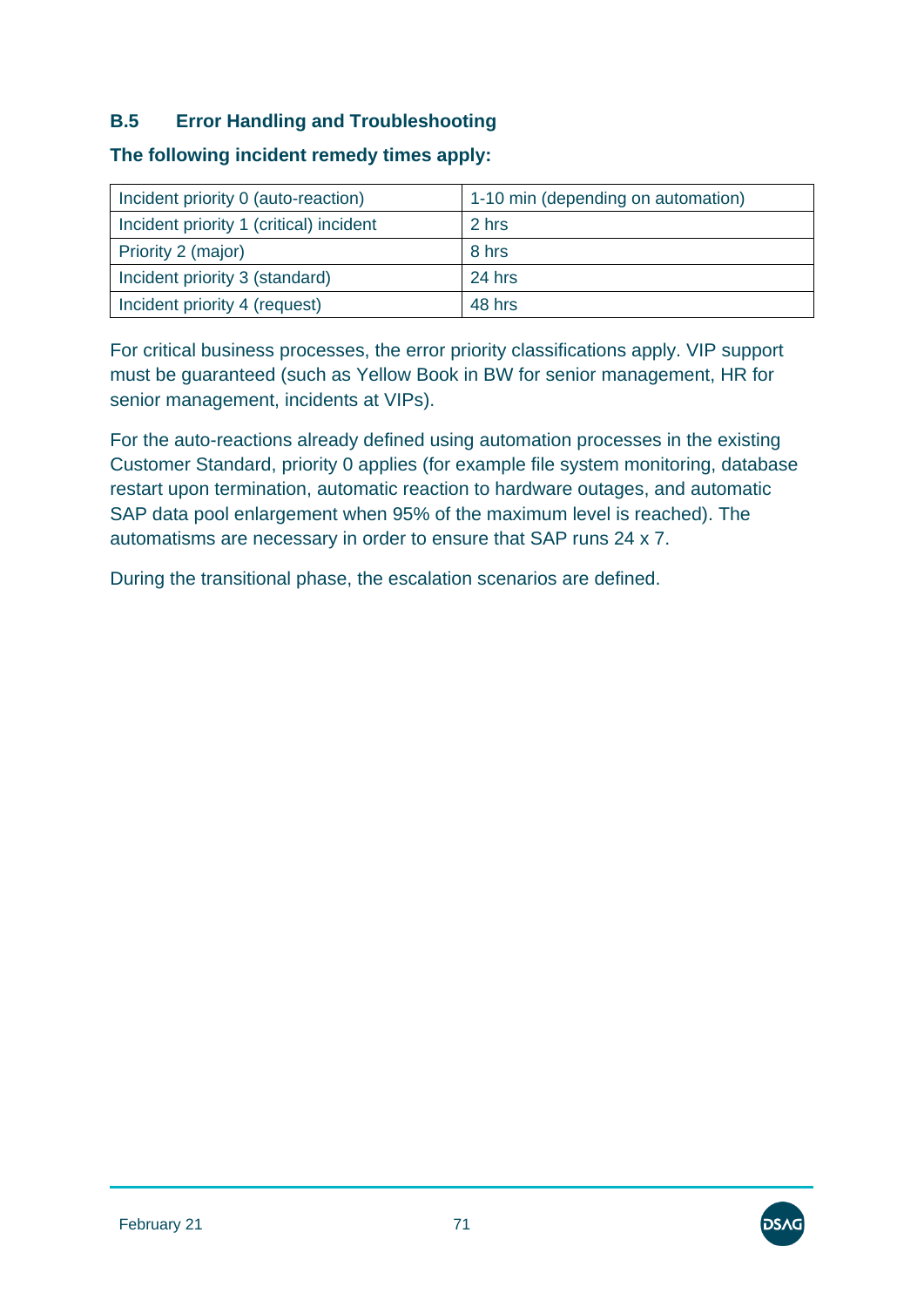### B.5 Error Handling and Troubleshooting

**The following incident remedy times apply:**

| | |
|---|---|
| Incident priority 0 (auto-reaction) | 1-10 min (depending on automation) |
| Incident priority 1 (critical) incident | 2 hrs |
| Priority 2 (major) | 8 hrs |
| Incident priority 3 (standard) | 24 hrs |
| Incident priority 4 (request) | 48 hrs |

For critical business processes, the error priority classifications apply. VIP support must be guaranteed (such as Yellow Book in BW for senior management, HR for senior management, incidents at VIPs).

For the auto-reactions already defined using automation processes in the existing Customer Standard, priority 0 applies (for example file system monitoring, database restart upon termination, automatic reaction to hardware outages, and automatic SAP data pool enlargement when 95% of the maximum level is reached). The automatisms are necessary in order to ensure that SAP runs 24 x 7.

During the transitional phase, the escalation scenarios are defined.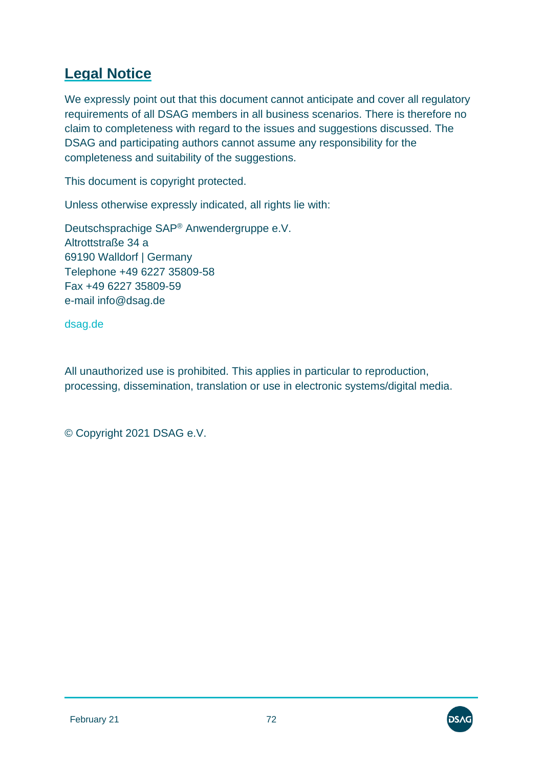## Legal Notice

We expressly point out that this document cannot anticipate and cover all regulatory requirements of all DSAG members in all business scenarios. There is therefore no claim to completeness with regard to the issues and suggestions discussed. The DSAG and participating authors cannot assume any responsibility for the completeness and suitability of the suggestions.

This document is copyright protected.

Unless otherwise expressly indicated, all rights lie with:

Deutschsprachige SAP® Anwendergruppe e.V.
Altrottstraße 34 a
69190 Walldorf | Germany
Telephone +49 6227 35809-58
Fax +49 6227 35809-59
e-mail info@dsag.de

dsag.de

All unauthorized use is prohibited. This applies in particular to reproduction, processing, dissemination, translation or use in electronic systems/digital media.

© Copyright 2021 DSAG e.V.